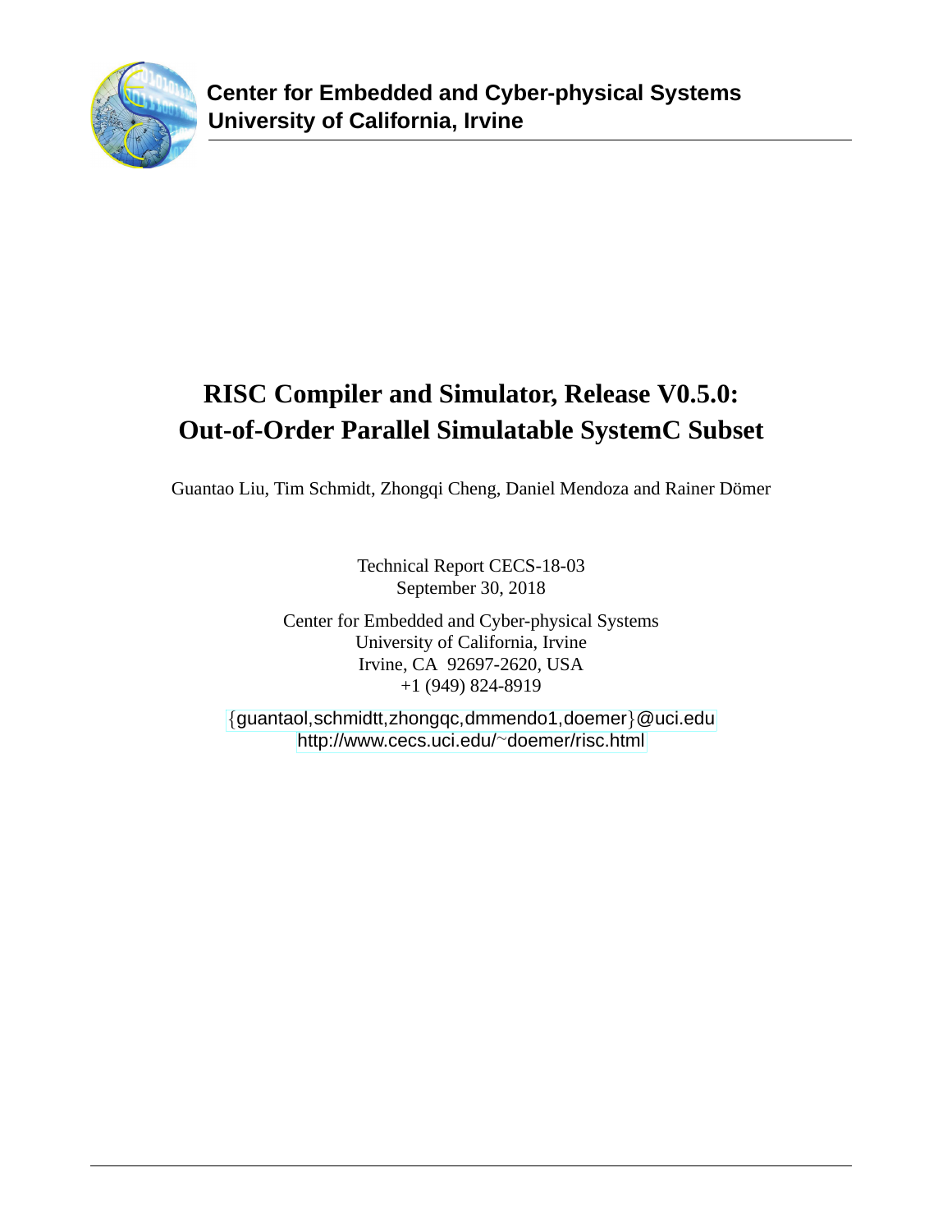**Center for Embedded and Cyber-physical Systems**
**University of California, Irvine**

# RISC Compiler and Simulator, Release V0.5.0: Out-of-Order Parallel Simulatable SystemC Subset

Guantao Liu, Tim Schmidt, Zhongqi Cheng, Daniel Mendoza and Rainer Dömer

Technical Report CECS-18-03
September 30, 2018

Center for Embedded and Cyber-physical Systems
University of California, Irvine
Irvine, CA 92697-2620, USA
+1 (949) 824-8919

{guantaol,schmidtt,zhongqc,dmmendo1,doemer}@uci.edu
http://www.cecs.uci.edu/~doemer/risc.html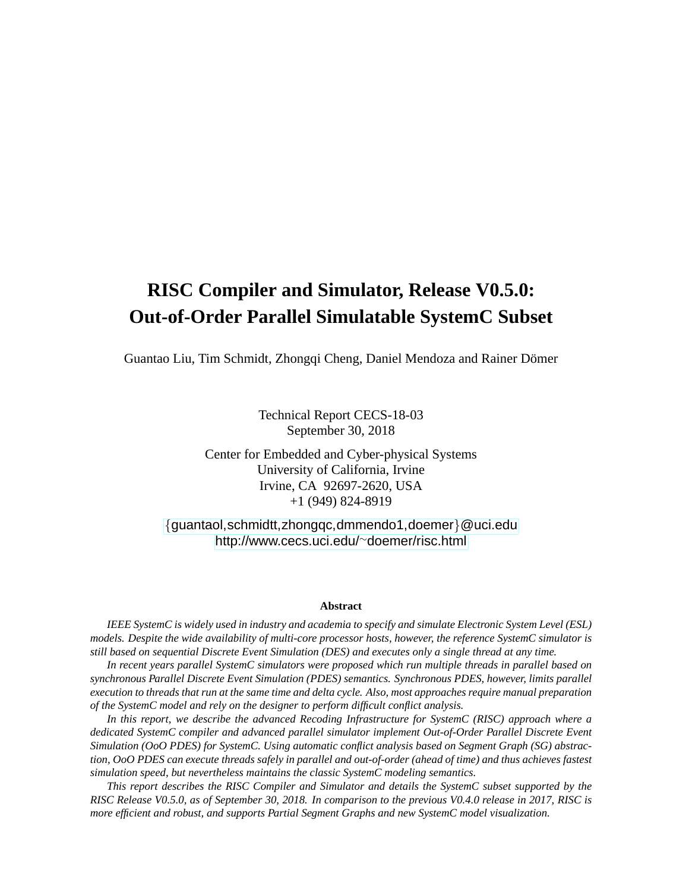# RISC Compiler and Simulator, Release V0.5.0: Out-of-Order Parallel Simulatable SystemC Subset

Guantao Liu, Tim Schmidt, Zhongqi Cheng, Daniel Mendoza and Rainer Dömer

Technical Report CECS-18-03
September 30, 2018

Center for Embedded and Cyber-physical Systems
University of California, Irvine
Irvine, CA 92697-2620, USA
+1 (949) 824-8919

{guantaol,schmidtt,zhongqc,dmmendo1,doemer}@uci.edu
http://www.cecs.uci.edu/~doemer/risc.html

### Abstract

*IEEE SystemC is widely used in industry and academia to specify and simulate Electronic System Level (ESL) models. Despite the wide availability of multi-core processor hosts, however, the reference SystemC simulator is still based on sequential Discrete Event Simulation (DES) and executes only a single thread at any time.*

*In recent years parallel SystemC simulators were proposed which run multiple threads in parallel based on synchronous Parallel Discrete Event Simulation (PDES) semantics. Synchronous PDES, however, limits parallel execution to threads that run at the same time and delta cycle. Also, most approaches require manual preparation of the SystemC model and rely on the designer to perform difficult conflict analysis.*

*In this report, we describe the advanced Recoding Infrastructure for SystemC (RISC) approach where a dedicated SystemC compiler and advanced parallel simulator implement Out-of-Order Parallel Discrete Event Simulation (OoO PDES) for SystemC. Using automatic conflict analysis based on Segment Graph (SG) abstraction, OoO PDES can execute threads safely in parallel and out-of-order (ahead of time) and thus achieves fastest simulation speed, but nevertheless maintains the classic SystemC modeling semantics.*

*This report describes the RISC Compiler and Simulator and details the SystemC subset supported by the RISC Release V0.5.0, as of September 30, 2018. In comparison to the previous V0.4.0 release in 2017, RISC is more efficient and robust, and supports Partial Segment Graphs and new SystemC model visualization.*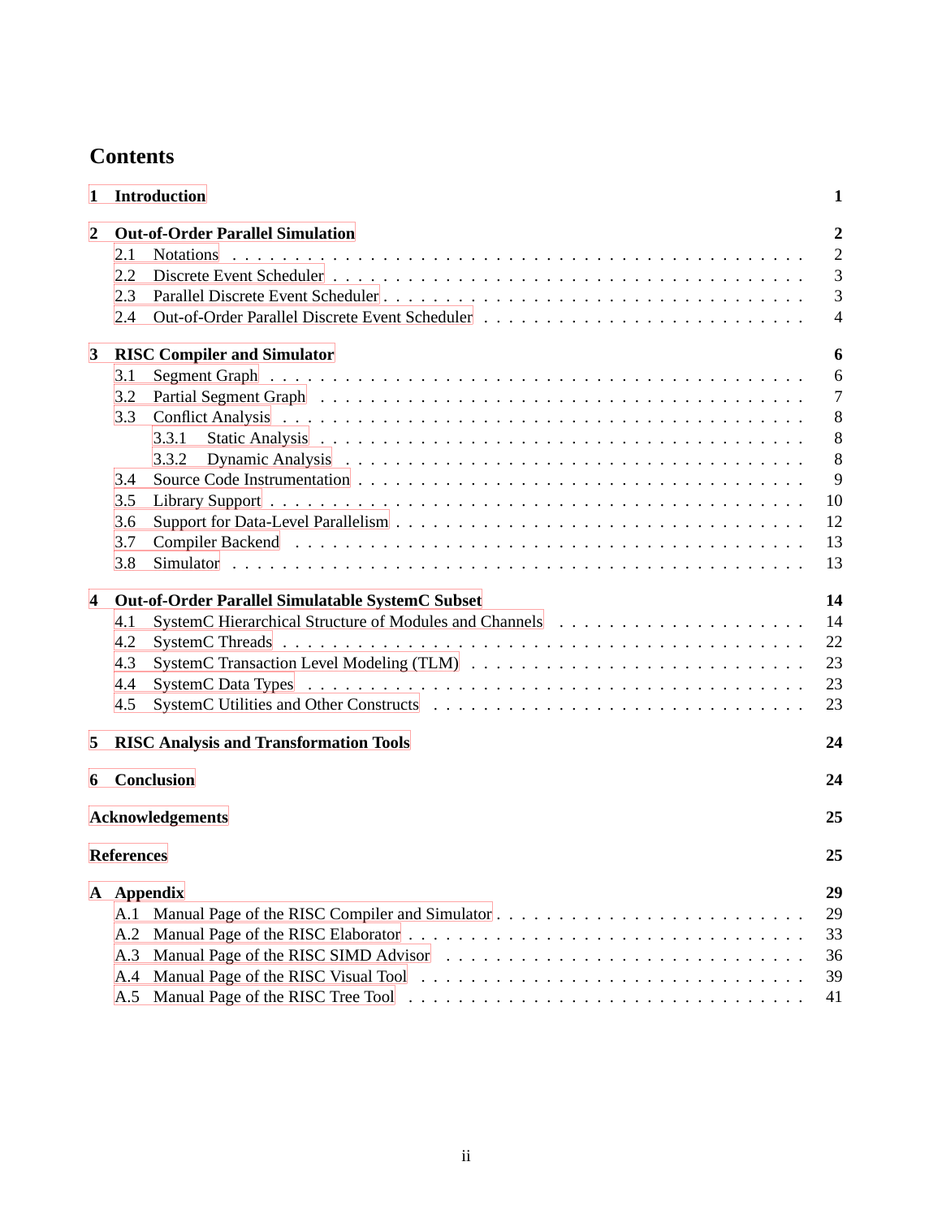# Contents

- **1 Introduction** — **1**
- **2 Out-of-Order Parallel Simulation** — **2**
  - 2.1 Notations — 2
  - 2.2 Discrete Event Scheduler — 3
  - 2.3 Parallel Discrete Event Scheduler — 3
  - 2.4 Out-of-Order Parallel Discrete Event Scheduler — 4
- **3 RISC Compiler and Simulator** — **6**
  - 3.1 Segment Graph — 6
  - 3.2 Partial Segment Graph — 7
  - 3.3 Conflict Analysis — 8
    - 3.3.1 Static Analysis — 8
    - 3.3.2 Dynamic Analysis — 8
  - 3.4 Source Code Instrumentation — 9
  - 3.5 Library Support — 10
  - 3.6 Support for Data-Level Parallelism — 12
  - 3.7 Compiler Backend — 13
  - 3.8 Simulator — 13
- **4 Out-of-Order Parallel Simulatable SystemC Subset** — **14**
  - 4.1 SystemC Hierarchical Structure of Modules and Channels — 14
  - 4.2 SystemC Threads — 22
  - 4.3 SystemC Transaction Level Modeling (TLM) — 23
  - 4.4 SystemC Data Types — 23
  - 4.5 SystemC Utilities and Other Constructs — 23
- **5 RISC Analysis and Transformation Tools** — **24**
- **6 Conclusion** — **24**
- **Acknowledgements** — **25**
- **References** — **25**
- **A Appendix** — **29**
  - A.1 Manual Page of the RISC Compiler and Simulator — 29
  - A.2 Manual Page of the RISC Elaborator — 33
  - A.3 Manual Page of the RISC SIMD Advisor — 36
  - A.4 Manual Page of the RISC Visual Tool — 39
  - A.5 Manual Page of the RISC Tree Tool — 41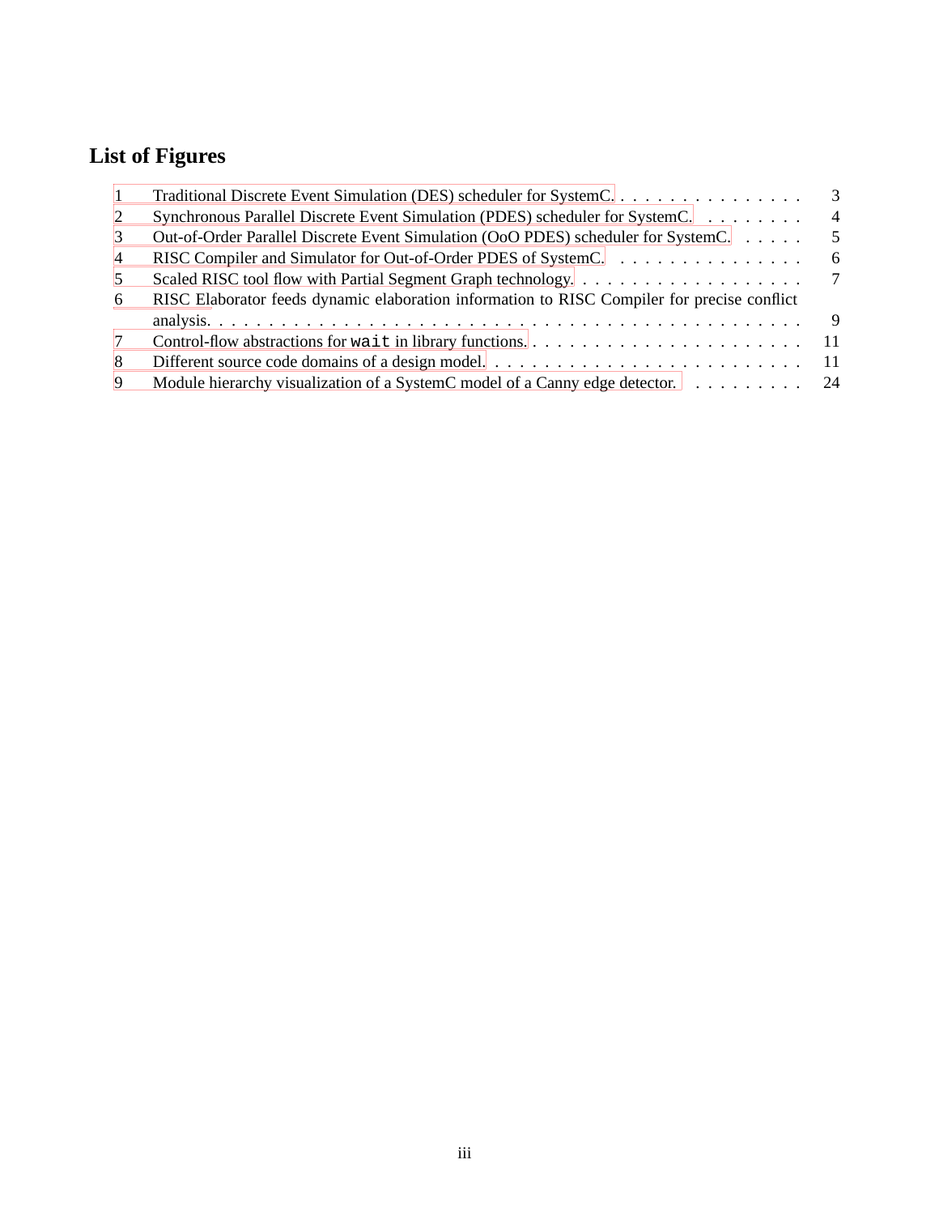## List of Figures

1 Traditional Discrete Event Simulation (DES) scheduler for SystemC. . . . . . . . . . . . . . . . 3
2 Synchronous Parallel Discrete Event Simulation (PDES) scheduler for SystemC. . . . . . . . . 4
3 Out-of-Order Parallel Discrete Event Simulation (OoO PDES) scheduler for SystemC. . . . . . 5
4 RISC Compiler and Simulator for Out-of-Order PDES of SystemC. . . . . . . . . . . . . . . . 6
5 Scaled RISC tool flow with Partial Segment Graph technology. . . . . . . . . . . . . . . . . . . . 7
6 RISC Elaborator feeds dynamic elaboration information to RISC Compiler for precise conflict analysis. . . . . . . . . . . . . . . . . . . . . . . . . . . . . . . . . . . . . . . . . . . . 9
7 Control-flow abstractions for `wait` in library functions. . . . . . . . . . . . . . . . . . . . . . 11
8 Different source code domains of a design model. . . . . . . . . . . . . . . . . . . . . . . . . 11
9 Module hierarchy visualization of a SystemC model of a Canny edge detector. . . . . . . . . . 24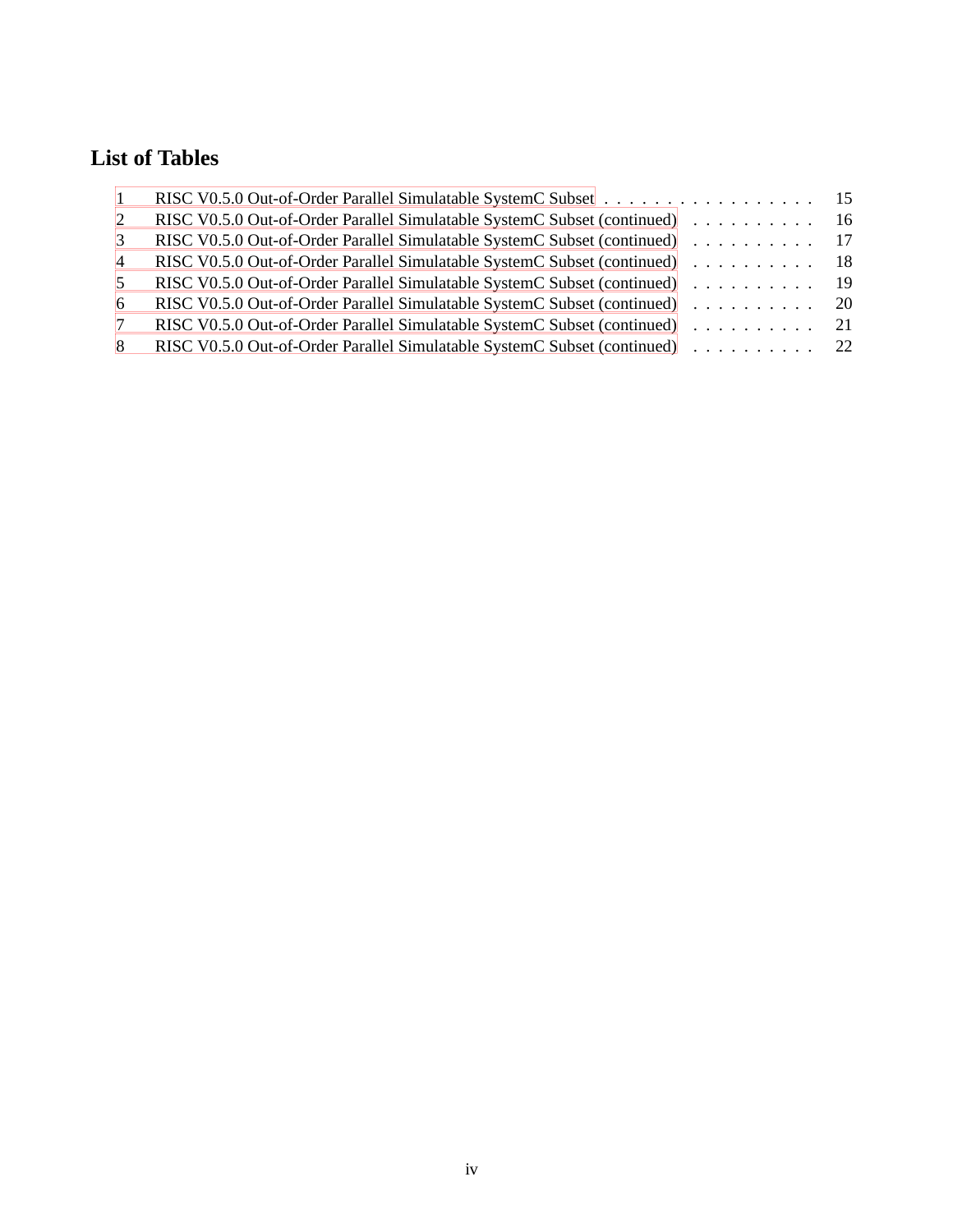# List of Tables

1 RISC V0.5.0 Out-of-Order Parallel Simulatable SystemC Subset . . . . . . . . . . . . . . . . . 15
2 RISC V0.5.0 Out-of-Order Parallel Simulatable SystemC Subset (continued) . . . . . . . . . . 16
3 RISC V0.5.0 Out-of-Order Parallel Simulatable SystemC Subset (continued) . . . . . . . . . . 17
4 RISC V0.5.0 Out-of-Order Parallel Simulatable SystemC Subset (continued) . . . . . . . . . . 18
5 RISC V0.5.0 Out-of-Order Parallel Simulatable SystemC Subset (continued) . . . . . . . . . . 19
6 RISC V0.5.0 Out-of-Order Parallel Simulatable SystemC Subset (continued) . . . . . . . . . . 20
7 RISC V0.5.0 Out-of-Order Parallel Simulatable SystemC Subset (continued) . . . . . . . . . . 21
8 RISC V0.5.0 Out-of-Order Parallel Simulatable SystemC Subset (continued) . . . . . . . . . . 22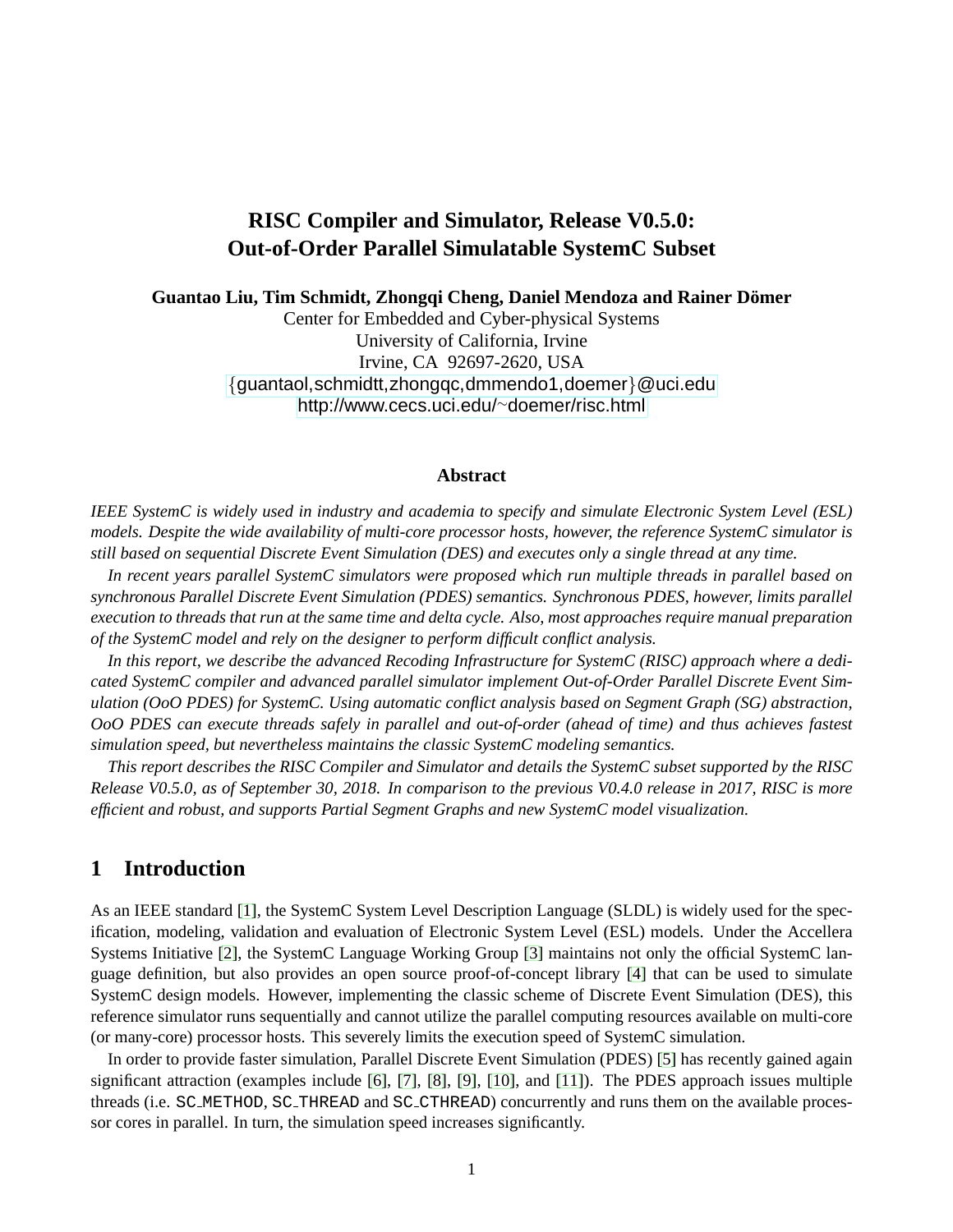# RISC Compiler and Simulator, Release V0.5.0: Out-of-Order Parallel Simulatable SystemC Subset

**Guantao Liu, Tim Schmidt, Zhongqi Cheng, Daniel Mendoza and Rainer Dömer**

Center for Embedded and Cyber-physical Systems
University of California, Irvine
Irvine, CA 92697-2620, USA
{guantaol,schmidtt,zhongqc,dmmendo1,doemer}@uci.edu
http://www.cecs.uci.edu/~doemer/risc.html

### Abstract

*IEEE SystemC is widely used in industry and academia to specify and simulate Electronic System Level (ESL) models. Despite the wide availability of multi-core processor hosts, however, the reference SystemC simulator is still based on sequential Discrete Event Simulation (DES) and executes only a single thread at any time.*

*In recent years parallel SystemC simulators were proposed which run multiple threads in parallel based on synchronous Parallel Discrete Event Simulation (PDES) semantics. Synchronous PDES, however, limits parallel execution to threads that run at the same time and delta cycle. Also, most approaches require manual preparation of the SystemC model and rely on the designer to perform difficult conflict analysis.*

*In this report, we describe the advanced Recoding Infrastructure for SystemC (RISC) approach where a dedicated SystemC compiler and advanced parallel simulator implement Out-of-Order Parallel Discrete Event Simulation (OoO PDES) for SystemC. Using automatic conflict analysis based on Segment Graph (SG) abstraction, OoO PDES can execute threads safely in parallel and out-of-order (ahead of time) and thus achieves fastest simulation speed, but nevertheless maintains the classic SystemC modeling semantics.*

*This report describes the RISC Compiler and Simulator and details the SystemC subset supported by the RISC Release V0.5.0, as of September 30, 2018. In comparison to the previous V0.4.0 release in 2017, RISC is more efficient and robust, and supports Partial Segment Graphs and new SystemC model visualization.*

## 1 Introduction

As an IEEE standard [1], the SystemC System Level Description Language (SLDL) is widely used for the specification, modeling, validation and evaluation of Electronic System Level (ESL) models. Under the Accellera Systems Initiative [2], the SystemC Language Working Group [3] maintains not only the official SystemC language definition, but also provides an open source proof-of-concept library [4] that can be used to simulate SystemC design models. However, implementing the classic scheme of Discrete Event Simulation (DES), this reference simulator runs sequentially and cannot utilize the parallel computing resources available on multi-core (or many-core) processor hosts. This severely limits the execution speed of SystemC simulation.

In order to provide faster simulation, Parallel Discrete Event Simulation (PDES) [5] has recently gained again significant attraction (examples include [6], [7], [8], [9], [10], and [11]). The PDES approach issues multiple threads (i.e. `SC_METHOD`, `SC_THREAD` and `SC_CTHREAD`) concurrently and runs them on the available processor cores in parallel. In turn, the simulation speed increases significantly.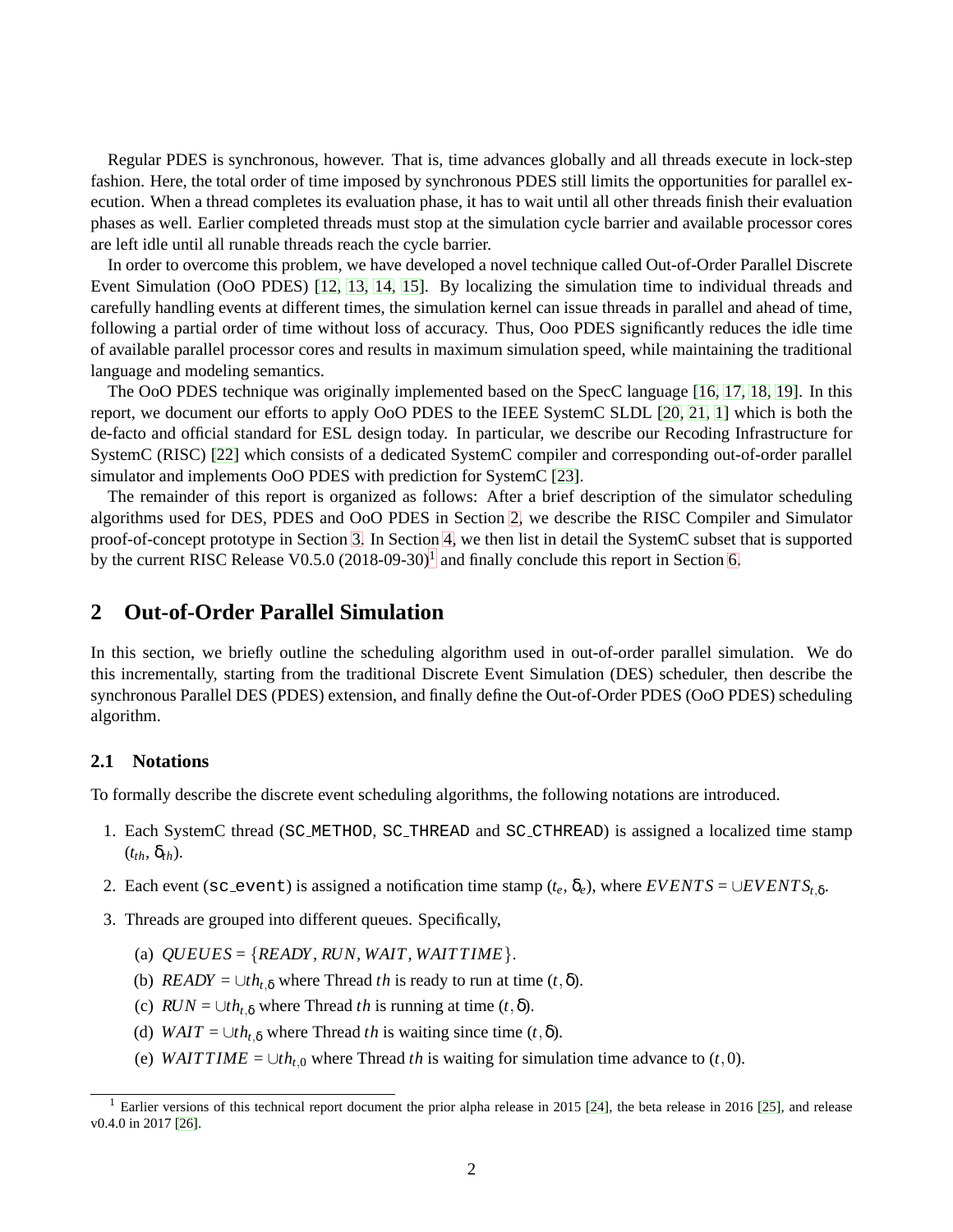Regular PDES is synchronous, however. That is, time advances globally and all threads execute in lock-step fashion. Here, the total order of time imposed by synchronous PDES still limits the opportunities for parallel execution. When a thread completes its evaluation phase, it has to wait until all other threads finish their evaluation phases as well. Earlier completed threads must stop at the simulation cycle barrier and available processor cores are left idle until all runable threads reach the cycle barrier.

In order to overcome this problem, we have developed a novel technique called Out-of-Order Parallel Discrete Event Simulation (OoO PDES) [12, 13, 14, 15]. By localizing the simulation time to individual threads and carefully handling events at different times, the simulation kernel can issue threads in parallel and ahead of time, following a partial order of time without loss of accuracy. Thus, Ooo PDES significantly reduces the idle time of available parallel processor cores and results in maximum simulation speed, while maintaining the traditional language and modeling semantics.

The OoO PDES technique was originally implemented based on the SpecC language [16, 17, 18, 19]. In this report, we document our efforts to apply OoO PDES to the IEEE SystemC SLDL [20, 21, 1] which is both the de-facto and official standard for ESL design today. In particular, we describe our Recoding Infrastructure for SystemC (RISC) [22] which consists of a dedicated SystemC compiler and corresponding out-of-order parallel simulator and implements OoO PDES with prediction for SystemC [23].

The remainder of this report is organized as follows: After a brief description of the simulator scheduling algorithms used for DES, PDES and OoO PDES in Section 2, we describe the RISC Compiler and Simulator proof-of-concept prototype in Section 3. In Section 4, we then list in detail the SystemC subset that is supported by the current RISC Release V0.5.0 (2018-09-30)[1] and finally conclude this report in Section 6.

## 2 Out-of-Order Parallel Simulation

In this section, we briefly outline the scheduling algorithm used in out-of-order parallel simulation. We do this incrementally, starting from the traditional Discrete Event Simulation (DES) scheduler, then describe the synchronous Parallel DES (PDES) extension, and finally define the Out-of-Order PDES (OoO PDES) scheduling algorithm.

### 2.1 Notations

To formally describe the discrete event scheduling algorithms, the following notations are introduced.

1. Each SystemC thread (`SC_METHOD`, `SC_THREAD` and `SC_CTHREAD`) is assigned a localized time stamp ($t_{th}$, $\delta_{th}$).
2. Each event (`sc_event`) is assigned a notification time stamp ($t_e$, $\delta_e$), where $EVENTS = \cup EVENTS_{t,\delta}$.
3. Threads are grouped into different queues. Specifically,
   (a) $QUEUES = \{READY, RUN, WAIT, WAITTIME\}$.
   (b) $READY = \cup th_{t,\delta}$ where Thread $th$ is ready to run at time $(t, \delta)$.
   (c) $RUN = \cup th_{t,\delta}$ where Thread $th$ is running at time $(t, \delta)$.
   (d) $WAIT = \cup th_{t,\delta}$ where Thread $th$ is waiting since time $(t, \delta)$.
   (e) $WAITTIME = \cup th_{t,0}$ where Thread $th$ is waiting for simulation time advance to $(t, 0)$.

[1] Earlier versions of this technical report document the prior alpha release in 2015 [24], the beta release in 2016 [25], and release v0.4.0 in 2017 [26].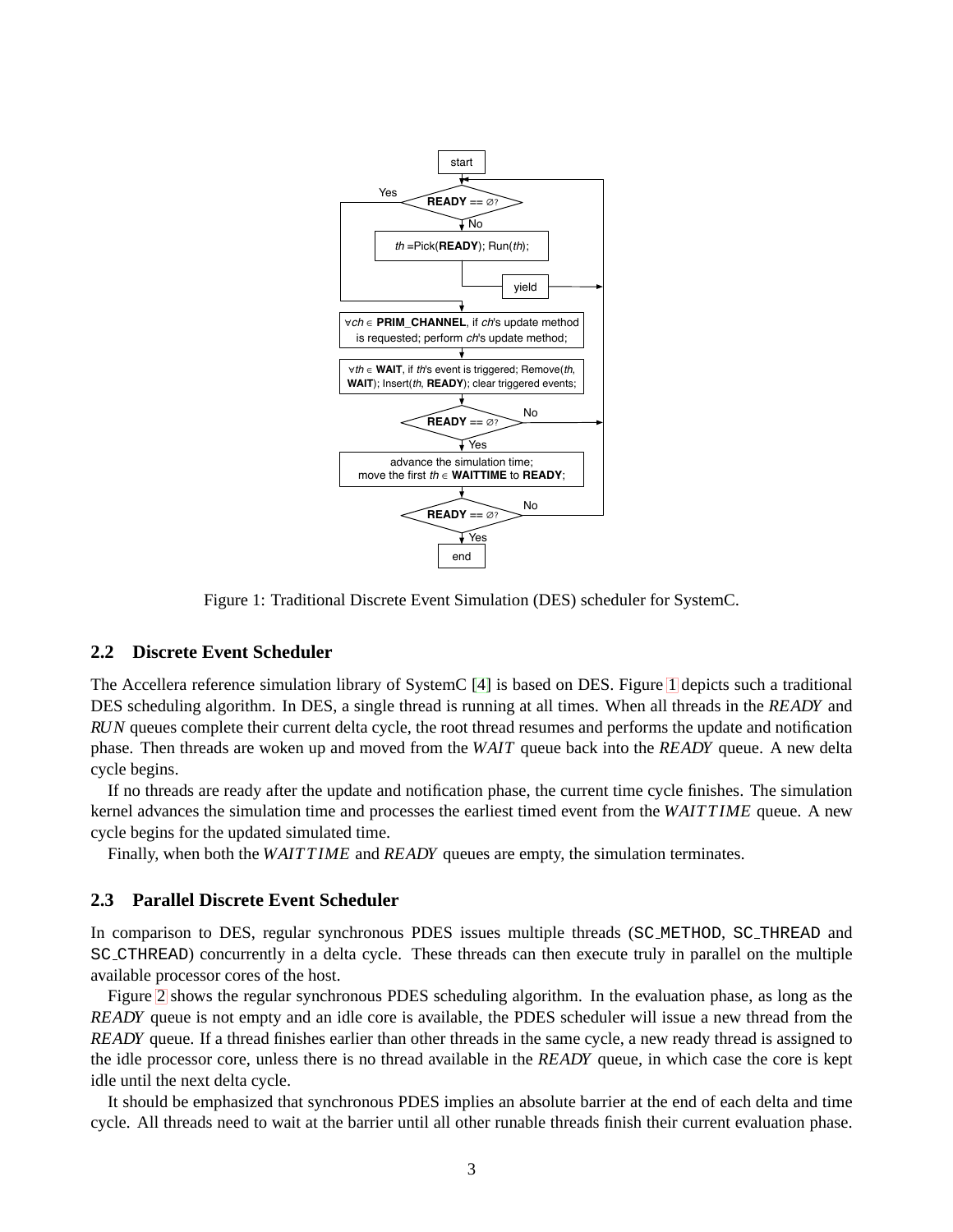Figure 1: Traditional Discrete Event Simulation (DES) scheduler for SystemC.

### 2.2 Discrete Event Scheduler

The Accellera reference simulation library of SystemC [4] is based on DES. Figure 1 depicts such a traditional DES scheduling algorithm. In DES, a single thread is running at all times. When all threads in the *READY* and *RUN* queues complete their current delta cycle, the root thread resumes and performs the update and notification phase. Then threads are woken up and moved from the *WAIT* queue back into the *READY* queue. A new delta cycle begins.

If no threads are ready after the update and notification phase, the current time cycle finishes. The simulation kernel advances the simulation time and processes the earliest timed event from the *WAITTIME* queue. A new cycle begins for the updated simulated time.

Finally, when both the *WAITTIME* and *READY* queues are empty, the simulation terminates.

### 2.3 Parallel Discrete Event Scheduler

In comparison to DES, regular synchronous PDES issues multiple threads (`SC_METHOD`, `SC_THREAD` and `SC_CTHREAD`) concurrently in a delta cycle. These threads can then execute truly in parallel on the multiple available processor cores of the host.

Figure 2 shows the regular synchronous PDES scheduling algorithm. In the evaluation phase, as long as the *READY* queue is not empty and an idle core is available, the PDES scheduler will issue a new thread from the *READY* queue. If a thread finishes earlier than other threads in the same cycle, a new ready thread is assigned to the idle processor core, unless there is no thread available in the *READY* queue, in which case the core is kept idle until the next delta cycle.

It should be emphasized that synchronous PDES implies an absolute barrier at the end of each delta and time cycle. All threads need to wait at the barrier until all other runable threads finish their current evaluation phase.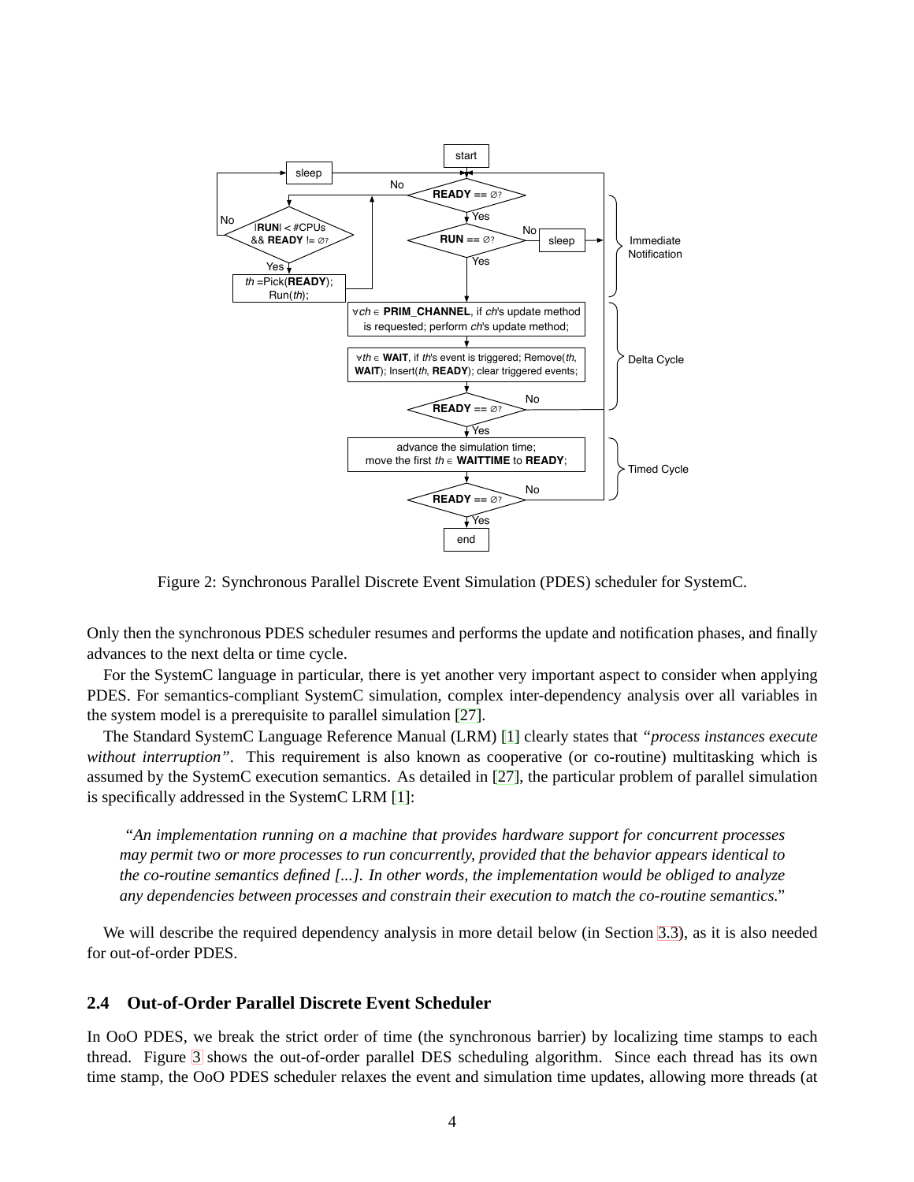Figure 2: Synchronous Parallel Discrete Event Simulation (PDES) scheduler for SystemC.

Only then the synchronous PDES scheduler resumes and performs the update and notification phases, and finally advances to the next delta or time cycle.

For the SystemC language in particular, there is yet another very important aspect to consider when applying PDES. For semantics-compliant SystemC simulation, complex inter-dependency analysis over all variables in the system model is a prerequisite to parallel simulation [27].

The Standard SystemC Language Reference Manual (LRM) [1] clearly states that *"process instances execute without interruption"*. This requirement is also known as cooperative (or co-routine) multitasking which is assumed by the SystemC execution semantics. As detailed in [27], the particular problem of parallel simulation is specifically addressed in the SystemC LRM [1]:

> "*An implementation running on a machine that provides hardware support for concurrent processes may permit two or more processes to run concurrently, provided that the behavior appears identical to the co-routine semantics defined [...]. In other words, the implementation would be obliged to analyze any dependencies between processes and constrain their execution to match the co-routine semantics.*"

We will describe the required dependency analysis in more detail below (in Section 3.3), as it is also needed for out-of-order PDES.

## 2.4 Out-of-Order Parallel Discrete Event Scheduler

In OoO PDES, we break the strict order of time (the synchronous barrier) by localizing time stamps to each thread. Figure 3 shows the out-of-order parallel DES scheduling algorithm. Since each thread has its own time stamp, the OoO PDES scheduler relaxes the event and simulation time updates, allowing more threads (at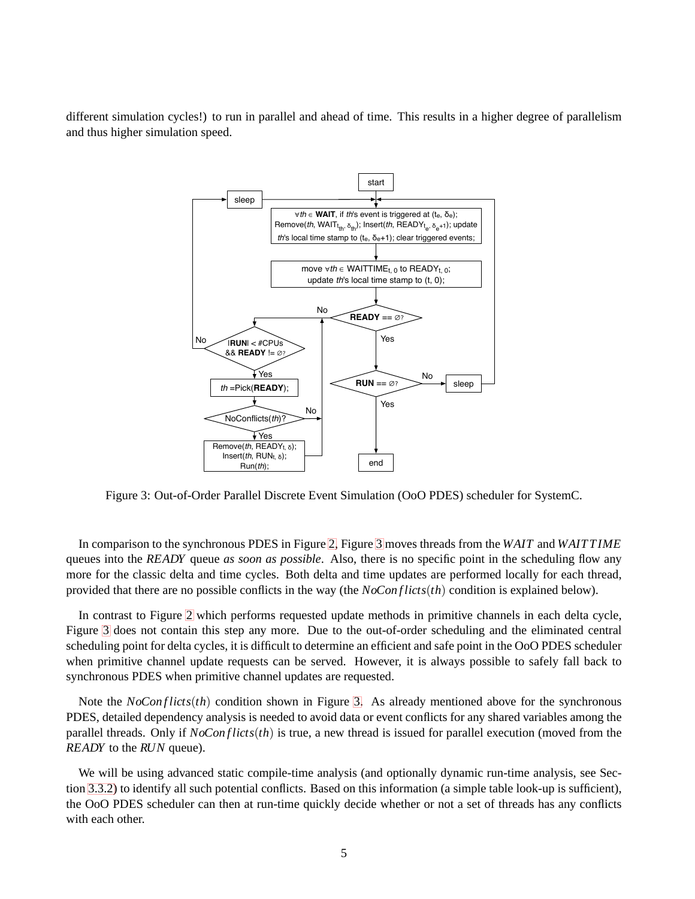different simulation cycles!) to run in parallel and ahead of time. This results in a higher degree of parallelism and thus higher simulation speed.

Figure 3: Out-of-Order Parallel Discrete Event Simulation (OoO PDES) scheduler for SystemC.

In comparison to the synchronous PDES in Figure 2, Figure 3 moves threads from the *WAIT* and *WAITTIME* queues into the *READY* queue *as soon as possible*. Also, there is no specific point in the scheduling flow any more for the classic delta and time cycles. Both delta and time updates are performed locally for each thread, provided that there are no possible conflicts in the way (the $NoConflicts(th)$ condition is explained below).

In contrast to Figure 2 which performs requested update methods in primitive channels in each delta cycle, Figure 3 does not contain this step any more. Due to the out-of-order scheduling and the eliminated central scheduling point for delta cycles, it is difficult to determine an efficient and safe point in the OoO PDES scheduler when primitive channel update requests can be served. However, it is always possible to safely fall back to synchronous PDES when primitive channel updates are requested.

Note the $NoConflicts(th)$ condition shown in Figure 3. As already mentioned above for the synchronous PDES, detailed dependency analysis is needed to avoid data or event conflicts for any shared variables among the parallel threads. Only if $NoConflicts(th)$ is true, a new thread is issued for parallel execution (moved from the *READY* to the *RUN* queue).

We will be using advanced static compile-time analysis (and optionally dynamic run-time analysis, see Section 3.3.2) to identify all such potential conflicts. Based on this information (a simple table look-up is sufficient), the OoO PDES scheduler can then at run-time quickly decide whether or not a set of threads has any conflicts with each other.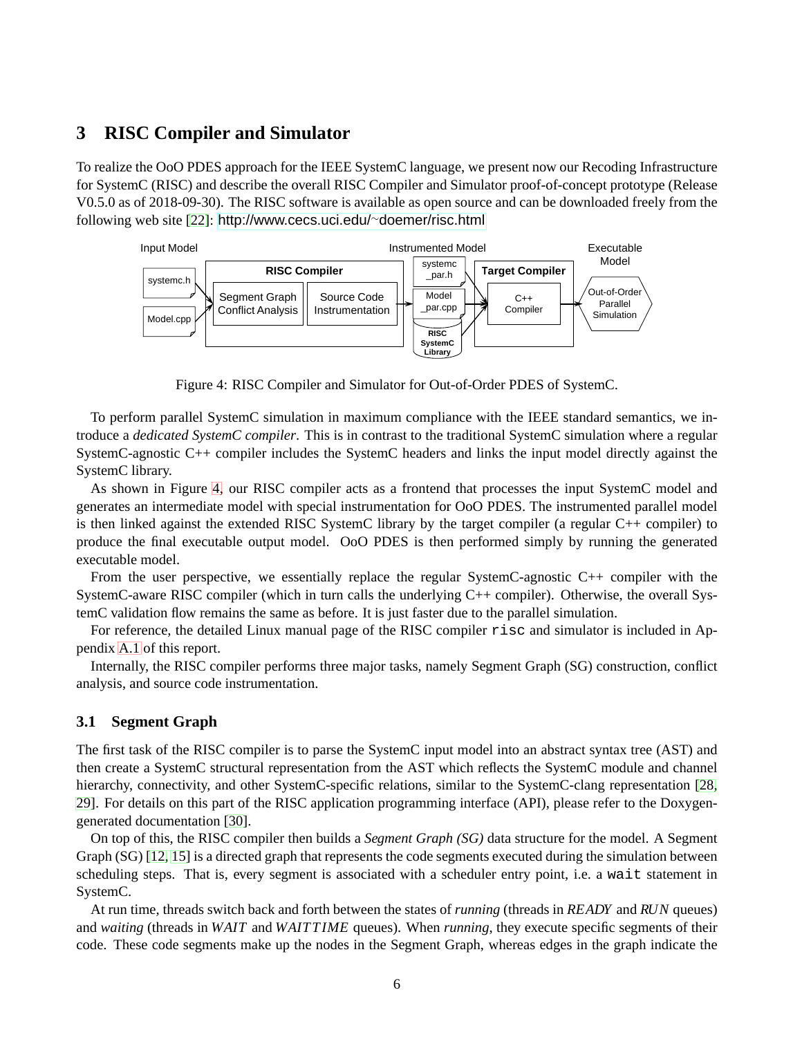## 3 RISC Compiler and Simulator

To realize the OoO PDES approach for the IEEE SystemC language, we present now our Recoding Infrastructure for SystemC (RISC) and describe the overall RISC Compiler and Simulator proof-of-concept prototype (Release V0.5.0 as of 2018-09-30). The RISC software is available as open source and can be downloaded freely from the following web site [22]: http://www.cecs.uci.edu/~doemer/risc.html

Figure 4: RISC Compiler and Simulator for Out-of-Order PDES of SystemC.

To perform parallel SystemC simulation in maximum compliance with the IEEE standard semantics, we introduce a *dedicated SystemC compiler*. This is in contrast to the traditional SystemC simulation where a regular SystemC-agnostic C++ compiler includes the SystemC headers and links the input model directly against the SystemC library.

As shown in Figure 4, our RISC compiler acts as a frontend that processes the input SystemC model and generates an intermediate model with special instrumentation for OoO PDES. The instrumented parallel model is then linked against the extended RISC SystemC library by the target compiler (a regular C++ compiler) to produce the final executable output model. OoO PDES is then performed simply by running the generated executable model.

From the user perspective, we essentially replace the regular SystemC-agnostic C++ compiler with the SystemC-aware RISC compiler (which in turn calls the underlying C++ compiler). Otherwise, the overall SystemC validation flow remains the same as before. It is just faster due to the parallel simulation.

For reference, the detailed Linux manual page of the RISC compiler `risc` and simulator is included in Appendix A.1 of this report.

Internally, the RISC compiler performs three major tasks, namely Segment Graph (SG) construction, conflict analysis, and source code instrumentation.

### 3.1 Segment Graph

The first task of the RISC compiler is to parse the SystemC input model into an abstract syntax tree (AST) and then create a SystemC structural representation from the AST which reflects the SystemC module and channel hierarchy, connectivity, and other SystemC-specific relations, similar to the SystemC-clang representation [28, 29]. For details on this part of the RISC application programming interface (API), please refer to the Doxygen-generated documentation [30].

On top of this, the RISC compiler then builds a *Segment Graph (SG)* data structure for the model. A Segment Graph (SG) [12, 15] is a directed graph that represents the code segments executed during the simulation between scheduling steps. That is, every segment is associated with a scheduler entry point, i.e. a `wait` statement in SystemC.

At run time, threads switch back and forth between the states of *running* (threads in *READY* and *RUN* queues) and *waiting* (threads in *WAIT* and *WAITTIME* queues). When *running*, they execute specific segments of their code. These code segments make up the nodes in the Segment Graph, whereas edges in the graph indicate the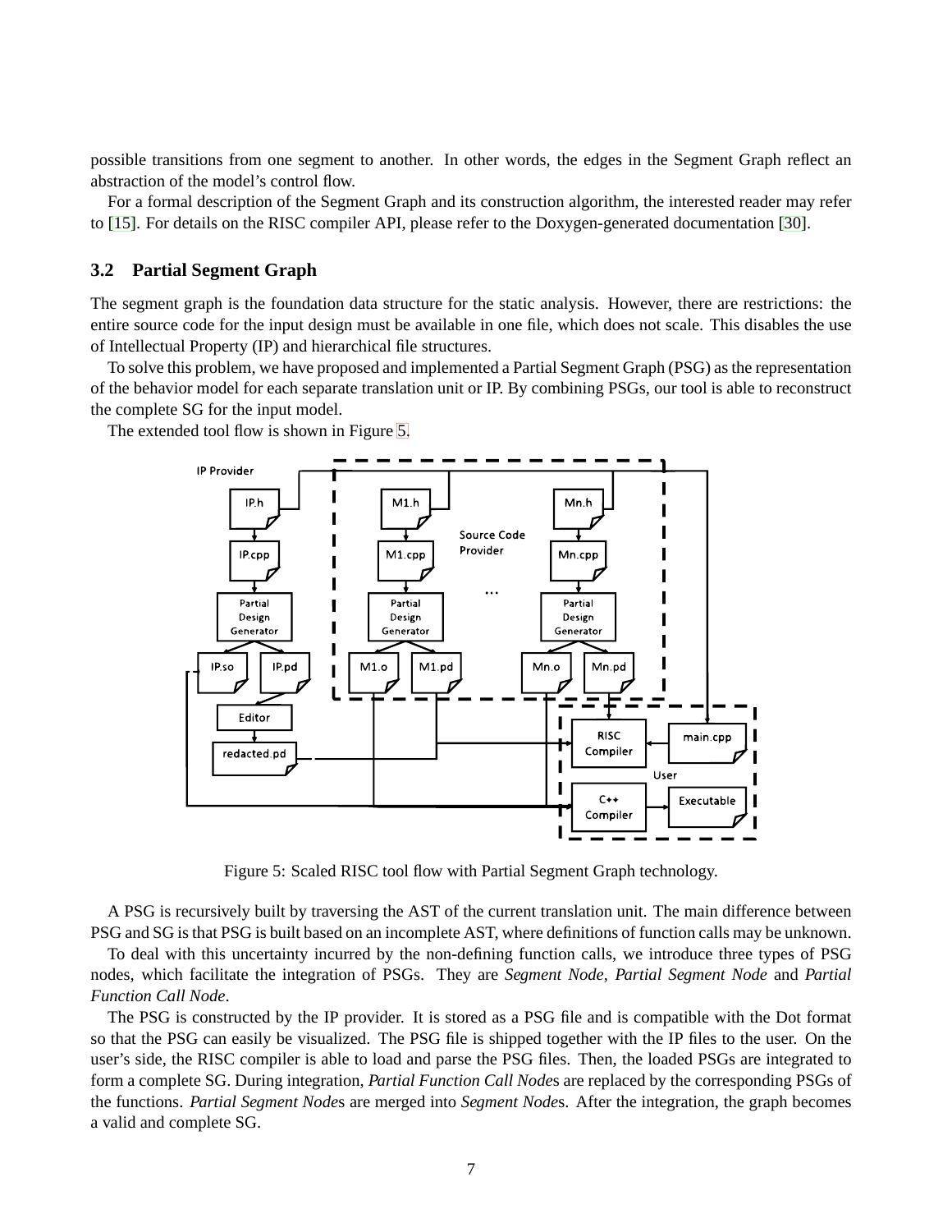possible transitions from one segment to another. In other words, the edges in the Segment Graph reflect an abstraction of the model's control flow.

For a formal description of the Segment Graph and its construction algorithm, the interested reader may refer to [15]. For details on the RISC compiler API, please refer to the Doxygen-generated documentation [30].

### 3.2 Partial Segment Graph

The segment graph is the foundation data structure for the static analysis. However, there are restrictions: the entire source code for the input design must be available in one file, which does not scale. This disables the use of Intellectual Property (IP) and hierarchical file structures.

To solve this problem, we have proposed and implemented a Partial Segment Graph (PSG) as the representation of the behavior model for each separate translation unit or IP. By combining PSGs, our tool is able to reconstruct the complete SG for the input model.

The extended tool flow is shown in Figure 5.

Figure 5: Scaled RISC tool flow with Partial Segment Graph technology.

A PSG is recursively built by traversing the AST of the current translation unit. The main difference between PSG and SG is that PSG is built based on an incomplete AST, where definitions of function calls may be unknown.

To deal with this uncertainty incurred by the non-defining function calls, we introduce three types of PSG nodes, which facilitate the integration of PSGs. They are *Segment Node*, *Partial Segment Node* and *Partial Function Call Node*.

The PSG is constructed by the IP provider. It is stored as a PSG file and is compatible with the Dot format so that the PSG can easily be visualized. The PSG file is shipped together with the IP files to the user. On the user's side, the RISC compiler is able to load and parse the PSG files. Then, the loaded PSGs are integrated to form a complete SG. During integration, *Partial Function Call Node*s are replaced by the corresponding PSGs of the functions. *Partial Segment Node*s are merged into *Segment Node*s. After the integration, the graph becomes a valid and complete SG.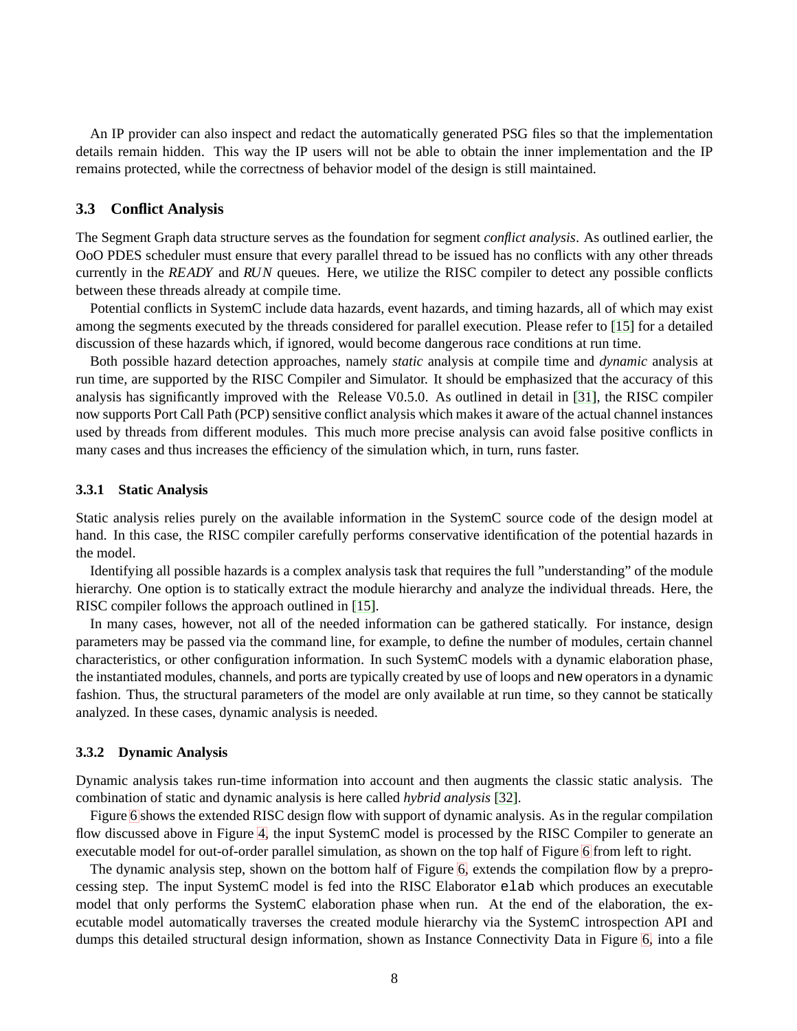An IP provider can also inspect and redact the automatically generated PSG files so that the implementation details remain hidden. This way the IP users will not be able to obtain the inner implementation and the IP remains protected, while the correctness of behavior model of the design is still maintained.

## 3.3 Conflict Analysis

The Segment Graph data structure serves as the foundation for segment *conflict analysis*. As outlined earlier, the OoO PDES scheduler must ensure that every parallel thread to be issued has no conflicts with any other threads currently in the *READY* and *RUN* queues. Here, we utilize the RISC compiler to detect any possible conflicts between these threads already at compile time.

Potential conflicts in SystemC include data hazards, event hazards, and timing hazards, all of which may exist among the segments executed by the threads considered for parallel execution. Please refer to [15] for a detailed discussion of these hazards which, if ignored, would become dangerous race conditions at run time.

Both possible hazard detection approaches, namely *static* analysis at compile time and *dynamic* analysis at run time, are supported by the RISC Compiler and Simulator. It should be emphasized that the accuracy of this analysis has significantly improved with the Release V0.5.0. As outlined in detail in [31], the RISC compiler now supports Port Call Path (PCP) sensitive conflict analysis which makes it aware of the actual channel instances used by threads from different modules. This much more precise analysis can avoid false positive conflicts in many cases and thus increases the efficiency of the simulation which, in turn, runs faster.

### 3.3.1 Static Analysis

Static analysis relies purely on the available information in the SystemC source code of the design model at hand. In this case, the RISC compiler carefully performs conservative identification of the potential hazards in the model.

Identifying all possible hazards is a complex analysis task that requires the full "understanding" of the module hierarchy. One option is to statically extract the module hierarchy and analyze the individual threads. Here, the RISC compiler follows the approach outlined in [15].

In many cases, however, not all of the needed information can be gathered statically. For instance, design parameters may be passed via the command line, for example, to define the number of modules, certain channel characteristics, or other configuration information. In such SystemC models with a dynamic elaboration phase, the instantiated modules, channels, and ports are typically created by use of loops and `new` operators in a dynamic fashion. Thus, the structural parameters of the model are only available at run time, so they cannot be statically analyzed. In these cases, dynamic analysis is needed.

### 3.3.2 Dynamic Analysis

Dynamic analysis takes run-time information into account and then augments the classic static analysis. The combination of static and dynamic analysis is here called *hybrid analysis* [32].

Figure 6 shows the extended RISC design flow with support of dynamic analysis. As in the regular compilation flow discussed above in Figure 4, the input SystemC model is processed by the RISC Compiler to generate an executable model for out-of-order parallel simulation, as shown on the top half of Figure 6 from left to right.

The dynamic analysis step, shown on the bottom half of Figure 6, extends the compilation flow by a preprocessing step. The input SystemC model is fed into the RISC Elaborator `elab` which produces an executable model that only performs the SystemC elaboration phase when run. At the end of the elaboration, the executable model automatically traverses the created module hierarchy via the SystemC introspection API and dumps this detailed structural design information, shown as Instance Connectivity Data in Figure 6, into a file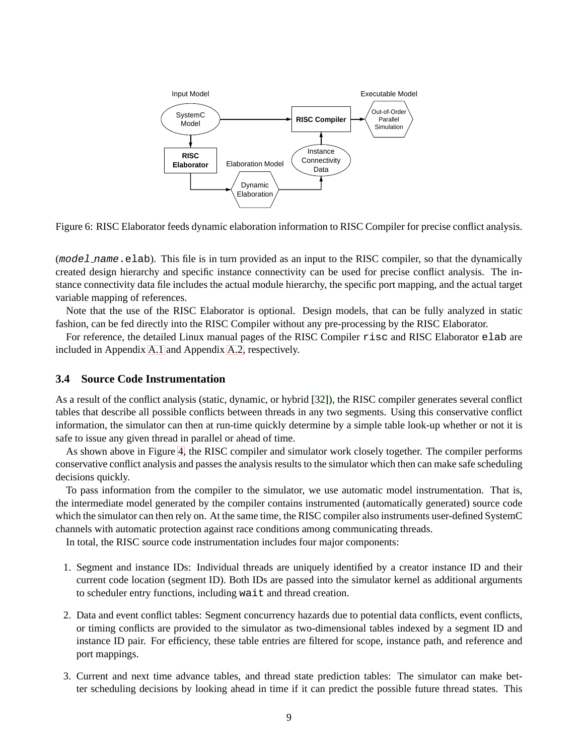Figure 6: RISC Elaborator feeds dynamic elaboration information to RISC Compiler for precise conflict analysis.

(`model_name.elab`). This file is in turn provided as an input to the RISC compiler, so that the dynamically created design hierarchy and specific instance connectivity can be used for precise conflict analysis. The instance connectivity data file includes the actual module hierarchy, the specific port mapping, and the actual target variable mapping of references.

Note that the use of the RISC Elaborator is optional. Design models, that can be fully analyzed in static fashion, can be fed directly into the RISC Compiler without any pre-processing by the RISC Elaborator.

For reference, the detailed Linux manual pages of the RISC Compiler `risc` and RISC Elaborator `elab` are included in Appendix A.1 and Appendix A.2, respectively.

### 3.4 Source Code Instrumentation

As a result of the conflict analysis (static, dynamic, or hybrid [32]), the RISC compiler generates several conflict tables that describe all possible conflicts between threads in any two segments. Using this conservative conflict information, the simulator can then at run-time quickly determine by a simple table look-up whether or not it is safe to issue any given thread in parallel or ahead of time.

As shown above in Figure 4, the RISC compiler and simulator work closely together. The compiler performs conservative conflict analysis and passes the analysis results to the simulator which then can make safe scheduling decisions quickly.

To pass information from the compiler to the simulator, we use automatic model instrumentation. That is, the intermediate model generated by the compiler contains instrumented (automatically generated) source code which the simulator can then rely on. At the same time, the RISC compiler also instruments user-defined SystemC channels with automatic protection against race conditions among communicating threads.

In total, the RISC source code instrumentation includes four major components:

1. Segment and instance IDs: Individual threads are uniquely identified by a creator instance ID and their current code location (segment ID). Both IDs are passed into the simulator kernel as additional arguments to scheduler entry functions, including `wait` and thread creation.

2. Data and event conflict tables: Segment concurrency hazards due to potential data conflicts, event conflicts, or timing conflicts are provided to the simulator as two-dimensional tables indexed by a segment ID and instance ID pair. For efficiency, these table entries are filtered for scope, instance path, and reference and port mappings.

3. Current and next time advance tables, and thread state prediction tables: The simulator can make better scheduling decisions by looking ahead in time if it can predict the possible future thread states. This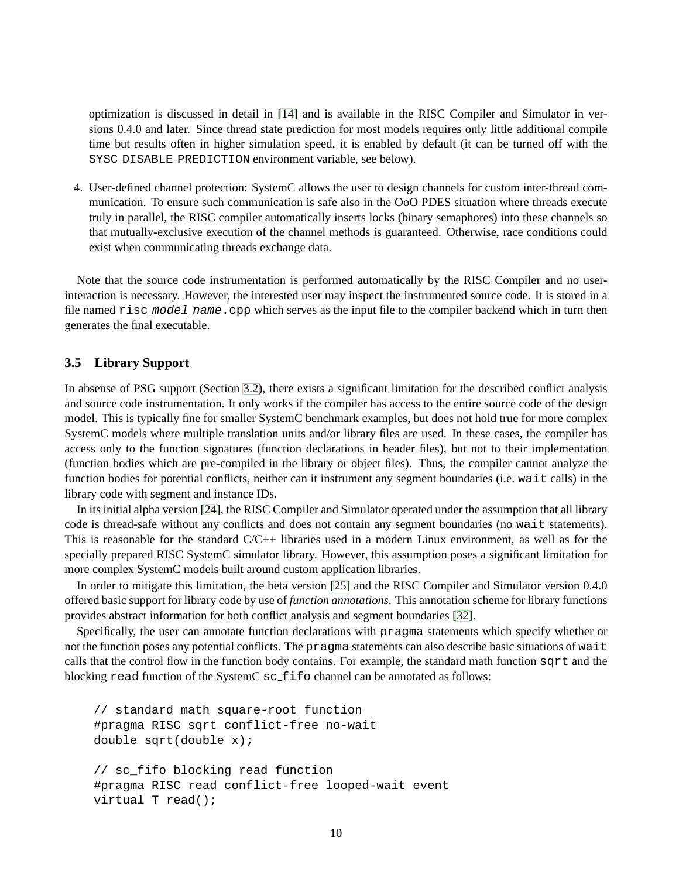optimization is discussed in detail in [14] and is available in the RISC Compiler and Simulator in versions 0.4.0 and later. Since thread state prediction for most models requires only little additional compile time but results often in higher simulation speed, it is enabled by default (it can be turned off with the `SYSC_DISABLE_PREDICTION` environment variable, see below).

4. User-defined channel protection: SystemC allows the user to design channels for custom inter-thread communication. To ensure such communication is safe also in the OoO PDES situation where threads execute truly in parallel, the RISC compiler automatically inserts locks (binary semaphores) into these channels so that mutually-exclusive execution of the channel methods is guaranteed. Otherwise, race conditions could exist when communicating threads exchange data.

Note that the source code instrumentation is performed automatically by the RISC Compiler and no user-interaction is necessary. However, the interested user may inspect the instrumented source code. It is stored in a file named `risc_`*`model_name`*`.cpp` which serves as the input file to the compiler backend which in turn then generates the final executable.

### 3.5 Library Support

In absense of PSG support (Section 3.2), there exists a significant limitation for the described conflict analysis and source code instrumentation. It only works if the compiler has access to the entire source code of the design model. This is typically fine for smaller SystemC benchmark examples, but does not hold true for more complex SystemC models where multiple translation units and/or library files are used. In these cases, the compiler has access only to the function signatures (function declarations in header files), but not to their implementation (function bodies which are pre-compiled in the library or object files). Thus, the compiler cannot analyze the function bodies for potential conflicts, neither can it instrument any segment boundaries (i.e. `wait` calls) in the library code with segment and instance IDs.

In its initial alpha version [24], the RISC Compiler and Simulator operated under the assumption that all library code is thread-safe without any conflicts and does not contain any segment boundaries (no `wait` statements). This is reasonable for the standard C/C++ libraries used in a modern Linux environment, as well as for the specially prepared RISC SystemC simulator library. However, this assumption poses a significant limitation for more complex SystemC models built around custom application libraries.

In order to mitigate this limitation, the beta version [25] and the RISC Compiler and Simulator version 0.4.0 offered basic support for library code by use of *function annotations*. This annotation scheme for library functions provides abstract information for both conflict analysis and segment boundaries [32].

Specifically, the user can annotate function declarations with `pragma` statements which specify whether or not the function poses any potential conflicts. The `pragma` statements can also describe basic situations of `wait` calls that the control flow in the function body contains. For example, the standard math function `sqrt` and the blocking `read` function of the SystemC `sc_fifo` channel can be annotated as follows:

```
// standard math square-root function
#pragma RISC sqrt conflict-free no-wait
double sqrt(double x);

// sc_fifo blocking read function
#pragma RISC read conflict-free looped-wait event
virtual T read();
```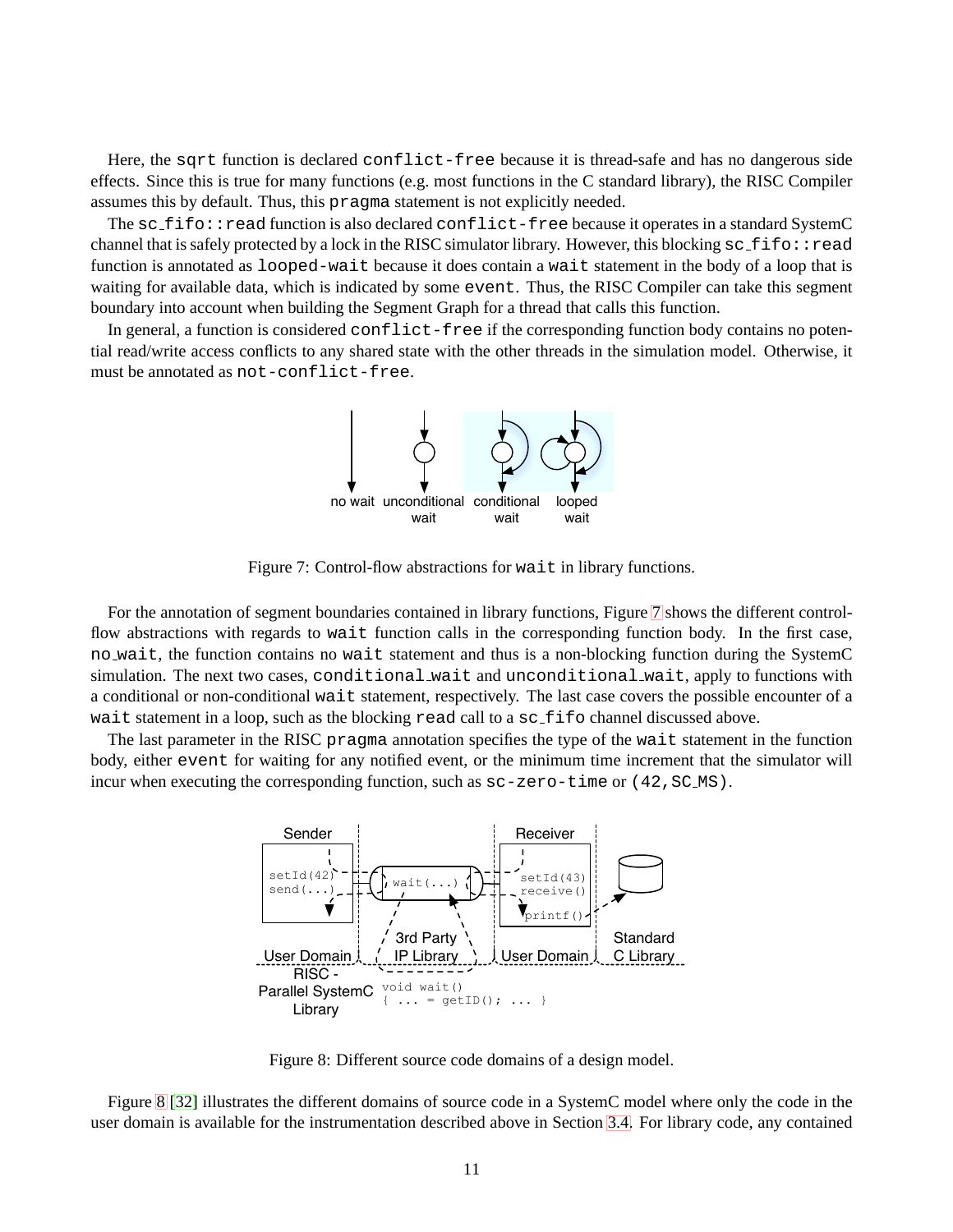Here, the `sqrt` function is declared `conflict-free` because it is thread-safe and has no dangerous side effects. Since this is true for many functions (e.g. most functions in the C standard library), the RISC Compiler assumes this by default. Thus, this `pragma` statement is not explicitly needed.

The `sc_fifo::read` function is also declared `conflict-free` because it operates in a standard SystemC channel that is safely protected by a lock in the RISC simulator library. However, this blocking `sc_fifo::read` function is annotated as `looped-wait` because it does contain a `wait` statement in the body of a loop that is waiting for available data, which is indicated by some `event`. Thus, the RISC Compiler can take this segment boundary into account when building the Segment Graph for a thread that calls this function.

In general, a function is considered `conflict-free` if the corresponding function body contains no potential read/write access conflicts to any shared state with the other threads in the simulation model. Otherwise, it must be annotated as `not-conflict-free`.

Figure 7: Control-flow abstractions for `wait` in library functions.

For the annotation of segment boundaries contained in library functions, Figure 7 shows the different control-flow abstractions with regards to `wait` function calls in the corresponding function body. In the first case, `no_wait`, the function contains no `wait` statement and thus is a non-blocking function during the SystemC simulation. The next two cases, `conditional_wait` and `unconditional_wait`, apply to functions with a conditional or non-conditional `wait` statement, respectively. The last case covers the possible encounter of a `wait` statement in a loop, such as the blocking `read` call to a `sc_fifo` channel discussed above.

The last parameter in the RISC `pragma` annotation specifies the type of the `wait` statement in the function body, either `event` for waiting for any notified event, or the minimum time increment that the simulator will incur when executing the corresponding function, such as `sc-zero-time` or `(42,SC_MS)`.

Figure 8: Different source code domains of a design model.

Figure 8 [32] illustrates the different domains of source code in a SystemC model where only the code in the user domain is available for the instrumentation described above in Section 3.4. For library code, any contained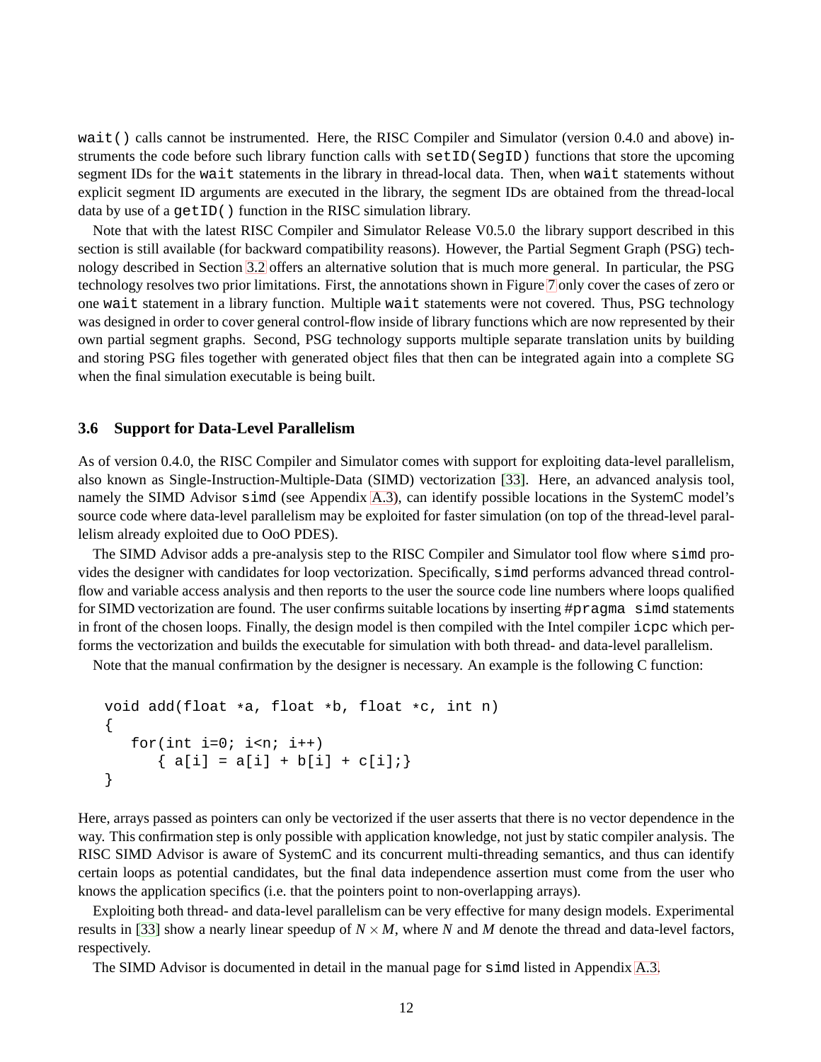`wait()` calls cannot be instrumented. Here, the RISC Compiler and Simulator (version 0.4.0 and above) instruments the code before such library function calls with `setID(SegID)` functions that store the upcoming segment IDs for the `wait` statements in the library in thread-local data. Then, when `wait` statements without explicit segment ID arguments are executed in the library, the segment IDs are obtained from the thread-local data by use of a `getID()` function in the RISC simulation library.

Note that with the latest RISC Compiler and Simulator Release V0.5.0 the library support described in this section is still available (for backward compatibility reasons). However, the Partial Segment Graph (PSG) technology described in Section 3.2 offers an alternative solution that is much more general. In particular, the PSG technology resolves two prior limitations. First, the annotations shown in Figure 7 only cover the cases of zero or one `wait` statement in a library function. Multiple `wait` statements were not covered. Thus, PSG technology was designed in order to cover general control-flow inside of library functions which are now represented by their own partial segment graphs. Second, PSG technology supports multiple separate translation units by building and storing PSG files together with generated object files that then can be integrated again into a complete SG when the final simulation executable is being built.

### 3.6 Support for Data-Level Parallelism

As of version 0.4.0, the RISC Compiler and Simulator comes with support for exploiting data-level parallelism, also known as Single-Instruction-Multiple-Data (SIMD) vectorization [33]. Here, an advanced analysis tool, namely the SIMD Advisor `simd` (see Appendix A.3), can identify possible locations in the SystemC model's source code where data-level parallelism may be exploited for faster simulation (on top of the thread-level parallelism already exploited due to OoO PDES).

The SIMD Advisor adds a pre-analysis step to the RISC Compiler and Simulator tool flow where `simd` provides the designer with candidates for loop vectorization. Specifically, `simd` performs advanced thread control-flow and variable access analysis and then reports to the user the source code line numbers where loops qualified for SIMD vectorization are found. The user confirms suitable locations by inserting `#pragma simd` statements in front of the chosen loops. Finally, the design model is then compiled with the Intel compiler `icpc` which performs the vectorization and builds the executable for simulation with both thread- and data-level parallelism.

Note that the manual confirmation by the designer is necessary. An example is the following C function:

```
void add(float *a, float *b, float *c, int n)
{
   for(int i=0; i<n; i++)
      { a[i] = a[i] + b[i] + c[i];}
}
```

Here, arrays passed as pointers can only be vectorized if the user asserts that there is no vector dependence in the way. This confirmation step is only possible with application knowledge, not just by static compiler analysis. The RISC SIMD Advisor is aware of SystemC and its concurrent multi-threading semantics, and thus can identify certain loops as potential candidates, but the final data independence assertion must come from the user who knows the application specifics (i.e. that the pointers point to non-overlapping arrays).

Exploiting both thread- and data-level parallelism can be very effective for many design models. Experimental results in [33] show a nearly linear speedup of $N \times M$, where $N$ and $M$ denote the thread and data-level factors, respectively.

The SIMD Advisor is documented in detail in the manual page for `simd` listed in Appendix A.3.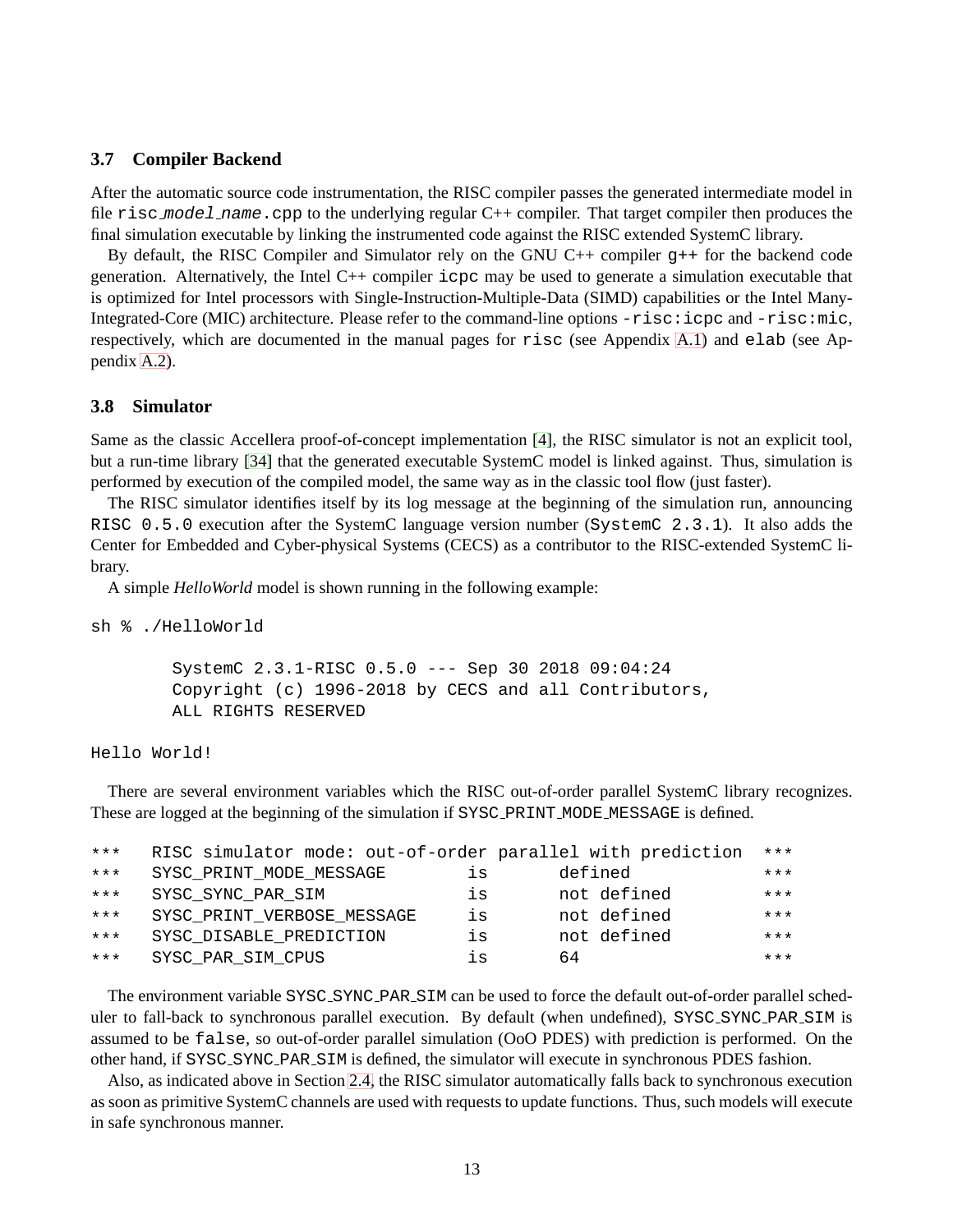### 3.7 Compiler Backend

After the automatic source code instrumentation, the RISC compiler passes the generated intermediate model in file `risc_model_name.cpp` to the underlying regular C++ compiler. That target compiler then produces the final simulation executable by linking the instrumented code against the RISC extended SystemC library.

By default, the RISC Compiler and Simulator rely on the GNU C++ compiler `g++` for the backend code generation. Alternatively, the Intel C++ compiler `icpc` may be used to generate a simulation executable that is optimized for Intel processors with Single-Instruction-Multiple-Data (SIMD) capabilities or the Intel Many-Integrated-Core (MIC) architecture. Please refer to the command-line options `-risc:icpc` and `-risc:mic`, respectively, which are documented in the manual pages for `risc` (see Appendix A.1) and `elab` (see Appendix A.2).

### 3.8 Simulator

Same as the classic Accellera proof-of-concept implementation [4], the RISC simulator is not an explicit tool, but a run-time library [34] that the generated executable SystemC model is linked against. Thus, simulation is performed by execution of the compiled model, the same way as in the classic tool flow (just faster).

The RISC simulator identifies itself by its log message at the beginning of the simulation run, announcing `RISC 0.5.0` execution after the SystemC language version number (`SystemC 2.3.1`). It also adds the Center for Embedded and Cyber-physical Systems (CECS) as a contributor to the RISC-extended SystemC library.

A simple *HelloWorld* model is shown running in the following example:

```
sh % ./HelloWorld

        SystemC 2.3.1-RISC 0.5.0 --- Sep 30 2018 09:04:24
        Copyright (c) 1996-2018 by CECS and all Contributors,
        ALL RIGHTS RESERVED

Hello World!
```

There are several environment variables which the RISC out-of-order parallel SystemC library recognizes. These are logged at the beginning of the simulation if SYSC_PRINT_MODE_MESSAGE is defined.

```
***   RISC simulator mode: out-of-order parallel with prediction   ***
***   SYSC_PRINT_MODE_MESSAGE       is      defined                ***
***   SYSC_SYNC_PAR_SIM             is      not defined            ***
***   SYSC_PRINT_VERBOSE_MESSAGE    is      not defined            ***
***   SYSC_DISABLE_PREDICTION       is      not defined            ***
***   SYSC_PAR_SIM_CPUS             is      64                     ***
```

The environment variable SYSC_SYNC_PAR_SIM can be used to force the default out-of-order parallel scheduler to fall-back to synchronous parallel execution. By default (when undefined), SYSC_SYNC_PAR_SIM is assumed to be `false`, so out-of-order parallel simulation (OoO PDES) with prediction is performed. On the other hand, if SYSC_SYNC_PAR_SIM is defined, the simulator will execute in synchronous PDES fashion.

Also, as indicated above in Section 2.4, the RISC simulator automatically falls back to synchronous execution as soon as primitive SystemC channels are used with requests to update functions. Thus, such models will execute in safe synchronous manner.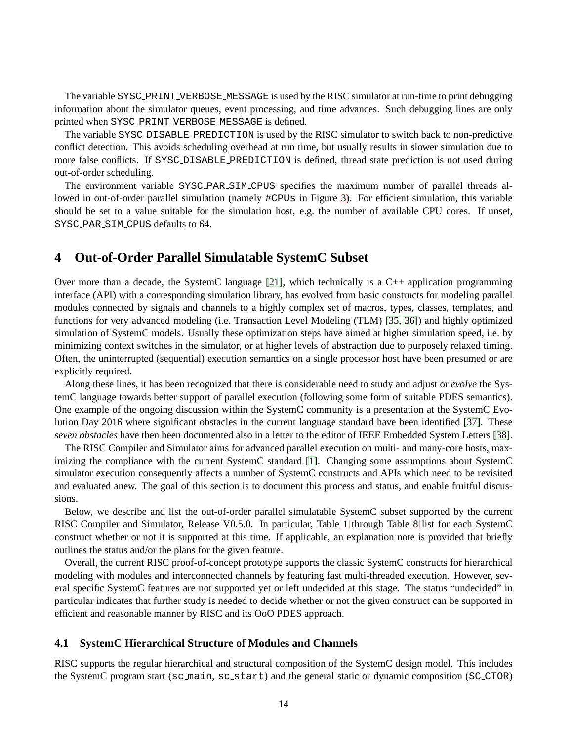The variable `SYSC_PRINT_VERBOSE_MESSAGE` is used by the RISC simulator at run-time to print debugging information about the simulator queues, event processing, and time advances. Such debugging lines are only printed when `SYSC_PRINT_VERBOSE_MESSAGE` is defined.

The variable `SYSC_DISABLE_PREDICTION` is used by the RISC simulator to switch back to non-predictive conflict detection. This avoids scheduling overhead at run time, but usually results in slower simulation due to more false conflicts. If `SYSC_DISABLE_PREDICTION` is defined, thread state prediction is not used during out-of-order scheduling.

The environment variable `SYSC_PAR_SIM_CPUS` specifies the maximum number of parallel threads allowed in out-of-order parallel simulation (namely `#CPUs` in Figure 3). For efficient simulation, this variable should be set to a value suitable for the simulation host, e.g. the number of available CPU cores. If unset, `SYSC_PAR_SIM_CPUS` defaults to 64.

# 4 Out-of-Order Parallel Simulatable SystemC Subset

Over more than a decade, the SystemC language [21], which technically is a C++ application programming interface (API) with a corresponding simulation library, has evolved from basic constructs for modeling parallel modules connected by signals and channels to a highly complex set of macros, types, classes, templates, and functions for very advanced modeling (i.e. Transaction Level Modeling (TLM) [35, 36]) and highly optimized simulation of SystemC models. Usually these optimization steps have aimed at higher simulation speed, i.e. by minimizing context switches in the simulator, or at higher levels of abstraction due to purposely relaxed timing. Often, the uninterrupted (sequential) execution semantics on a single processor host have been presumed or are explicitly required.

Along these lines, it has been recognized that there is considerable need to study and adjust or *evolve* the SystemC language towards better support of parallel execution (following some form of suitable PDES semantics). One example of the ongoing discussion within the SystemC community is a presentation at the SystemC Evolution Day 2016 where significant obstacles in the current language standard have been identified [37]. These *seven obstacles* have then been documented also in a letter to the editor of IEEE Embedded System Letters [38].

The RISC Compiler and Simulator aims for advanced parallel execution on multi- and many-core hosts, maximizing the compliance with the current SystemC standard [1]. Changing some assumptions about SystemC simulator execution consequently affects a number of SystemC constructs and APIs which need to be revisited and evaluated anew. The goal of this section is to document this process and status, and enable fruitful discussions.

Below, we describe and list the out-of-order parallel simulatable SystemC subset supported by the current RISC Compiler and Simulator, Release V0.5.0. In particular, Table 1 through Table 8 list for each SystemC construct whether or not it is supported at this time. If applicable, an explanation note is provided that briefly outlines the status and/or the plans for the given feature.

Overall, the current RISC proof-of-concept prototype supports the classic SystemC constructs for hierarchical modeling with modules and interconnected channels by featuring fast multi-threaded execution. However, several specific SystemC features are not supported yet or left undecided at this stage. The status "undecided" in particular indicates that further study is needed to decide whether or not the given construct can be supported in efficient and reasonable manner by RISC and its OoO PDES approach.

## 4.1 SystemC Hierarchical Structure of Modules and Channels

RISC supports the regular hierarchical and structural composition of the SystemC design model. This includes the SystemC program start (`sc_main`, `sc_start`) and the general static or dynamic composition (`SC_CTOR`)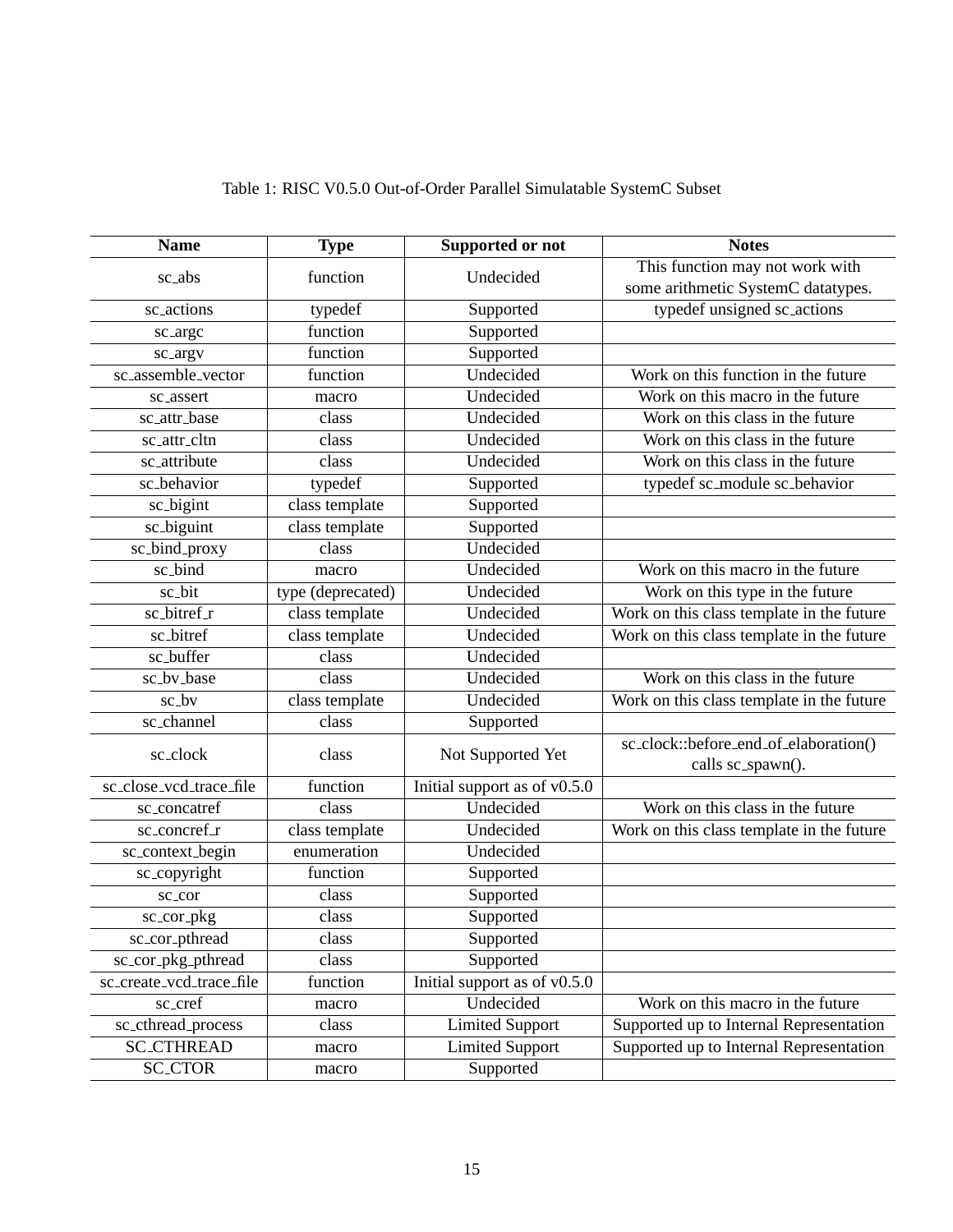Table 1: RISC V0.5.0 Out-of-Order Parallel Simulatable SystemC Subset

| Name | Type | Supported or not | Notes |
|---|---|---|---|
| sc_abs | function | Undecided | This function may not work with some arithmetic SystemC datatypes. |
| sc_actions | typedef | Supported | typedef unsigned sc_actions |
| sc_argc | function | Supported | |
| sc_argv | function | Supported | |
| sc_assemble_vector | function | Undecided | Work on this function in the future |
| sc_assert | macro | Undecided | Work on this macro in the future |
| sc_attr_base | class | Undecided | Work on this class in the future |
| sc_attr_cltn | class | Undecided | Work on this class in the future |
| sc_attribute | class | Undecided | Work on this class in the future |
| sc_behavior | typedef | Supported | typedef sc_module sc_behavior |
| sc_bigint | class template | Supported | |
| sc_biguint | class template | Supported | |
| sc_bind_proxy | class | Undecided | |
| sc_bind | macro | Undecided | Work on this macro in the future |
| sc_bit | type (deprecated) | Undecided | Work on this type in the future |
| sc_bitref_r | class template | Undecided | Work on this class template in the future |
| sc_bitref | class template | Undecided | Work on this class template in the future |
| sc_buffer | class | Undecided | |
| sc_bv_base | class | Undecided | Work on this class in the future |
| sc_bv | class template | Undecided | Work on this class template in the future |
| sc_channel | class | Supported | |
| sc_clock | class | Not Supported Yet | sc_clock::before_end_of_elaboration() calls sc_spawn(). |
| sc_close_vcd_trace_file | function | Initial support as of v0.5.0 | |
| sc_concatref | class | Undecided | Work on this class in the future |
| sc_concref_r | class template | Undecided | Work on this class template in the future |
| sc_context_begin | enumeration | Undecided | |
| sc_copyright | function | Supported | |
| sc_cor | class | Supported | |
| sc_cor_pkg | class | Supported | |
| sc_cor_pthread | class | Supported | |
| sc_cor_pkg_pthread | class | Supported | |
| sc_create_vcd_trace_file | function | Initial support as of v0.5.0 | |
| sc_cref | macro | Undecided | Work on this macro in the future |
| sc_cthread_process | class | Limited Support | Supported up to Internal Representation |
| SC_CTHREAD | macro | Limited Support | Supported up to Internal Representation |
| SC_CTOR | macro | Supported | |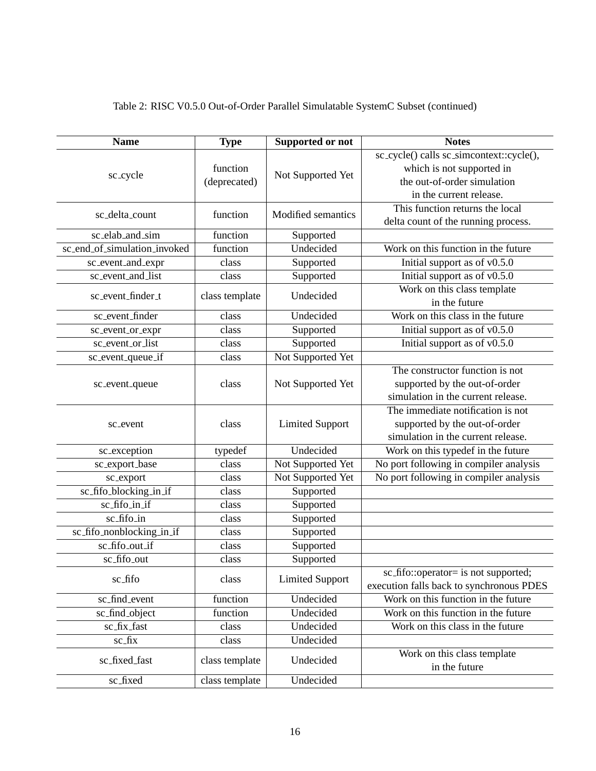Table 2: RISC V0.5.0 Out-of-Order Parallel Simulatable SystemC Subset (continued)

| Name | Type | Supported or not | Notes |
|---|---|---|---|
| sc_cycle | function (deprecated) | Not Supported Yet | sc_cycle() calls sc_simcontext::cycle(), which is not supported in the out-of-order simulation in the current release. |
| sc_delta_count | function | Modified semantics | This function returns the local delta count of the running process. |
| sc_elab_and_sim | function | Supported | |
| sc_end_of_simulation_invoked | function | Undecided | Work on this function in the future |
| sc_event_and_expr | class | Supported | Initial support as of v0.5.0 |
| sc_event_and_list | class | Supported | Initial support as of v0.5.0 |
| sc_event_finder_t | class template | Undecided | Work on this class template in the future |
| sc_event_finder | class | Undecided | Work on this class in the future |
| sc_event_or_expr | class | Supported | Initial support as of v0.5.0 |
| sc_event_or_list | class | Supported | Initial support as of v0.5.0 |
| sc_event_queue_if | class | Not Supported Yet | |
| sc_event_queue | class | Not Supported Yet | The constructor function is not supported by the out-of-order simulation in the current release. |
| sc_event | class | Limited Support | The immediate notification is not supported by the out-of-order simulation in the current release. |
| sc_exception | typedef | Undecided | Work on this typedef in the future |
| sc_export_base | class | Not Supported Yet | No port following in compiler analysis |
| sc_export | class | Not Supported Yet | No port following in compiler analysis |
| sc_fifo_blocking_in_if | class | Supported | |
| sc_fifo_in_if | class | Supported | |
| sc_fifo_in | class | Supported | |
| sc_fifo_nonblocking_in_if | class | Supported | |
| sc_fifo_out_if | class | Supported | |
| sc_fifo_out | class | Supported | |
| sc_fifo | class | Limited Support | sc_fifo::operator= is not supported; execution falls back to synchronous PDES |
| sc_find_event | function | Undecided | Work on this function in the future |
| sc_find_object | function | Undecided | Work on this function in the future |
| sc_fix_fast | class | Undecided | Work on this class in the future |
| sc_fix | class | Undecided | |
| sc_fixed_fast | class template | Undecided | Work on this class template in the future |
| sc_fixed | class template | Undecided | |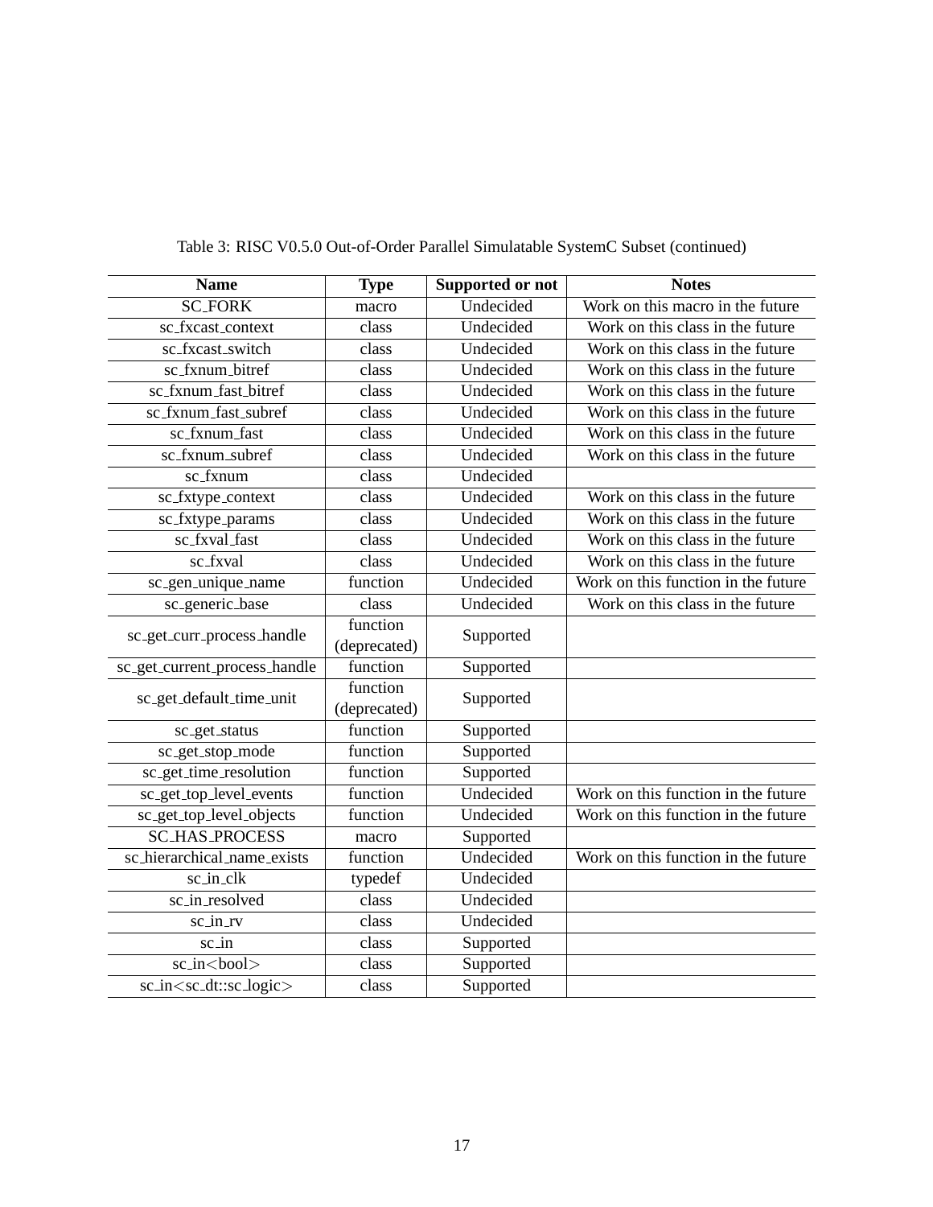Table 3: RISC V0.5.0 Out-of-Order Parallel Simulatable SystemC Subset (continued)

| Name | Type | Supported or not | Notes |
|---|---|---|---|
| SC_FORK | macro | Undecided | Work on this macro in the future |
| sc_fxcast_context | class | Undecided | Work on this class in the future |
| sc_fxcast_switch | class | Undecided | Work on this class in the future |
| sc_fxnum_bitref | class | Undecided | Work on this class in the future |
| sc_fxnum_fast_bitref | class | Undecided | Work on this class in the future |
| sc_fxnum_fast_subref | class | Undecided | Work on this class in the future |
| sc_fxnum_fast | class | Undecided | Work on this class in the future |
| sc_fxnum_subref | class | Undecided | Work on this class in the future |
| sc_fxnum | class | Undecided | |
| sc_fxtype_context | class | Undecided | Work on this class in the future |
| sc_fxtype_params | class | Undecided | Work on this class in the future |
| sc_fxval_fast | class | Undecided | Work on this class in the future |
| sc_fxval | class | Undecided | Work on this class in the future |
| sc_gen_unique_name | function | Undecided | Work on this function in the future |
| sc_generic_base | class | Undecided | Work on this class in the future |
| sc_get_curr_process_handle | function (deprecated) | Supported | |
| sc_get_current_process_handle | function | Supported | |
| sc_get_default_time_unit | function (deprecated) | Supported | |
| sc_get_status | function | Supported | |
| sc_get_stop_mode | function | Supported | |
| sc_get_time_resolution | function | Supported | |
| sc_get_top_level_events | function | Undecided | Work on this function in the future |
| sc_get_top_level_objects | function | Undecided | Work on this function in the future |
| SC_HAS_PROCESS | macro | Supported | |
| sc_hierarchical_name_exists | function | Undecided | Work on this function in the future |
| sc_in_clk | typedef | Undecided | |
| sc_in_resolved | class | Undecided | |
| sc_in_rv | class | Undecided | |
| sc_in | class | Supported | |
| sc_in<bool> | class | Supported | |
| sc_in<sc_dt::sc_logic> | class | Supported | |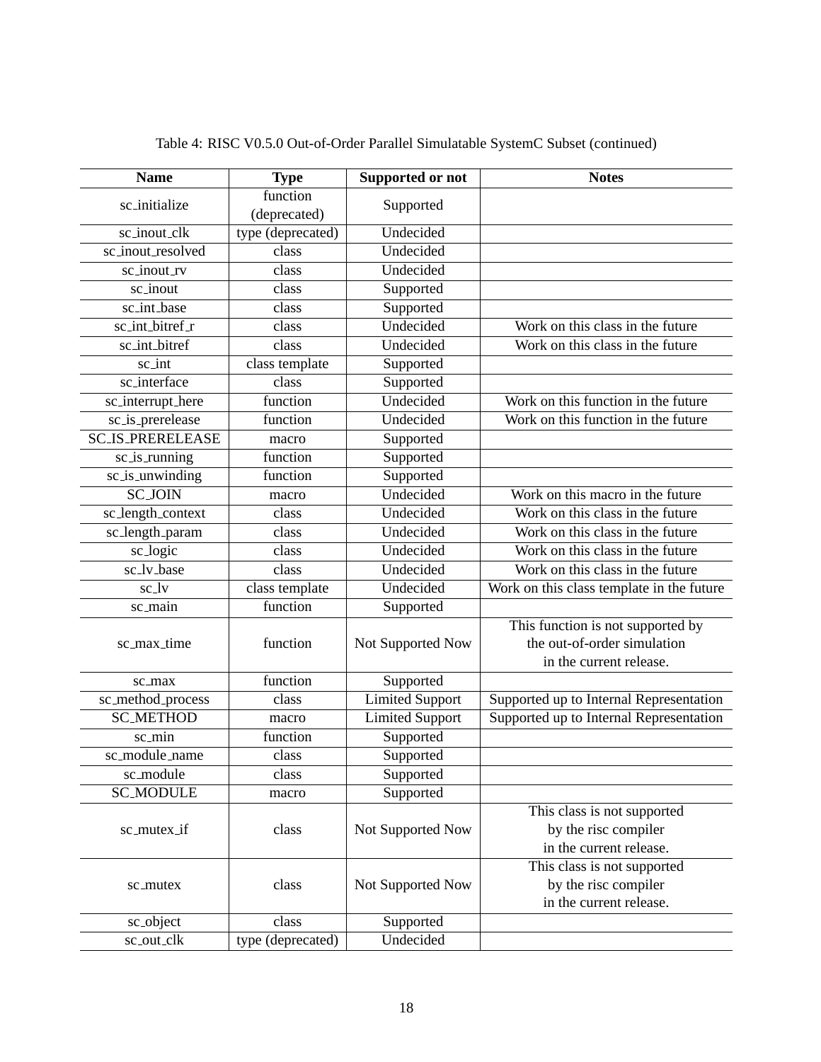Table 4: RISC V0.5.0 Out-of-Order Parallel Simulatable SystemC Subset (continued)

| Name | Type | Supported or not | Notes |
|---|---|---|---|
| sc_initialize | function (deprecated) | Supported | |
| sc_inout_clk | type (deprecated) | Undecided | |
| sc_inout_resolved | class | Undecided | |
| sc_inout_rv | class | Undecided | |
| sc_inout | class | Supported | |
| sc_int_base | class | Supported | |
| sc_int_bitref_r | class | Undecided | Work on this class in the future |
| sc_int_bitref | class | Undecided | Work on this class in the future |
| sc_int | class template | Supported | |
| sc_interface | class | Supported | |
| sc_interrupt_here | function | Undecided | Work on this function in the future |
| sc_is_prerelease | function | Undecided | Work on this function in the future |
| SC_IS_PRERELEASE | macro | Supported | |
| sc_is_running | function | Supported | |
| sc_is_unwinding | function | Supported | |
| SC_JOIN | macro | Undecided | Work on this macro in the future |
| sc_length_context | class | Undecided | Work on this class in the future |
| sc_length_param | class | Undecided | Work on this class in the future |
| sc_logic | class | Undecided | Work on this class in the future |
| sc_lv_base | class | Undecided | Work on this class in the future |
| sc_lv | class template | Undecided | Work on this class template in the future |
| sc_main | function | Supported | |
| sc_max_time | function | Not Supported Now | This function is not supported by the out-of-order simulation in the current release. |
| sc_max | function | Supported | |
| sc_method_process | class | Limited Support | Supported up to Internal Representation |
| SC_METHOD | macro | Limited Support | Supported up to Internal Representation |
| sc_min | function | Supported | |
| sc_module_name | class | Supported | |
| sc_module | class | Supported | |
| SC_MODULE | macro | Supported | |
| sc_mutex_if | class | Not Supported Now | This class is not supported by the risc compiler in the current release. |
| sc_mutex | class | Not Supported Now | This class is not supported by the risc compiler in the current release. |
| sc_object | class | Supported | |
| sc_out_clk | type (deprecated) | Undecided | |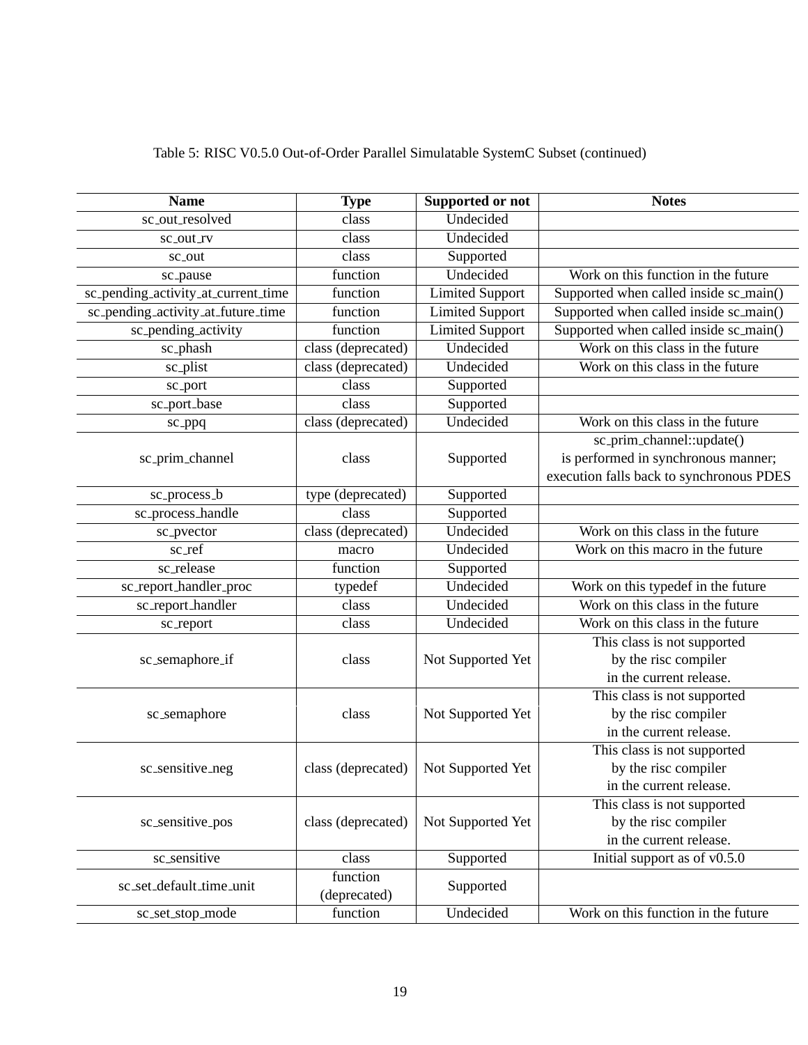Table 5: RISC V0.5.0 Out-of-Order Parallel Simulatable SystemC Subset (continued)

| Name | Type | Supported or not | Notes |
|---|---|---|---|
| sc_out_resolved | class | Undecided | |
| sc_out_rv | class | Undecided | |
| sc_out | class | Supported | |
| sc_pause | function | Undecided | Work on this function in the future |
| sc_pending_activity_at_current_time | function | Limited Support | Supported when called inside sc_main() |
| sc_pending_activity_at_future_time | function | Limited Support | Supported when called inside sc_main() |
| sc_pending_activity | function | Limited Support | Supported when called inside sc_main() |
| sc_phash | class (deprecated) | Undecided | Work on this class in the future |
| sc_plist | class (deprecated) | Undecided | Work on this class in the future |
| sc_port | class | Supported | |
| sc_port_base | class | Supported | |
| sc_ppq | class (deprecated) | Undecided | Work on this class in the future |
| sc_prim_channel | class | Supported | sc_prim_channel::update() is performed in synchronous manner; execution falls back to synchronous PDES |
| sc_process_b | type (deprecated) | Supported | |
| sc_process_handle | class | Supported | |
| sc_pvector | class (deprecated) | Undecided | Work on this class in the future |
| sc_ref | macro | Undecided | Work on this macro in the future |
| sc_release | function | Supported | |
| sc_report_handler_proc | typedef | Undecided | Work on this typedef in the future |
| sc_report_handler | class | Undecided | Work on this class in the future |
| sc_report | class | Undecided | Work on this class in the future |
| sc_semaphore_if | class | Not Supported Yet | This class is not supported by the risc compiler in the current release. |
| sc_semaphore | class | Not Supported Yet | This class is not supported by the risc compiler in the current release. |
| sc_sensitive_neg | class (deprecated) | Not Supported Yet | This class is not supported by the risc compiler in the current release. |
| sc_sensitive_pos | class (deprecated) | Not Supported Yet | This class is not supported by the risc compiler in the current release. |
| sc_sensitive | class | Supported | Initial support as of v0.5.0 |
| sc_set_default_time_unit | function (deprecated) | Supported | |
| sc_set_stop_mode | function | Undecided | Work on this function in the future |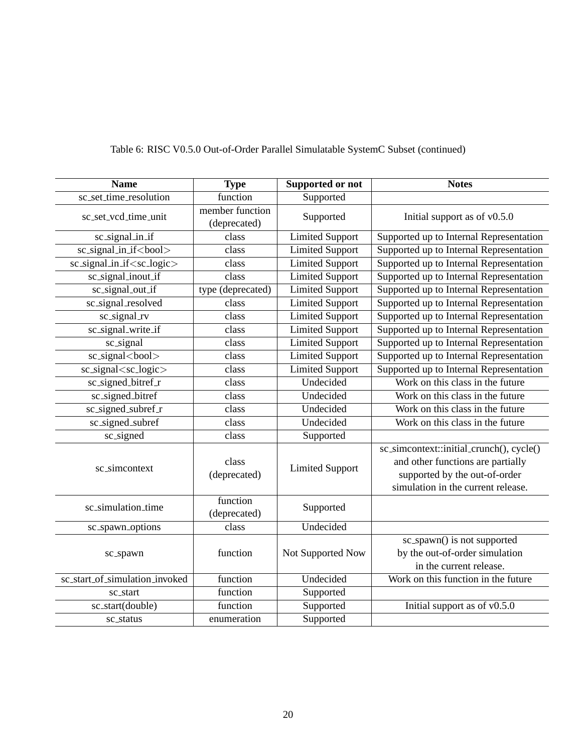Table 6: RISC V0.5.0 Out-of-Order Parallel Simulatable SystemC Subset (continued)

| Name | Type | Supported or not | Notes |
|---|---|---|---|
| sc_set_time_resolution | function | Supported | |
| sc_set_vcd_time_unit | member function (deprecated) | Supported | Initial support as of v0.5.0 |
| sc_signal_in_if | class | Limited Support | Supported up to Internal Representation |
| sc_signal_in_if<bool> | class | Limited Support | Supported up to Internal Representation |
| sc_signal_in_if<sc_logic> | class | Limited Support | Supported up to Internal Representation |
| sc_signal_inout_if | class | Limited Support | Supported up to Internal Representation |
| sc_signal_out_if | type (deprecated) | Limited Support | Supported up to Internal Representation |
| sc_signal_resolved | class | Limited Support | Supported up to Internal Representation |
| sc_signal_rv | class | Limited Support | Supported up to Internal Representation |
| sc_signal_write_if | class | Limited Support | Supported up to Internal Representation |
| sc_signal | class | Limited Support | Supported up to Internal Representation |
| sc_signal<bool> | class | Limited Support | Supported up to Internal Representation |
| sc_signal<sc_logic> | class | Limited Support | Supported up to Internal Representation |
| sc_signed_bitref_r | class | Undecided | Work on this class in the future |
| sc_signed_bitref | class | Undecided | Work on this class in the future |
| sc_signed_subref_r | class | Undecided | Work on this class in the future |
| sc_signed_subref | class | Undecided | Work on this class in the future |
| sc_signed | class | Supported | |
| sc_simcontext | class (deprecated) | Limited Support | sc_simcontext::initial_crunch(), cycle() and other functions are partially supported by the out-of-order simulation in the current release. |
| sc_simulation_time | function (deprecated) | Supported | |
| sc_spawn_options | class | Undecided | |
| sc_spawn | function | Not Supported Now | sc_spawn() is not supported by the out-of-order simulation in the current release. |
| sc_start_of_simulation_invoked | function | Undecided | Work on this function in the future |
| sc_start | function | Supported | |
| sc_start(double) | function | Supported | Initial support as of v0.5.0 |
| sc_status | enumeration | Supported | |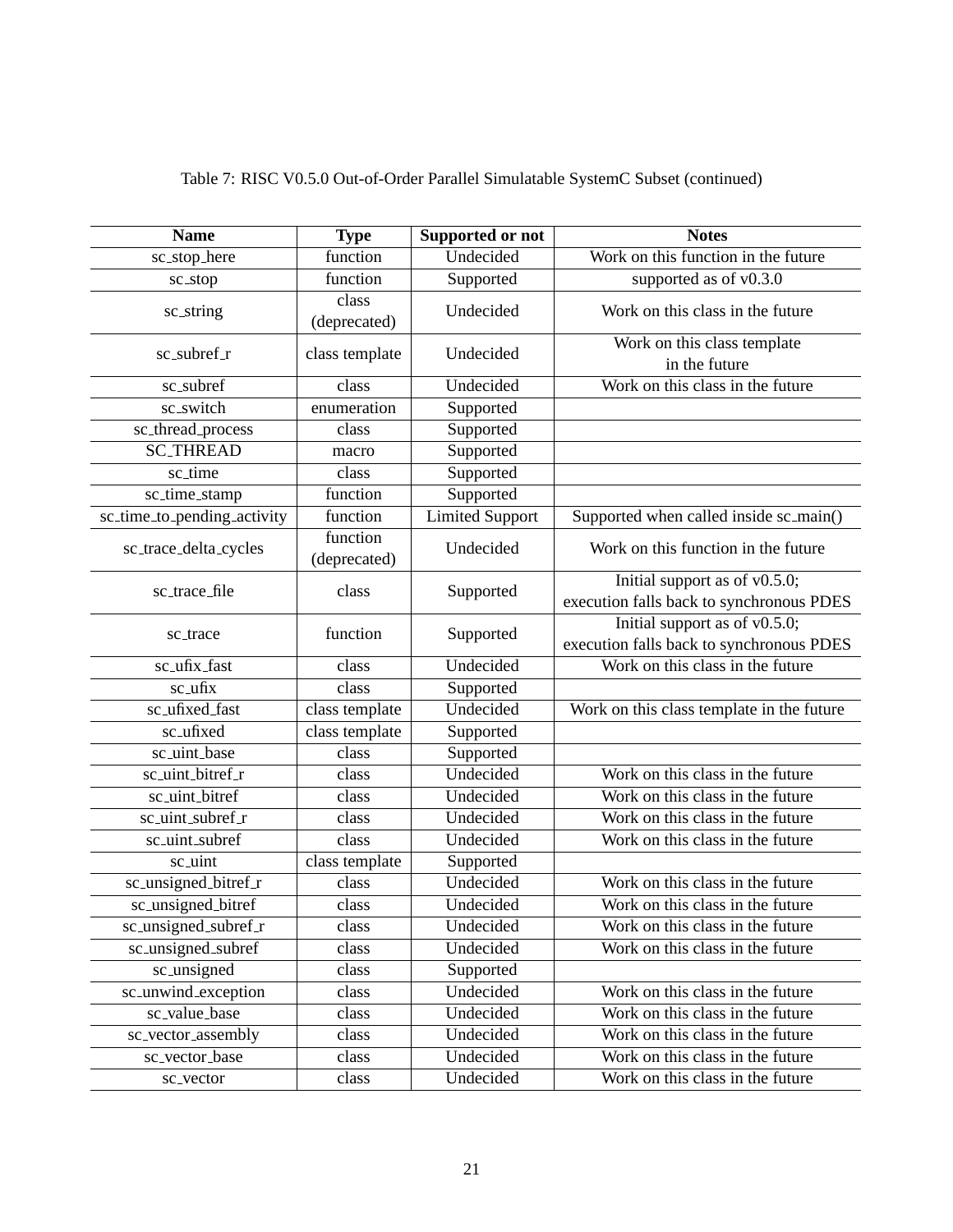Table 7: RISC V0.5.0 Out-of-Order Parallel Simulatable SystemC Subset (continued)

| Name | Type | Supported or not | Notes |
|---|---|---|---|
| sc_stop_here | function | Undecided | Work on this function in the future |
| sc_stop | function | Supported | supported as of v0.3.0 |
| sc_string | class (deprecated) | Undecided | Work on this class in the future |
| sc_subref_r | class template | Undecided | Work on this class template in the future |
| sc_subref | class | Undecided | Work on this class in the future |
| sc_switch | enumeration | Supported | |
| sc_thread_process | class | Supported | |
| SC_THREAD | macro | Supported | |
| sc_time | class | Supported | |
| sc_time_stamp | function | Supported | |
| sc_time_to_pending_activity | function | Limited Support | Supported when called inside sc_main() |
| sc_trace_delta_cycles | function (deprecated) | Undecided | Work on this function in the future |
| sc_trace_file | class | Supported | Initial support as of v0.5.0; execution falls back to synchronous PDES |
| sc_trace | function | Supported | Initial support as of v0.5.0; execution falls back to synchronous PDES |
| sc_ufix_fast | class | Undecided | Work on this class in the future |
| sc_ufix | class | Supported | |
| sc_ufixed_fast | class template | Undecided | Work on this class template in the future |
| sc_ufixed | class template | Supported | |
| sc_uint_base | class | Supported | |
| sc_uint_bitref_r | class | Undecided | Work on this class in the future |
| sc_uint_bitref | class | Undecided | Work on this class in the future |
| sc_uint_subref_r | class | Undecided | Work on this class in the future |
| sc_uint_subref | class | Undecided | Work on this class in the future |
| sc_uint | class template | Supported | |
| sc_unsigned_bitref_r | class | Undecided | Work on this class in the future |
| sc_unsigned_bitref | class | Undecided | Work on this class in the future |
| sc_unsigned_subref_r | class | Undecided | Work on this class in the future |
| sc_unsigned_subref | class | Undecided | Work on this class in the future |
| sc_unsigned | class | Supported | |
| sc_unwind_exception | class | Undecided | Work on this class in the future |
| sc_value_base | class | Undecided | Work on this class in the future |
| sc_vector_assembly | class | Undecided | Work on this class in the future |
| sc_vector_base | class | Undecided | Work on this class in the future |
| sc_vector | class | Undecided | Work on this class in the future |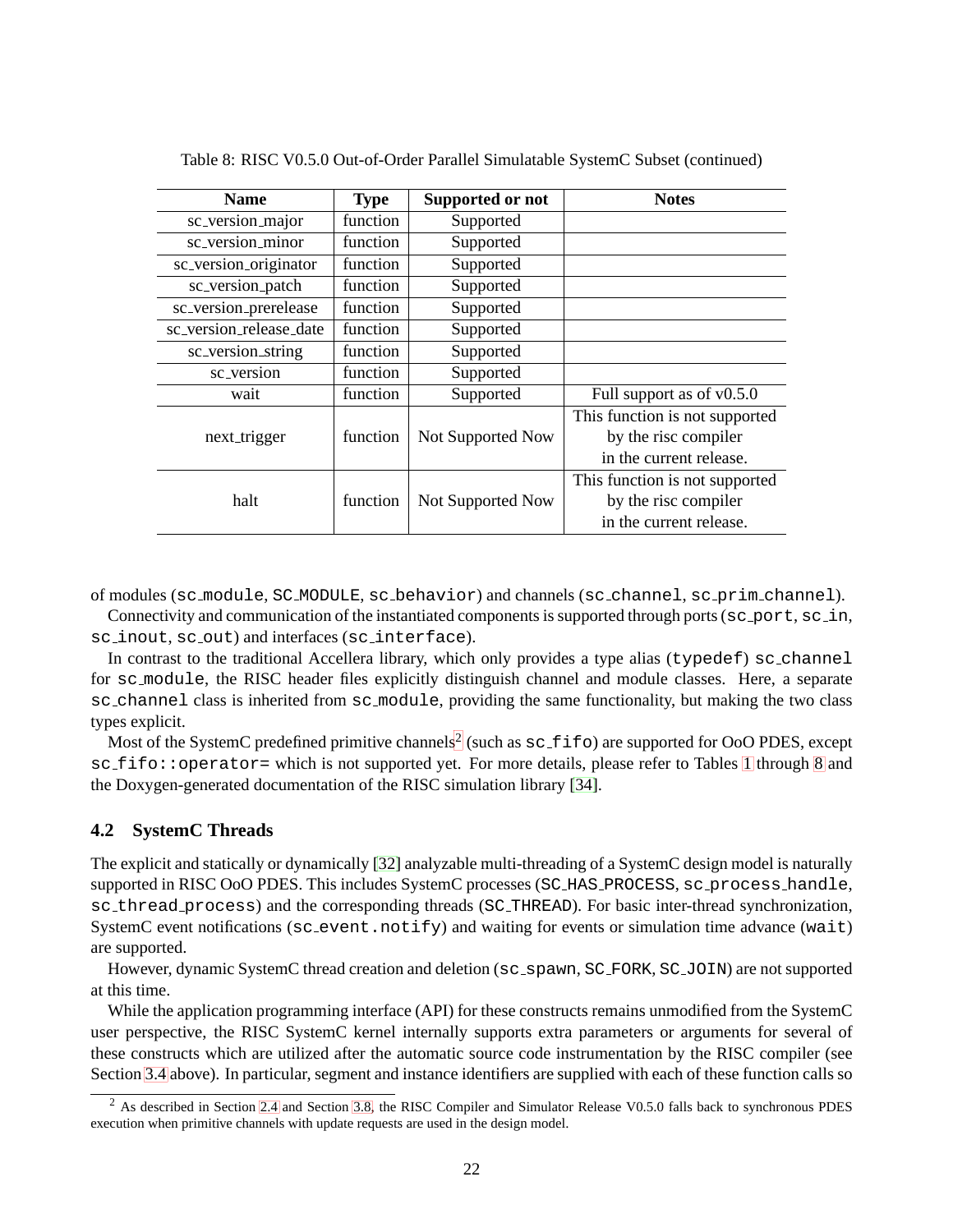Table 8: RISC V0.5.0 Out-of-Order Parallel Simulatable SystemC Subset (continued)

| Name | Type | Supported or not | Notes |
|---|---|---|---|
| sc_version_major | function | Supported | |
| sc_version_minor | function | Supported | |
| sc_version_originator | function | Supported | |
| sc_version_patch | function | Supported | |
| sc_version_prerelease | function | Supported | |
| sc_version_release_date | function | Supported | |
| sc_version_string | function | Supported | |
| sc_version | function | Supported | |
| wait | function | Supported | Full support as of v0.5.0 |
| next_trigger | function | Not Supported Now | This function is not supported by the risc compiler in the current release. |
| halt | function | Not Supported Now | This function is not supported by the risc compiler in the current release. |

of modules (`sc_module`, `SC_MODULE`, `sc_behavior`) and channels (`sc_channel`, `sc_prim_channel`).

Connectivity and communication of the instantiated components is supported through ports (`sc_port`, `sc_in`, `sc_inout`, `sc_out`) and interfaces (`sc_interface`).

In contrast to the traditional Accellera library, which only provides a type alias (`typedef`) `sc_channel` for `sc_module`, the RISC header files explicitly distinguish channel and module classes. Here, a separate `sc_channel` class is inherited from `sc_module`, providing the same functionality, but making the two class types explicit.

Most of the SystemC predefined primitive channels[2] (such as `sc_fifo`) are supported for OoO PDES, except `sc_fifo::operator=` which is not supported yet. For more details, please refer to Tables 1 through 8 and the Doxygen-generated documentation of the RISC simulation library [34].

## 4.2 SystemC Threads

The explicit and statically or dynamically [32] analyzable multi-threading of a SystemC design model is naturally supported in RISC OoO PDES. This includes SystemC processes (`SC_HAS_PROCESS`, `sc_process_handle`, `sc_thread_process`) and the corresponding threads (`SC_THREAD`). For basic inter-thread synchronization, SystemC event notifications (`sc_event.notify`) and waiting for events or simulation time advance (`wait`) are supported.

However, dynamic SystemC thread creation and deletion (`sc_spawn`, `SC_FORK`, `SC_JOIN`) are not supported at this time.

While the application programming interface (API) for these constructs remains unmodified from the SystemC user perspective, the RISC SystemC kernel internally supports extra parameters or arguments for several of these constructs which are utilized after the automatic source code instrumentation by the RISC compiler (see Section 3.4 above). In particular, segment and instance identifiers are supplied with each of these function calls so

[2] As described in Section 2.4 and Section 3.8, the RISC Compiler and Simulator Release V0.5.0 falls back to synchronous PDES execution when primitive channels with update requests are used in the design model.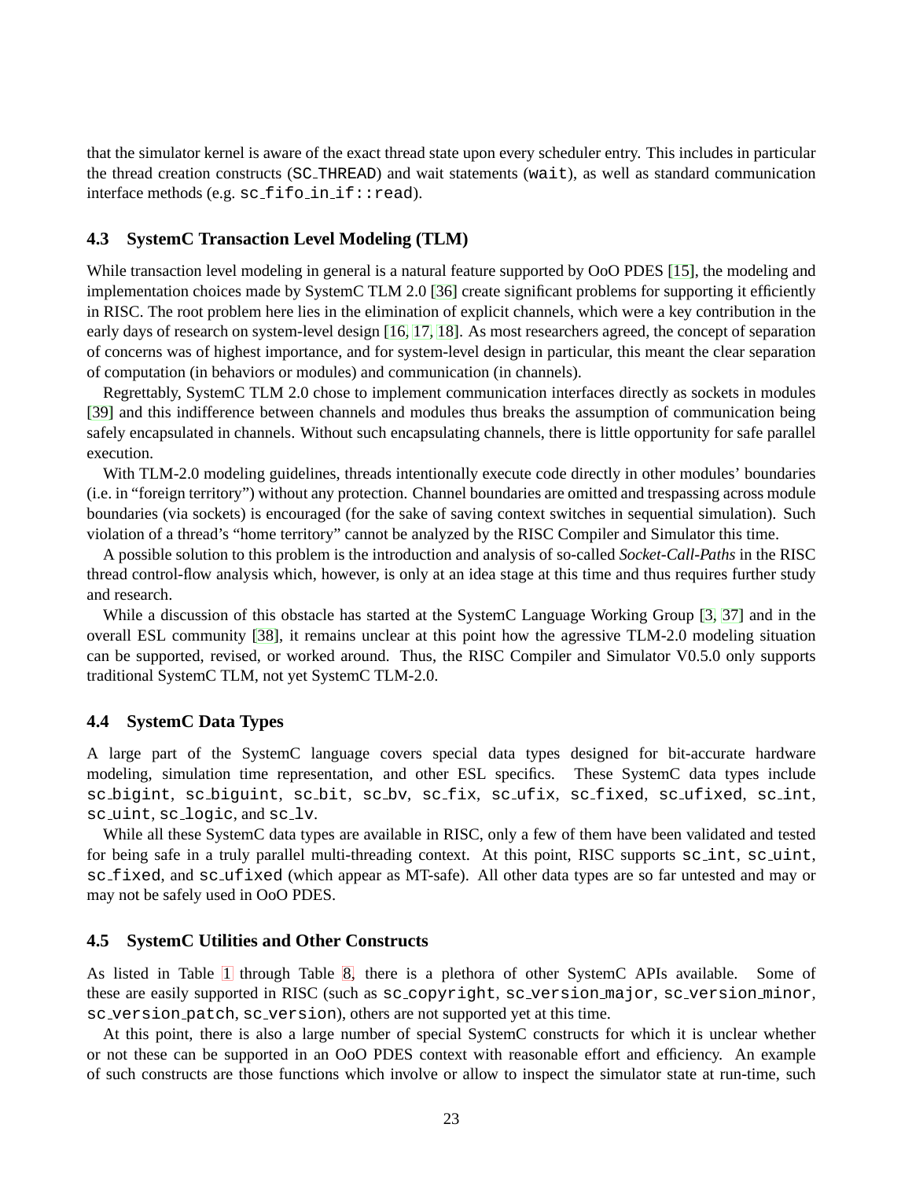that the simulator kernel is aware of the exact thread state upon every scheduler entry. This includes in particular the thread creation constructs (`SC_THREAD`) and wait statements (`wait`), as well as standard communication interface methods (e.g. `sc_fifo_in_if::read`).

### 4.3 SystemC Transaction Level Modeling (TLM)

While transaction level modeling in general is a natural feature supported by OoO PDES [15], the modeling and implementation choices made by SystemC TLM 2.0 [36] create significant problems for supporting it efficiently in RISC. The root problem here lies in the elimination of explicit channels, which were a key contribution in the early days of research on system-level design [16, 17, 18]. As most researchers agreed, the concept of separation of concerns was of highest importance, and for system-level design in particular, this meant the clear separation of computation (in behaviors or modules) and communication (in channels).

Regrettably, SystemC TLM 2.0 chose to implement communication interfaces directly as sockets in modules [39] and this indifference between channels and modules thus breaks the assumption of communication being safely encapsulated in channels. Without such encapsulating channels, there is little opportunity for safe parallel execution.

With TLM-2.0 modeling guidelines, threads intentionally execute code directly in other modules' boundaries (i.e. in "foreign territory") without any protection. Channel boundaries are omitted and trespassing across module boundaries (via sockets) is encouraged (for the sake of saving context switches in sequential simulation). Such violation of a thread's "home territory" cannot be analyzed by the RISC Compiler and Simulator this time.

A possible solution to this problem is the introduction and analysis of so-called *Socket-Call-Paths* in the RISC thread control-flow analysis which, however, is only at an idea stage at this time and thus requires further study and research.

While a discussion of this obstacle has started at the SystemC Language Working Group [3, 37] and in the overall ESL community [38], it remains unclear at this point how the agressive TLM-2.0 modeling situation can be supported, revised, or worked around. Thus, the RISC Compiler and Simulator V0.5.0 only supports traditional SystemC TLM, not yet SystemC TLM-2.0.

### 4.4 SystemC Data Types

A large part of the SystemC language covers special data types designed for bit-accurate hardware modeling, simulation time representation, and other ESL specifics. These SystemC data types include `sc_bigint`, `sc_biguint`, `sc_bit`, `sc_bv`, `sc_fix`, `sc_ufix`, `sc_fixed`, `sc_ufixed`, `sc_int`, `sc_uint`, `sc_logic`, and `sc_lv`.

While all these SystemC data types are available in RISC, only a few of them have been validated and tested for being safe in a truly parallel multi-threading context. At this point, RISC supports `sc_int`, `sc_uint`, `sc_fixed`, and `sc_ufixed` (which appear as MT-safe). All other data types are so far untested and may or may not be safely used in OoO PDES.

### 4.5 SystemC Utilities and Other Constructs

As listed in Table 1 through Table 8, there is a plethora of other SystemC APIs available. Some of these are easily supported in RISC (such as `sc_copyright`, `sc_version_major`, `sc_version_minor`, `sc_version_patch`, `sc_version`), others are not supported yet at this time.

At this point, there is also a large number of special SystemC constructs for which it is unclear whether or not these can be supported in an OoO PDES context with reasonable effort and efficiency. An example of such constructs are those functions which involve or allow to inspect the simulator state at run-time, such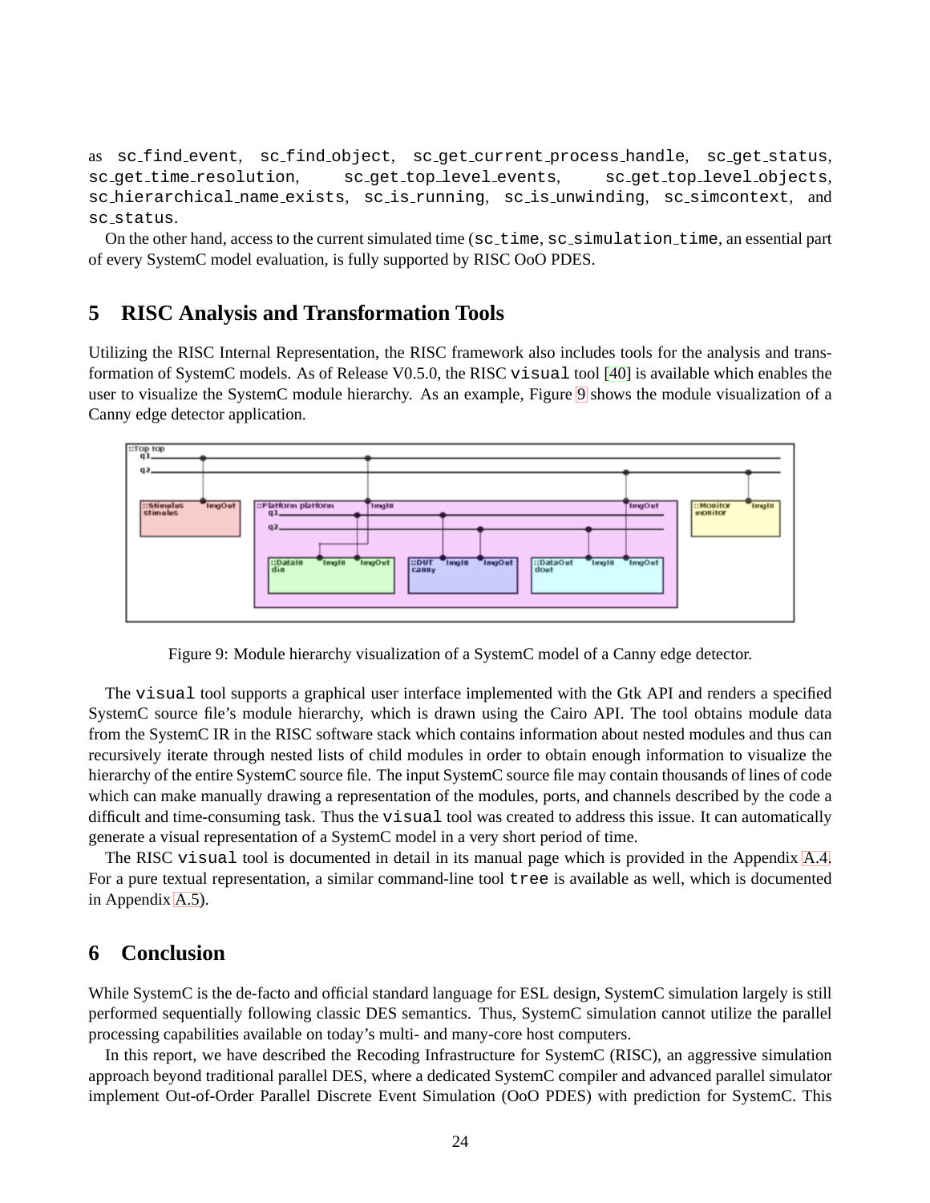as sc_find_event, sc_find_object, sc_get_current_process_handle, sc_get_status, sc_get_time_resolution, sc_get_top_level_events, sc_get_top_level_objects, sc_hierarchical_name_exists, sc_is_running, sc_is_unwinding, sc_simcontext, and sc_status.

On the other hand, access to the current simulated time (sc_time, sc_simulation_time, an essential part of every SystemC model evaluation, is fully supported by RISC OoO PDES.

## 5 RISC Analysis and Transformation Tools

Utilizing the RISC Internal Representation, the RISC framework also includes tools for the analysis and transformation of SystemC models. As of Release V0.5.0, the RISC visual tool [40] is available which enables the user to visualize the SystemC module hierarchy. As an example, Figure 9 shows the module visualization of a Canny edge detector application.

Figure 9: Module hierarchy visualization of a SystemC model of a Canny edge detector.

The visual tool supports a graphical user interface implemented with the Gtk API and renders a specified SystemC source file's module hierarchy, which is drawn using the Cairo API. The tool obtains module data from the SystemC IR in the RISC software stack which contains information about nested modules and thus can recursively iterate through nested lists of child modules in order to obtain enough information to visualize the hierarchy of the entire SystemC source file. The input SystemC source file may contain thousands of lines of code which can make manually drawing a representation of the modules, ports, and channels described by the code a difficult and time-consuming task. Thus the visual tool was created to address this issue. It can automatically generate a visual representation of a SystemC model in a very short period of time.

The RISC visual tool is documented in detail in its manual page which is provided in the Appendix A.4. For a pure textual representation, a similar command-line tool tree is available as well, which is documented in Appendix A.5).

## 6 Conclusion

While SystemC is the de-facto and official standard language for ESL design, SystemC simulation largely is still performed sequentially following classic DES semantics. Thus, SystemC simulation cannot utilize the parallel processing capabilities available on today's multi- and many-core host computers.

In this report, we have described the Recoding Infrastructure for SystemC (RISC), an aggressive simulation approach beyond traditional parallel DES, where a dedicated SystemC compiler and advanced parallel simulator implement Out-of-Order Parallel Discrete Event Simulation (OoO PDES) with prediction for SystemC. This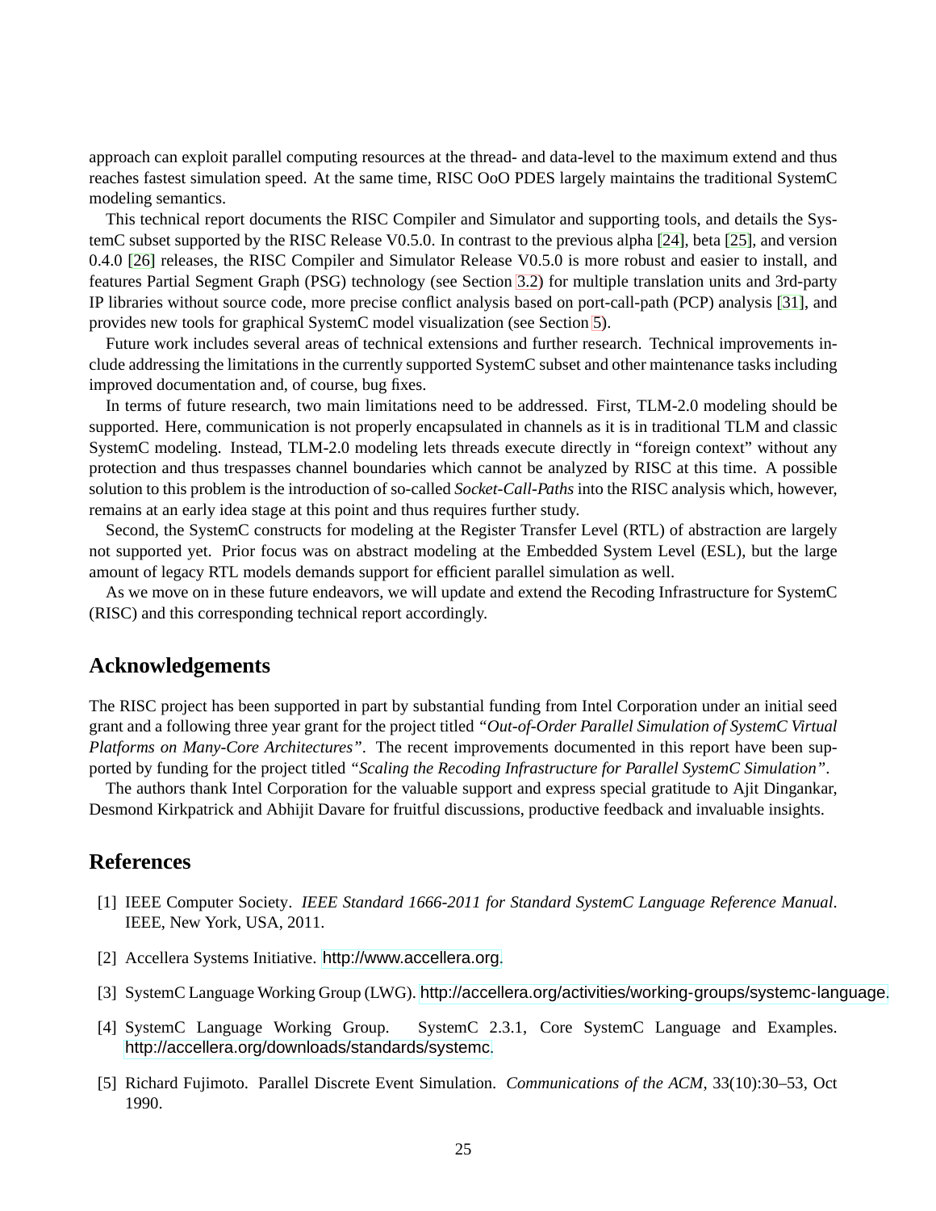approach can exploit parallel computing resources at the thread- and data-level to the maximum extend and thus reaches fastest simulation speed. At the same time, RISC OoO PDES largely maintains the traditional SystemC modeling semantics.

This technical report documents the RISC Compiler and Simulator and supporting tools, and details the SystemC subset supported by the RISC Release V0.5.0. In contrast to the previous alpha [24], beta [25], and version 0.4.0 [26] releases, the RISC Compiler and Simulator Release V0.5.0 is more robust and easier to install, and features Partial Segment Graph (PSG) technology (see Section 3.2) for multiple translation units and 3rd-party IP libraries without source code, more precise conflict analysis based on port-call-path (PCP) analysis [31], and provides new tools for graphical SystemC model visualization (see Section 5).

Future work includes several areas of technical extensions and further research. Technical improvements include addressing the limitations in the currently supported SystemC subset and other maintenance tasks including improved documentation and, of course, bug fixes.

In terms of future research, two main limitations need to be addressed. First, TLM-2.0 modeling should be supported. Here, communication is not properly encapsulated in channels as it is in traditional TLM and classic SystemC modeling. Instead, TLM-2.0 modeling lets threads execute directly in "foreign context" without any protection and thus trespasses channel boundaries which cannot be analyzed by RISC at this time. A possible solution to this problem is the introduction of so-called *Socket-Call-Paths* into the RISC analysis which, however, remains at an early idea stage at this point and thus requires further study.

Second, the SystemC constructs for modeling at the Register Transfer Level (RTL) of abstraction are largely not supported yet. Prior focus was on abstract modeling at the Embedded System Level (ESL), but the large amount of legacy RTL models demands support for efficient parallel simulation as well.

As we move on in these future endeavors, we will update and extend the Recoding Infrastructure for SystemC (RISC) and this corresponding technical report accordingly.

## Acknowledgements

The RISC project has been supported in part by substantial funding from Intel Corporation under an initial seed grant and a following three year grant for the project titled *"Out-of-Order Parallel Simulation of SystemC Virtual Platforms on Many-Core Architectures"*. The recent improvements documented in this report have been supported by funding for the project titled *"Scaling the Recoding Infrastructure for Parallel SystemC Simulation"*.

The authors thank Intel Corporation for the valuable support and express special gratitude to Ajit Dingankar, Desmond Kirkpatrick and Abhijit Davare for fruitful discussions, productive feedback and invaluable insights.

## References

[1] IEEE Computer Society. *IEEE Standard 1666-2011 for Standard SystemC Language Reference Manual*. IEEE, New York, USA, 2011.

[2] Accellera Systems Initiative. http://www.accellera.org.

[3] SystemC Language Working Group (LWG). http://accellera.org/activities/working-groups/systemc-language.

[4] SystemC Language Working Group. SystemC 2.3.1, Core SystemC Language and Examples. http://accellera.org/downloads/standards/systemc.

[5] Richard Fujimoto. Parallel Discrete Event Simulation. *Communications of the ACM*, 33(10):30–53, Oct 1990.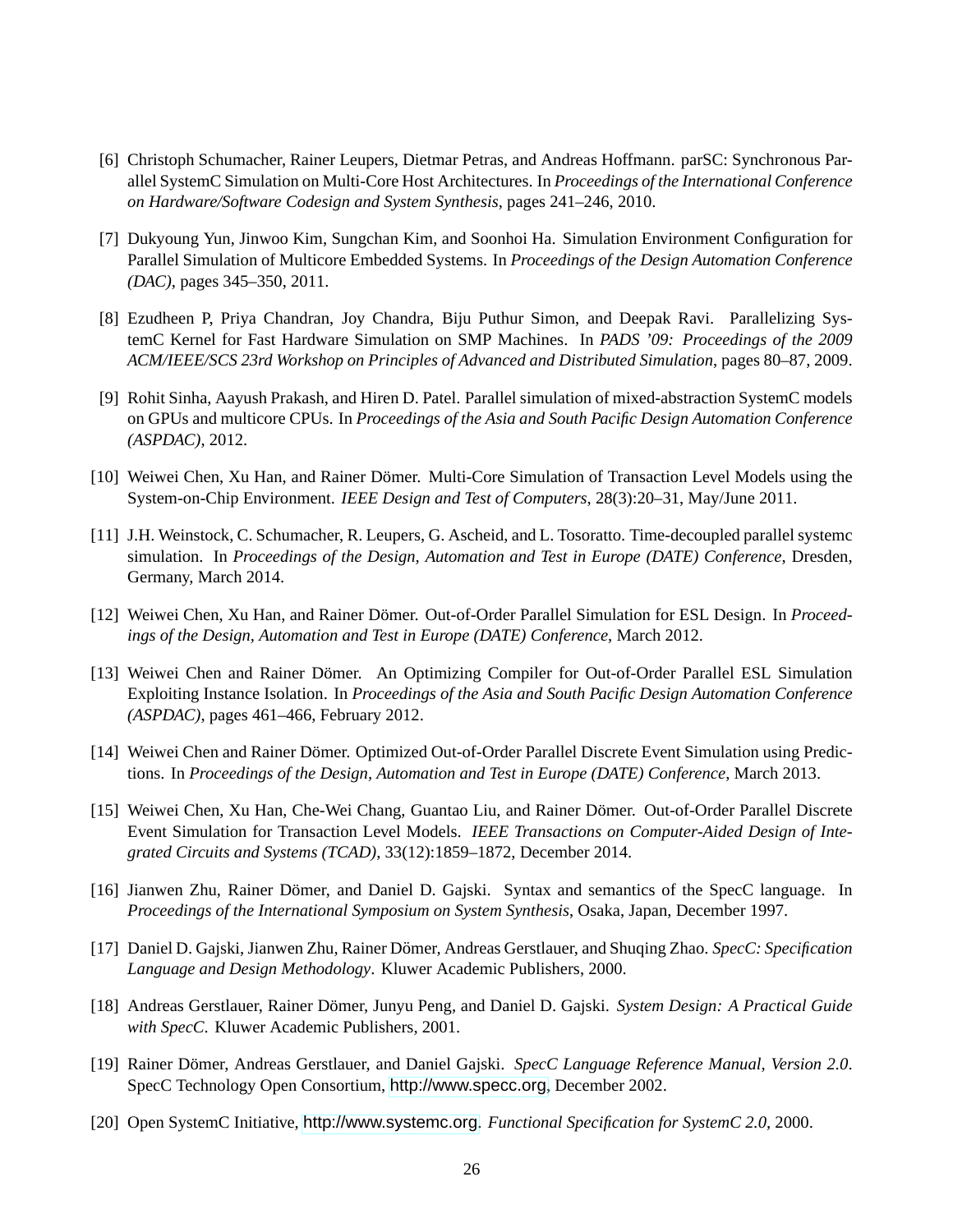[6] Christoph Schumacher, Rainer Leupers, Dietmar Petras, and Andreas Hoffmann. parSC: Synchronous Parallel SystemC Simulation on Multi-Core Host Architectures. In *Proceedings of the International Conference on Hardware/Software Codesign and System Synthesis*, pages 241–246, 2010.

[7] Dukyoung Yun, Jinwoo Kim, Sungchan Kim, and Soonhoi Ha. Simulation Environment Configuration for Parallel Simulation of Multicore Embedded Systems. In *Proceedings of the Design Automation Conference (DAC)*, pages 345–350, 2011.

[8] Ezudheen P, Priya Chandran, Joy Chandra, Biju Puthur Simon, and Deepak Ravi. Parallelizing SystemC Kernel for Fast Hardware Simulation on SMP Machines. In *PADS '09: Proceedings of the 2009 ACM/IEEE/SCS 23rd Workshop on Principles of Advanced and Distributed Simulation*, pages 80–87, 2009.

[9] Rohit Sinha, Aayush Prakash, and Hiren D. Patel. Parallel simulation of mixed-abstraction SystemC models on GPUs and multicore CPUs. In *Proceedings of the Asia and South Pacific Design Automation Conference (ASPDAC)*, 2012.

[10] Weiwei Chen, Xu Han, and Rainer Dömer. Multi-Core Simulation of Transaction Level Models using the System-on-Chip Environment. *IEEE Design and Test of Computers*, 28(3):20–31, May/June 2011.

[11] J.H. Weinstock, C. Schumacher, R. Leupers, G. Ascheid, and L. Tosoratto. Time-decoupled parallel systemc simulation. In *Proceedings of the Design, Automation and Test in Europe (DATE) Conference*, Dresden, Germany, March 2014.

[12] Weiwei Chen, Xu Han, and Rainer Dömer. Out-of-Order Parallel Simulation for ESL Design. In *Proceedings of the Design, Automation and Test in Europe (DATE) Conference*, March 2012.

[13] Weiwei Chen and Rainer Dömer. An Optimizing Compiler for Out-of-Order Parallel ESL Simulation Exploiting Instance Isolation. In *Proceedings of the Asia and South Pacific Design Automation Conference (ASPDAC)*, pages 461–466, February 2012.

[14] Weiwei Chen and Rainer Dömer. Optimized Out-of-Order Parallel Discrete Event Simulation using Predictions. In *Proceedings of the Design, Automation and Test in Europe (DATE) Conference*, March 2013.

[15] Weiwei Chen, Xu Han, Che-Wei Chang, Guantao Liu, and Rainer Dömer. Out-of-Order Parallel Discrete Event Simulation for Transaction Level Models. *IEEE Transactions on Computer-Aided Design of Integrated Circuits and Systems (TCAD)*, 33(12):1859–1872, December 2014.

[16] Jianwen Zhu, Rainer Dömer, and Daniel D. Gajski. Syntax and semantics of the SpecC language. In *Proceedings of the International Symposium on System Synthesis*, Osaka, Japan, December 1997.

[17] Daniel D. Gajski, Jianwen Zhu, Rainer Dömer, Andreas Gerstlauer, and Shuqing Zhao. *SpecC: Specification Language and Design Methodology*. Kluwer Academic Publishers, 2000.

[18] Andreas Gerstlauer, Rainer Dömer, Junyu Peng, and Daniel D. Gajski. *System Design: A Practical Guide with SpecC*. Kluwer Academic Publishers, 2001.

[19] Rainer Dömer, Andreas Gerstlauer, and Daniel Gajski. *SpecC Language Reference Manual, Version 2.0*. SpecC Technology Open Consortium, http://www.specc.org, December 2002.

[20] Open SystemC Initiative, http://www.systemc.org. *Functional Specification for SystemC 2.0*, 2000.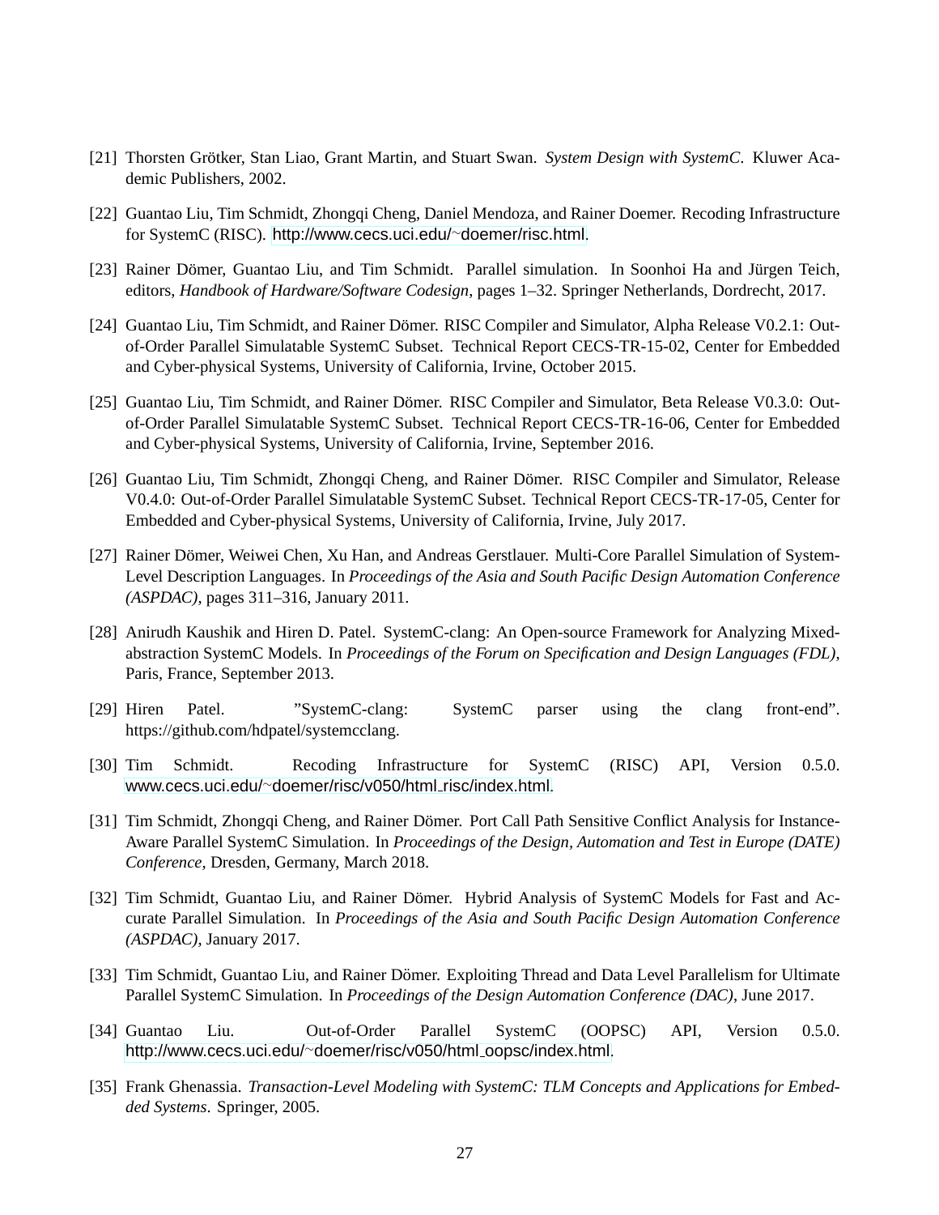[21] Thorsten Grötker, Stan Liao, Grant Martin, and Stuart Swan. *System Design with SystemC*. Kluwer Academic Publishers, 2002.

[22] Guantao Liu, Tim Schmidt, Zhongqi Cheng, Daniel Mendoza, and Rainer Doemer. Recoding Infrastructure for SystemC (RISC). http://www.cecs.uci.edu/~doemer/risc.html.

[23] Rainer Dömer, Guantao Liu, and Tim Schmidt. Parallel simulation. In Soonhoi Ha and Jürgen Teich, editors, *Handbook of Hardware/Software Codesign*, pages 1–32. Springer Netherlands, Dordrecht, 2017.

[24] Guantao Liu, Tim Schmidt, and Rainer Dömer. RISC Compiler and Simulator, Alpha Release V0.2.1: Out-of-Order Parallel Simulatable SystemC Subset. Technical Report CECS-TR-15-02, Center for Embedded and Cyber-physical Systems, University of California, Irvine, October 2015.

[25] Guantao Liu, Tim Schmidt, and Rainer Dömer. RISC Compiler and Simulator, Beta Release V0.3.0: Out-of-Order Parallel Simulatable SystemC Subset. Technical Report CECS-TR-16-06, Center for Embedded and Cyber-physical Systems, University of California, Irvine, September 2016.

[26] Guantao Liu, Tim Schmidt, Zhongqi Cheng, and Rainer Dömer. RISC Compiler and Simulator, Release V0.4.0: Out-of-Order Parallel Simulatable SystemC Subset. Technical Report CECS-TR-17-05, Center for Embedded and Cyber-physical Systems, University of California, Irvine, July 2017.

[27] Rainer Dömer, Weiwei Chen, Xu Han, and Andreas Gerstlauer. Multi-Core Parallel Simulation of System-Level Description Languages. In *Proceedings of the Asia and South Pacific Design Automation Conference (ASPDAC)*, pages 311–316, January 2011.

[28] Anirudh Kaushik and Hiren D. Patel. SystemC-clang: An Open-source Framework for Analyzing Mixed-abstraction SystemC Models. In *Proceedings of the Forum on Specification and Design Languages (FDL)*, Paris, France, September 2013.

[29] Hiren Patel. "SystemC-clang: SystemC parser using the clang front-end". https://github.com/hdpatel/systemcclang.

[30] Tim Schmidt. Recoding Infrastructure for SystemC (RISC) API, Version 0.5.0. www.cecs.uci.edu/~doemer/risc/v050/html_risc/index.html.

[31] Tim Schmidt, Zhongqi Cheng, and Rainer Dömer. Port Call Path Sensitive Conflict Analysis for Instance-Aware Parallel SystemC Simulation. In *Proceedings of the Design, Automation and Test in Europe (DATE) Conference*, Dresden, Germany, March 2018.

[32] Tim Schmidt, Guantao Liu, and Rainer Dömer. Hybrid Analysis of SystemC Models for Fast and Accurate Parallel Simulation. In *Proceedings of the Asia and South Pacific Design Automation Conference (ASPDAC)*, January 2017.

[33] Tim Schmidt, Guantao Liu, and Rainer Dömer. Exploiting Thread and Data Level Parallelism for Ultimate Parallel SystemC Simulation. In *Proceedings of the Design Automation Conference (DAC)*, June 2017.

[34] Guantao Liu. Out-of-Order Parallel SystemC (OOPSC) API, Version 0.5.0. http://www.cecs.uci.edu/~doemer/risc/v050/html_oopsc/index.html.

[35] Frank Ghenassia. *Transaction-Level Modeling with SystemC: TLM Concepts and Applications for Embedded Systems*. Springer, 2005.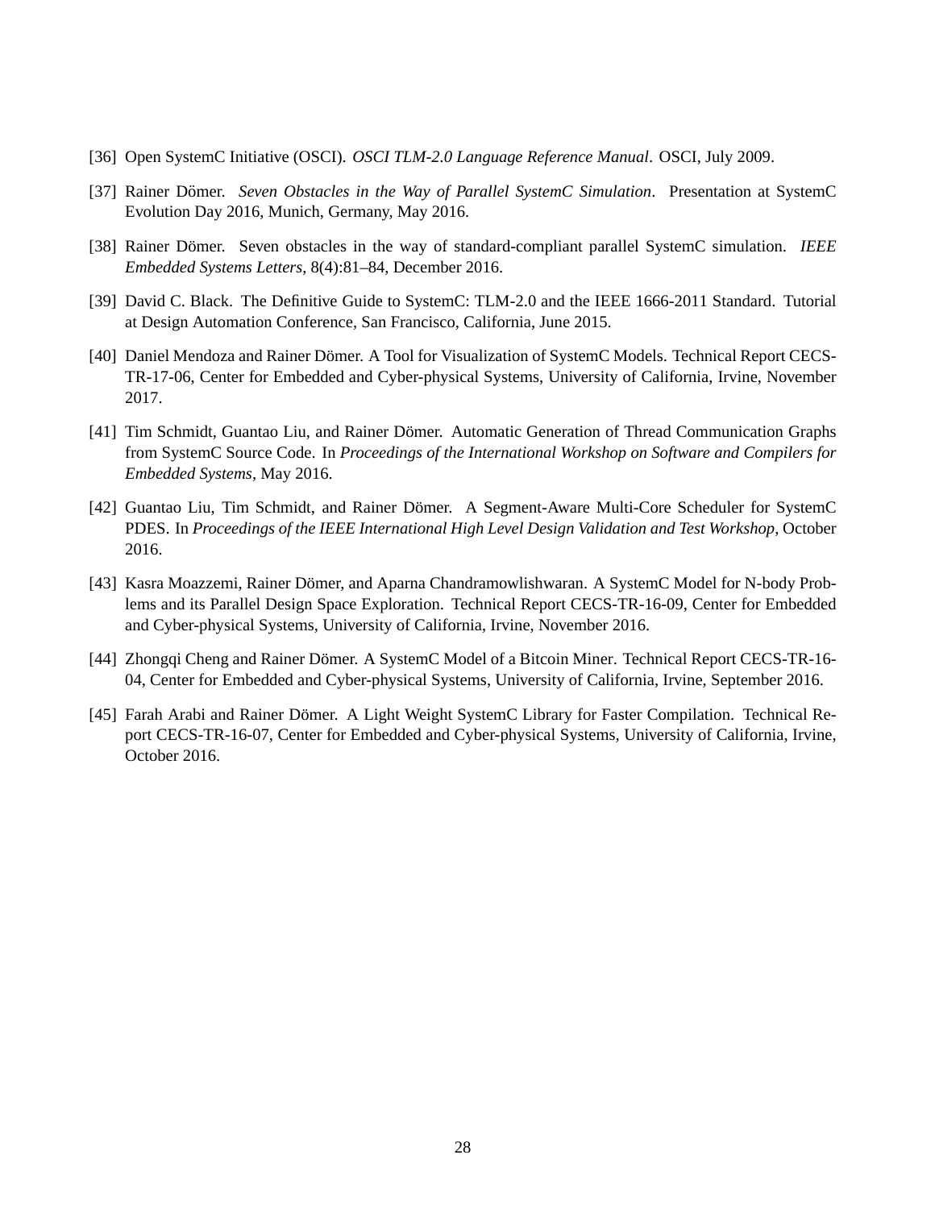[36] Open SystemC Initiative (OSCI). *OSCI TLM-2.0 Language Reference Manual*. OSCI, July 2009.

[37] Rainer Dömer. *Seven Obstacles in the Way of Parallel SystemC Simulation*. Presentation at SystemC Evolution Day 2016, Munich, Germany, May 2016.

[38] Rainer Dömer. Seven obstacles in the way of standard-compliant parallel SystemC simulation. *IEEE Embedded Systems Letters*, 8(4):81–84, December 2016.

[39] David C. Black. The Definitive Guide to SystemC: TLM-2.0 and the IEEE 1666-2011 Standard. Tutorial at Design Automation Conference, San Francisco, California, June 2015.

[40] Daniel Mendoza and Rainer Dömer. A Tool for Visualization of SystemC Models. Technical Report CECS-TR-17-06, Center for Embedded and Cyber-physical Systems, University of California, Irvine, November 2017.

[41] Tim Schmidt, Guantao Liu, and Rainer Dömer. Automatic Generation of Thread Communication Graphs from SystemC Source Code. In *Proceedings of the International Workshop on Software and Compilers for Embedded Systems*, May 2016.

[42] Guantao Liu, Tim Schmidt, and Rainer Dömer. A Segment-Aware Multi-Core Scheduler for SystemC PDES. In *Proceedings of the IEEE International High Level Design Validation and Test Workshop*, October 2016.

[43] Kasra Moazzemi, Rainer Dömer, and Aparna Chandramowlishwaran. A SystemC Model for N-body Problems and its Parallel Design Space Exploration. Technical Report CECS-TR-16-09, Center for Embedded and Cyber-physical Systems, University of California, Irvine, November 2016.

[44] Zhongqi Cheng and Rainer Dömer. A SystemC Model of a Bitcoin Miner. Technical Report CECS-TR-16-04, Center for Embedded and Cyber-physical Systems, University of California, Irvine, September 2016.

[45] Farah Arabi and Rainer Dömer. A Light Weight SystemC Library for Faster Compilation. Technical Report CECS-TR-16-07, Center for Embedded and Cyber-physical Systems, University of California, Irvine, October 2016.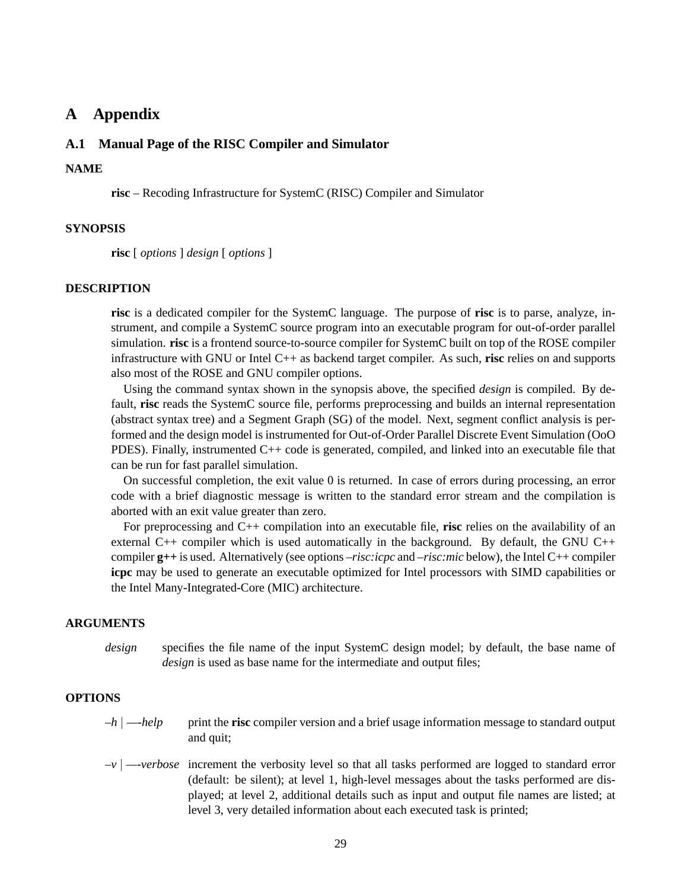# A Appendix

## A.1 Manual Page of the RISC Compiler and Simulator

### NAME

**risc** – Recoding Infrastructure for SystemC (RISC) Compiler and Simulator

### SYNOPSIS

**risc** [ *options* ] *design* [ *options* ]

### DESCRIPTION

**risc** is a dedicated compiler for the SystemC language. The purpose of **risc** is to parse, analyze, instrument, and compile a SystemC source program into an executable program for out-of-order parallel simulation. **risc** is a frontend source-to-source compiler for SystemC built on top of the ROSE compiler infrastructure with GNU or Intel C++ as backend target compiler. As such, **risc** relies on and supports also most of the ROSE and GNU compiler options.

Using the command syntax shown in the synopsis above, the specified *design* is compiled. By default, **risc** reads the SystemC source file, performs preprocessing and builds an internal representation (abstract syntax tree) and a Segment Graph (SG) of the model. Next, segment conflict analysis is performed and the design model is instrumented for Out-of-Order Parallel Discrete Event Simulation (OoO PDES). Finally, instrumented C++ code is generated, compiled, and linked into an executable file that can be run for fast parallel simulation.

On successful completion, the exit value 0 is returned. In case of errors during processing, an error code with a brief diagnostic message is written to the standard error stream and the compilation is aborted with an exit value greater than zero.

For preprocessing and C++ compilation into an executable file, **risc** relies on the availability of an external C++ compiler which is used automatically in the background. By default, the GNU C++ compiler **g++** is used. Alternatively (see options *–risc:icpc* and *–risc:mic* below), the Intel C++ compiler **icpc** may be used to generate an executable optimized for Intel processors with SIMD capabilities or the Intel Many-Integrated-Core (MIC) architecture.

### ARGUMENTS

*design* specifies the file name of the input SystemC design model; by default, the base name of *design* is used as base name for the intermediate and output files;

### OPTIONS

*–h* | *—-help* print the **risc** compiler version and a brief usage information message to standard output and quit;

*–v* | *—-verbose* increment the verbosity level so that all tasks performed are logged to standard error (default: be silent); at level 1, high-level messages about the tasks performed are displayed; at level 2, additional details such as input and output file names are listed; at level 3, very detailed information about each executed task is printed;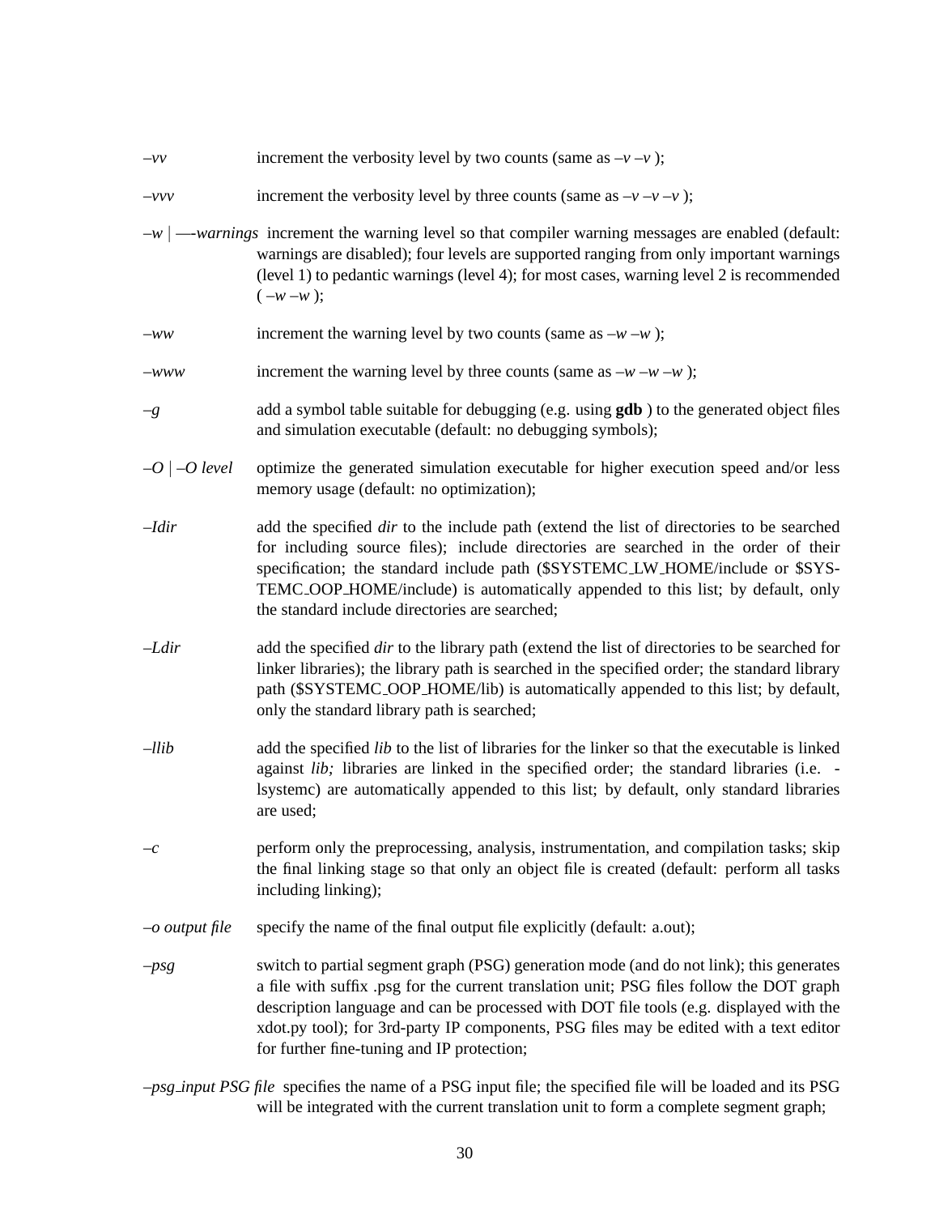*–vv* increment the verbosity level by two counts (same as *–v –v* );

*–vvv* increment the verbosity level by three counts (same as *–v –v –v* );

*–w* | *—-warnings* increment the warning level so that compiler warning messages are enabled (default: warnings are disabled); four levels are supported ranging from only important warnings (level 1) to pedantic warnings (level 4); for most cases, warning level 2 is recommended ( *–w –w* );

*–ww* increment the warning level by two counts (same as *–w –w* );

*–www* increment the warning level by three counts (same as *–w –w –w* );

*–g* add a symbol table suitable for debugging (e.g. using **gdb** ) to the generated object files and simulation executable (default: no debugging symbols);

*–O* | *–O level* optimize the generated simulation executable for higher execution speed and/or less memory usage (default: no optimization);

*–Idir* add the specified *dir* to the include path (extend the list of directories to be searched for including source files); include directories are searched in the order of their specification; the standard include path ($SYSTEMC_LW_HOME/include or $SYSTEMC_OOP_HOME/include) is automatically appended to this list; by default, only the standard include directories are searched;

*–Ldir* add the specified *dir* to the library path (extend the list of directories to be searched for linker libraries); the library path is searched in the specified order; the standard library path ($SYSTEMC_OOP_HOME/lib) is automatically appended to this list; by default, only the standard library path is searched;

*–llib* add the specified *lib* to the list of libraries for the linker so that the executable is linked against *lib;* libraries are linked in the specified order; the standard libraries (i.e. -lsystemc) are automatically appended to this list; by default, only standard libraries are used;

*–c* perform only the preprocessing, analysis, instrumentation, and compilation tasks; skip the final linking stage so that only an object file is created (default: perform all tasks including linking);

*–o output file* specify the name of the final output file explicitly (default: a.out);

*–psg* switch to partial segment graph (PSG) generation mode (and do not link); this generates a file with suffix .psg for the current translation unit; PSG files follow the DOT graph description language and can be processed with DOT file tools (e.g. displayed with the xdot.py tool); for 3rd-party IP components, PSG files may be edited with a text editor for further fine-tuning and IP protection;

*–psg_input PSG file* specifies the name of a PSG input file; the specified file will be loaded and its PSG will be integrated with the current translation unit to form a complete segment graph;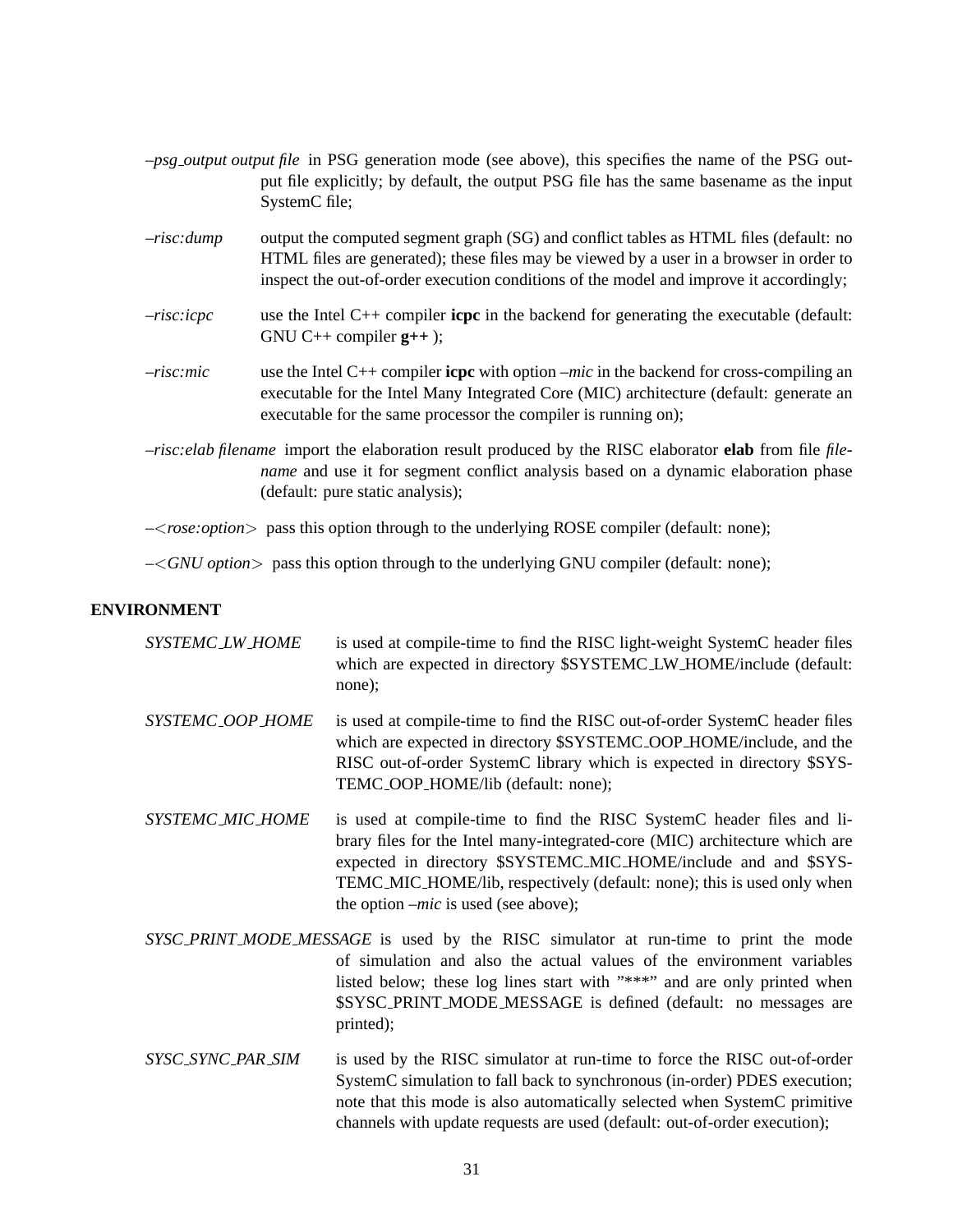*–psg_output output file* in PSG generation mode (see above), this specifies the name of the PSG output file explicitly; by default, the output PSG file has the same basename as the input SystemC file;

*–risc:dump* output the computed segment graph (SG) and conflict tables as HTML files (default: no HTML files are generated); these files may be viewed by a user in a browser in order to inspect the out-of-order execution conditions of the model and improve it accordingly;

*–risc:icpc* use the Intel C++ compiler **icpc** in the backend for generating the executable (default: GNU C++ compiler **g++** );

*–risc:mic* use the Intel C++ compiler **icpc** with option *–mic* in the backend for cross-compiling an executable for the Intel Many Integrated Core (MIC) architecture (default: generate an executable for the same processor the compiler is running on);

*–risc:elab filename* import the elaboration result produced by the RISC elaborator **elab** from file *filename* and use it for segment conflict analysis based on a dynamic elaboration phase (default: pure static analysis);

*–<rose:option>* pass this option through to the underlying ROSE compiler (default: none);

*–<GNU option>* pass this option through to the underlying GNU compiler (default: none);

**ENVIRONMENT**

*SYSTEMC_LW_HOME* is used at compile-time to find the RISC light-weight SystemC header files which are expected in directory $SYSTEMC_LW_HOME/include (default: none);

*SYSTEMC_OOP_HOME* is used at compile-time to find the RISC out-of-order SystemC header files which are expected in directory $SYSTEMC_OOP_HOME/include, and the RISC out-of-order SystemC library which is expected in directory $SYSTEMC_OOP_HOME/lib (default: none);

*SYSTEMC_MIC_HOME* is used at compile-time to find the RISC SystemC header files and library files for the Intel many-integrated-core (MIC) architecture which are expected in directory $SYSTEMC_MIC_HOME/include and and $SYSTEMC_MIC_HOME/lib, respectively (default: none); this is used only when the option *–mic* is used (see above);

*SYSC_PRINT_MODE_MESSAGE* is used by the RISC simulator at run-time to print the mode of simulation and also the actual values of the environment variables listed below; these log lines start with "***" and are only printed when $SYSC_PRINT_MODE_MESSAGE is defined (default: no messages are printed);

*SYSC_SYNC_PAR_SIM* is used by the RISC simulator at run-time to force the RISC out-of-order SystemC simulation to fall back to synchronous (in-order) PDES execution; note that this mode is also automatically selected when SystemC primitive channels with update requests are used (default: out-of-order execution);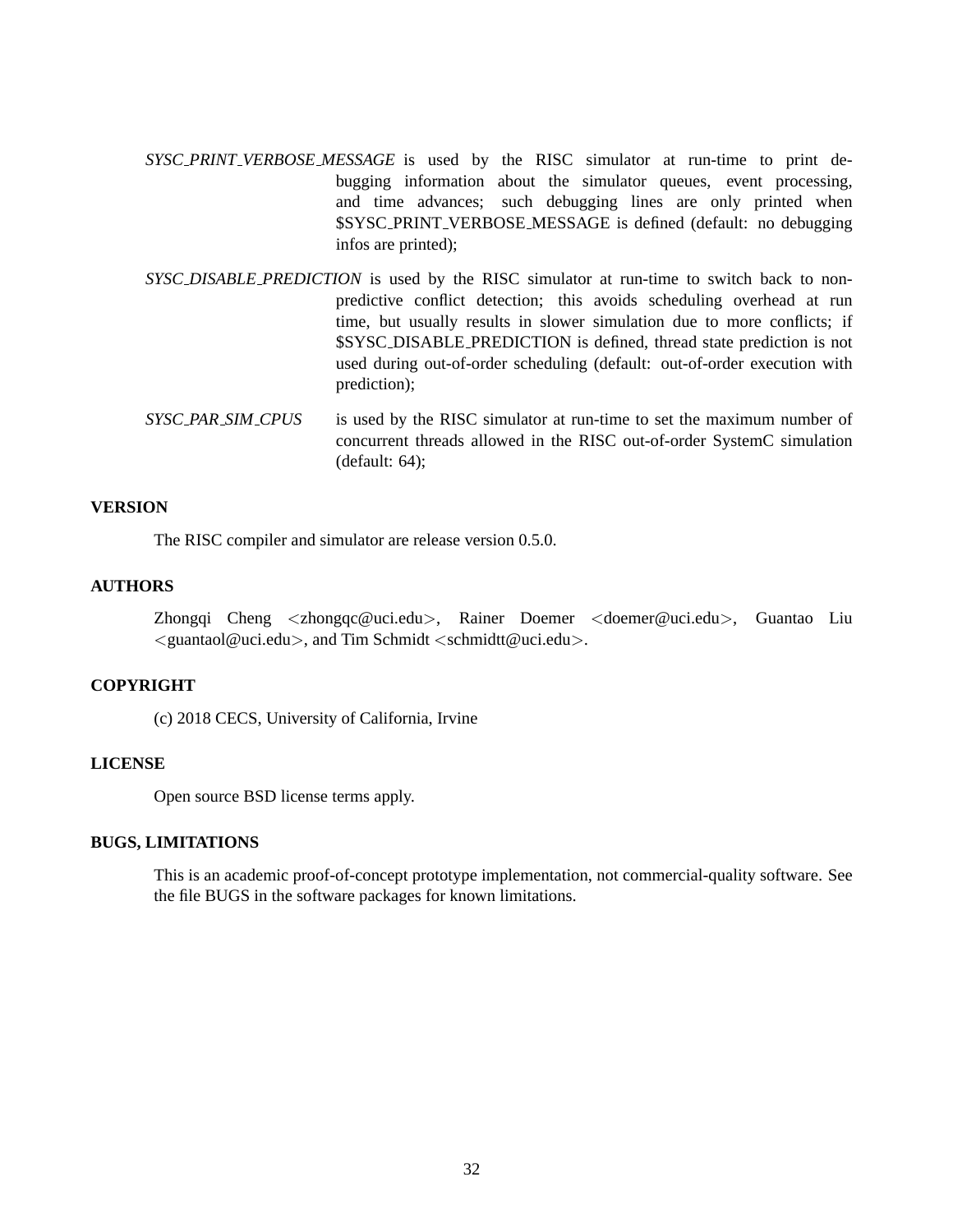*SYSC_PRINT_VERBOSE_MESSAGE* is used by the RISC simulator at run-time to print debugging information about the simulator queues, event processing, and time advances; such debugging lines are only printed when $SYSC_PRINT_VERBOSE_MESSAGE is defined (default: no debugging infos are printed);

*SYSC_DISABLE_PREDICTION* is used by the RISC simulator at run-time to switch back to non-predictive conflict detection; this avoids scheduling overhead at run time, but usually results in slower simulation due to more conflicts; if $SYSC_DISABLE_PREDICTION is defined, thread state prediction is not used during out-of-order scheduling (default: out-of-order execution with prediction);

*SYSC_PAR_SIM_CPUS* is used by the RISC simulator at run-time to set the maximum number of concurrent threads allowed in the RISC out-of-order SystemC simulation (default: 64);

**VERSION**

The RISC compiler and simulator are release version 0.5.0.

**AUTHORS**

Zhongqi Cheng <zhongqc@uci.edu>, Rainer Doemer <doemer@uci.edu>, Guantao Liu <guantaol@uci.edu>, and Tim Schmidt <schmidtt@uci.edu>.

**COPYRIGHT**

(c) 2018 CECS, University of California, Irvine

**LICENSE**

Open source BSD license terms apply.

**BUGS, LIMITATIONS**

This is an academic proof-of-concept prototype implementation, not commercial-quality software. See the file BUGS in the software packages for known limitations.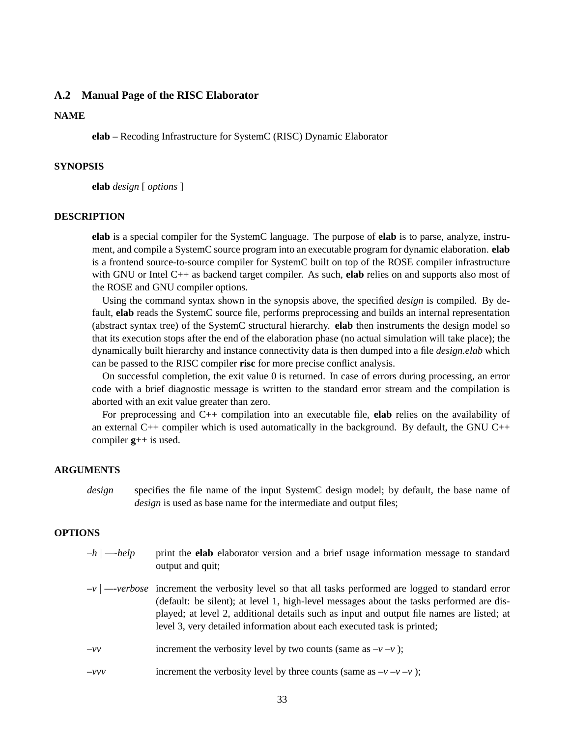### A.2 Manual Page of the RISC Elaborator

**NAME**

**elab** – Recoding Infrastructure for SystemC (RISC) Dynamic Elaborator

**SYNOPSIS**

**elab** *design* [ *options* ]

**DESCRIPTION**

**elab** is a special compiler for the SystemC language. The purpose of **elab** is to parse, analyze, instrument, and compile a SystemC source program into an executable program for dynamic elaboration. **elab** is a frontend source-to-source compiler for SystemC built on top of the ROSE compiler infrastructure with GNU or Intel C++ as backend target compiler. As such, **elab** relies on and supports also most of the ROSE and GNU compiler options.

Using the command syntax shown in the synopsis above, the specified *design* is compiled. By default, **elab** reads the SystemC source file, performs preprocessing and builds an internal representation (abstract syntax tree) of the SystemC structural hierarchy. **elab** then instruments the design model so that its execution stops after the end of the elaboration phase (no actual simulation will take place); the dynamically built hierarchy and instance connectivity data is then dumped into a file *design.elab* which can be passed to the RISC compiler **risc** for more precise conflict analysis.

On successful completion, the exit value 0 is returned. In case of errors during processing, an error code with a brief diagnostic message is written to the standard error stream and the compilation is aborted with an exit value greater than zero.

For preprocessing and C++ compilation into an executable file, **elab** relies on the availability of an external C++ compiler which is used automatically in the background. By default, the GNU C++ compiler **g++** is used.

**ARGUMENTS**

*design* specifies the file name of the input SystemC design model; by default, the base name of *design* is used as base name for the intermediate and output files;

**OPTIONS**

*–h* | *—-help* print the **elab** elaborator version and a brief usage information message to standard output and quit;

*–v* | *—-verbose* increment the verbosity level so that all tasks performed are logged to standard error (default: be silent); at level 1, high-level messages about the tasks performed are displayed; at level 2, additional details such as input and output file names are listed; at level 3, very detailed information about each executed task is printed;

*–vv* increment the verbosity level by two counts (same as *–v –v* );

*–vvv* increment the verbosity level by three counts (same as *–v –v –v* );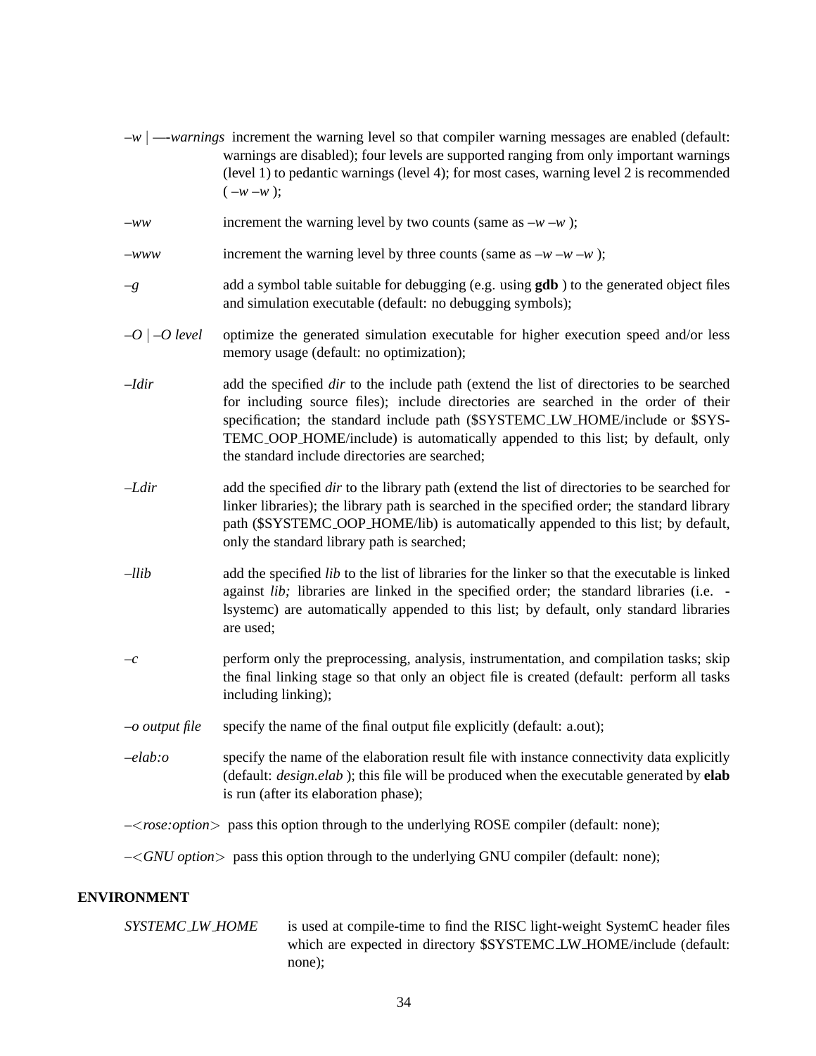*–w* | *—-warnings* increment the warning level so that compiler warning messages are enabled (default: warnings are disabled); four levels are supported ranging from only important warnings (level 1) to pedantic warnings (level 4); for most cases, warning level 2 is recommended ( *–w –w* );

*–ww* increment the warning level by two counts (same as *–w –w* );

*–www* increment the warning level by three counts (same as *–w –w –w* );

*–g* add a symbol table suitable for debugging (e.g. using **gdb** ) to the generated object files and simulation executable (default: no debugging symbols);

*–O* | *–O level* optimize the generated simulation executable for higher execution speed and/or less memory usage (default: no optimization);

*–Idir* add the specified *dir* to the include path (extend the list of directories to be searched for including source files); include directories are searched in the order of their specification; the standard include path ($SYSTEMC_LW_HOME/include or $SYSTEMC_OOP_HOME/include) is automatically appended to this list; by default, only the standard include directories are searched;

*–Ldir* add the specified *dir* to the library path (extend the list of directories to be searched for linker libraries); the library path is searched in the specified order; the standard library path ($SYSTEMC_OOP_HOME/lib) is automatically appended to this list; by default, only the standard library path is searched;

*–llib* add the specified *lib* to the list of libraries for the linker so that the executable is linked against *lib;* libraries are linked in the specified order; the standard libraries (i.e. -lsystemc) are automatically appended to this list; by default, only standard libraries are used;

*–c* perform only the preprocessing, analysis, instrumentation, and compilation tasks; skip the final linking stage so that only an object file is created (default: perform all tasks including linking);

*–o output file* specify the name of the final output file explicitly (default: a.out);

*–elab:o* specify the name of the elaboration result file with instance connectivity data explicitly (default: *design.elab* ); this file will be produced when the executable generated by **elab** is run (after its elaboration phase);

*–<rose:option>* pass this option through to the underlying ROSE compiler (default: none);

*–<GNU option>* pass this option through to the underlying GNU compiler (default: none);

**ENVIRONMENT**

*SYSTEMC_LW_HOME* is used at compile-time to find the RISC light-weight SystemC header files which are expected in directory $SYSTEMC_LW_HOME/include (default: none);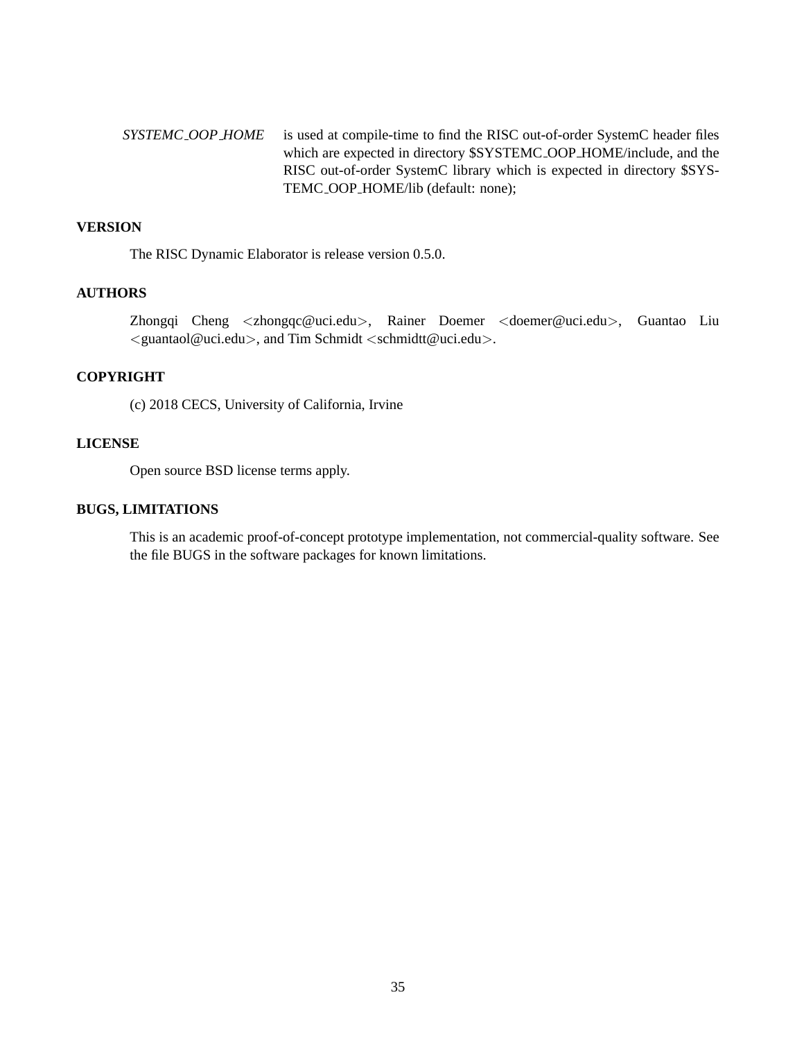*SYSTEMC_OOP_HOME* is used at compile-time to find the RISC out-of-order SystemC header files which are expected in directory $SYSTEMC_OOP_HOME/include, and the RISC out-of-order SystemC library which is expected in directory $SYSTEMC_OOP_HOME/lib (default: none);

**VERSION**

The RISC Dynamic Elaborator is release version 0.5.0.

**AUTHORS**

Zhongqi Cheng <zhongqc@uci.edu>, Rainer Doemer <doemer@uci.edu>, Guantao Liu <guantaol@uci.edu>, and Tim Schmidt <schmidtt@uci.edu>.

**COPYRIGHT**

(c) 2018 CECS, University of California, Irvine

**LICENSE**

Open source BSD license terms apply.

**BUGS, LIMITATIONS**

This is an academic proof-of-concept prototype implementation, not commercial-quality software. See the file BUGS in the software packages for known limitations.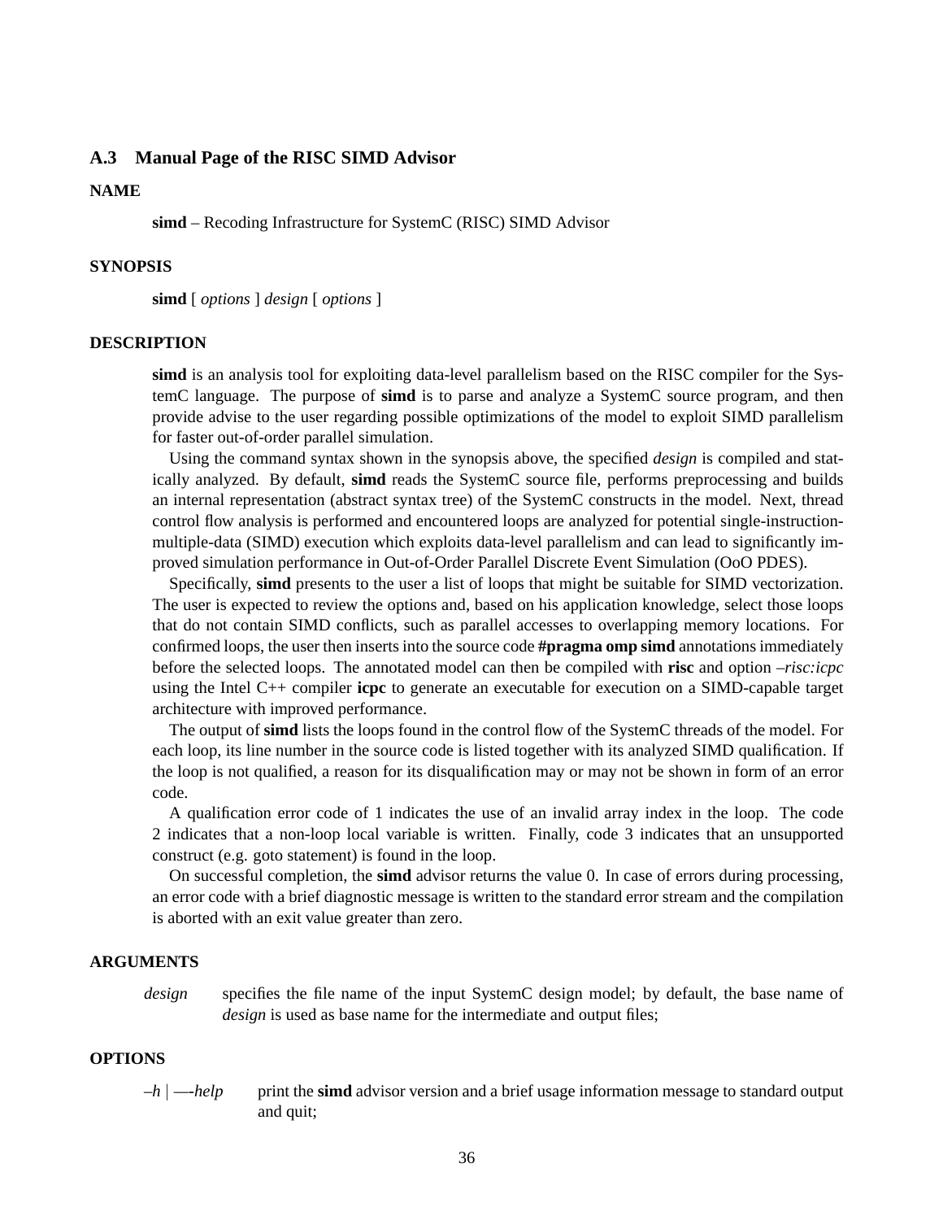### A.3 Manual Page of the RISC SIMD Advisor

**NAME**

**simd** – Recoding Infrastructure for SystemC (RISC) SIMD Advisor

**SYNOPSIS**

**simd** [ *options* ] *design* [ *options* ]

**DESCRIPTION**

**simd** is an analysis tool for exploiting data-level parallelism based on the RISC compiler for the SystemC language. The purpose of **simd** is to parse and analyze a SystemC source program, and then provide advise to the user regarding possible optimizations of the model to exploit SIMD parallelism for faster out-of-order parallel simulation.

Using the command syntax shown in the synopsis above, the specified *design* is compiled and statically analyzed. By default, **simd** reads the SystemC source file, performs preprocessing and builds an internal representation (abstract syntax tree) of the SystemC constructs in the model. Next, thread control flow analysis is performed and encountered loops are analyzed for potential single-instruction-multiple-data (SIMD) execution which exploits data-level parallelism and can lead to significantly improved simulation performance in Out-of-Order Parallel Discrete Event Simulation (OoO PDES).

Specifically, **simd** presents to the user a list of loops that might be suitable for SIMD vectorization. The user is expected to review the options and, based on his application knowledge, select those loops that do not contain SIMD conflicts, such as parallel accesses to overlapping memory locations. For confirmed loops, the user then inserts into the source code **#pragma omp simd** annotations immediately before the selected loops. The annotated model can then be compiled with **risc** and option *–risc:icpc* using the Intel C++ compiler **icpc** to generate an executable for execution on a SIMD-capable target architecture with improved performance.

The output of **simd** lists the loops found in the control flow of the SystemC threads of the model. For each loop, its line number in the source code is listed together with its analyzed SIMD qualification. If the loop is not qualified, a reason for its disqualification may or may not be shown in form of an error code.

A qualification error code of 1 indicates the use of an invalid array index in the loop. The code 2 indicates that a non-loop local variable is written. Finally, code 3 indicates that an unsupported construct (e.g. goto statement) is found in the loop.

On successful completion, the **simd** advisor returns the value 0. In case of errors during processing, an error code with a brief diagnostic message is written to the standard error stream and the compilation is aborted with an exit value greater than zero.

**ARGUMENTS**

*design* specifies the file name of the input SystemC design model; by default, the base name of *design* is used as base name for the intermediate and output files;

**OPTIONS**

*–h* | *—-help* print the **simd** advisor version and a brief usage information message to standard output and quit;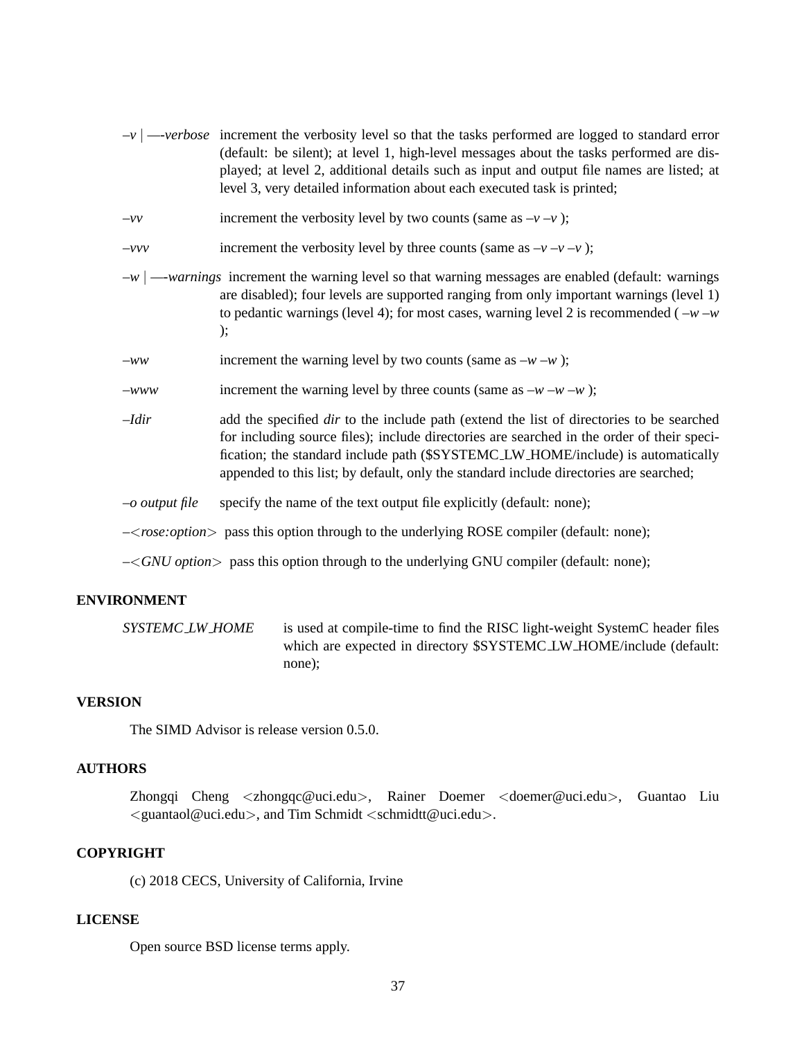*–v* | *—-verbose* increment the verbosity level so that the tasks performed are logged to standard error (default: be silent); at level 1, high-level messages about the tasks performed are displayed; at level 2, additional details such as input and output file names are listed; at level 3, very detailed information about each executed task is printed;

*–vv* increment the verbosity level by two counts (same as *–v –v* );

*–vvv* increment the verbosity level by three counts (same as *–v –v –v* );

*–w* | *—-warnings* increment the warning level so that warning messages are enabled (default: warnings are disabled); four levels are supported ranging from only important warnings (level 1) to pedantic warnings (level 4); for most cases, warning level 2 is recommended ( *–w –w* );

*–ww* increment the warning level by two counts (same as *–w –w* );

*–www* increment the warning level by three counts (same as *–w –w –w* );

*–Idir* add the specified *dir* to the include path (extend the list of directories to be searched for including source files); include directories are searched in the order of their specification; the standard include path ($SYSTEMC_LW_HOME/include) is automatically appended to this list; by default, only the standard include directories are searched;

*–o output file* specify the name of the text output file explicitly (default: none);

*–<rose:option>* pass this option through to the underlying ROSE compiler (default: none);

*–<GNU option>* pass this option through to the underlying GNU compiler (default: none);

## ENVIRONMENT

*SYSTEMC_LW_HOME* is used at compile-time to find the RISC light-weight SystemC header files which are expected in directory $SYSTEMC_LW_HOME/include (default: none);

## VERSION

The SIMD Advisor is release version 0.5.0.

## AUTHORS

Zhongqi Cheng <zhongqc@uci.edu>, Rainer Doemer <doemer@uci.edu>, Guantao Liu <guantaol@uci.edu>, and Tim Schmidt <schmidtt@uci.edu>.

## COPYRIGHT

(c) 2018 CECS, University of California, Irvine

## LICENSE

Open source BSD license terms apply.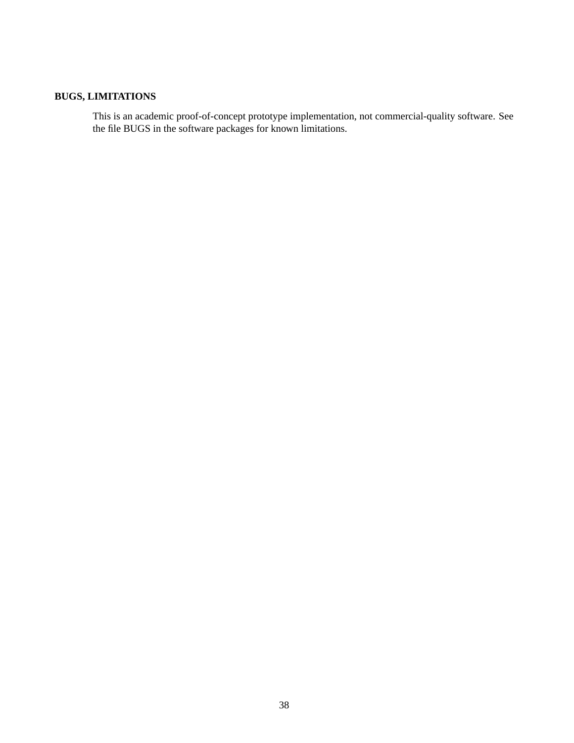## BUGS, LIMITATIONS

This is an academic proof-of-concept prototype implementation, not commercial-quality software. See the file BUGS in the software packages for known limitations.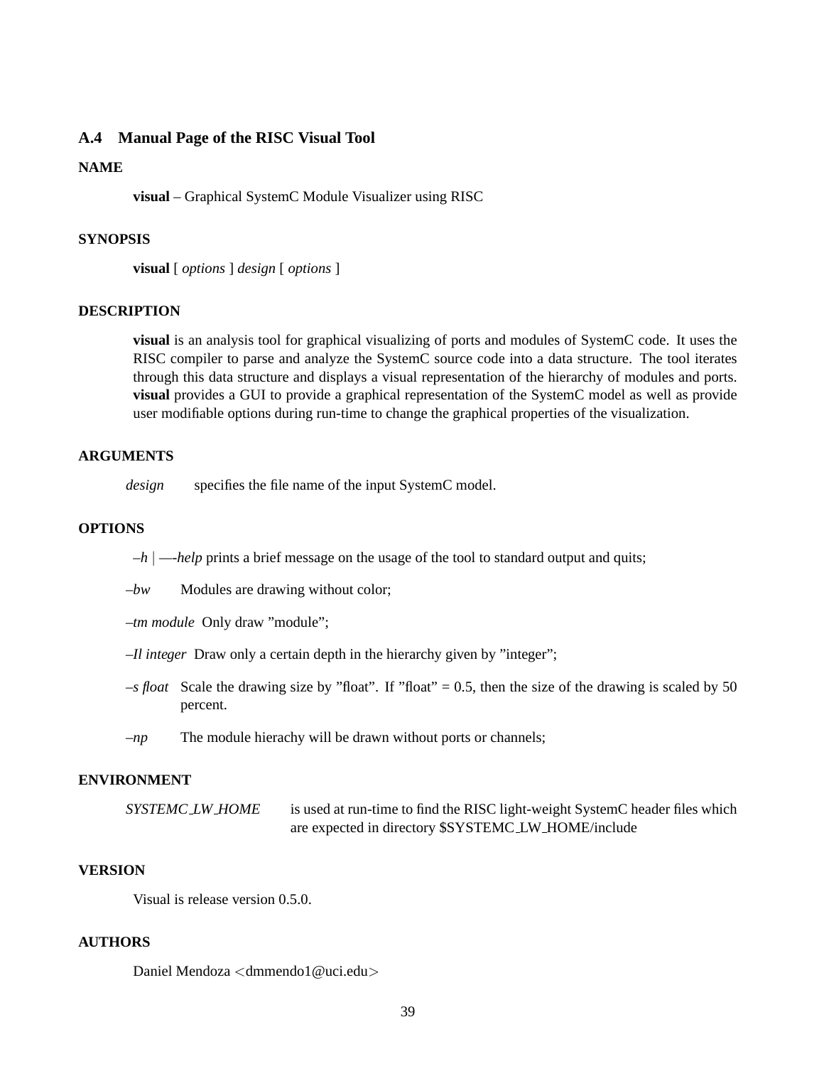## A.4 Manual Page of the RISC Visual Tool

**NAME**

**visual** – Graphical SystemC Module Visualizer using RISC

**SYNOPSIS**

**visual** [ *options* ] *design* [ *options* ]

**DESCRIPTION**

**visual** is an analysis tool for graphical visualizing of ports and modules of SystemC code. It uses the RISC compiler to parse and analyze the SystemC source code into a data structure. The tool iterates through this data structure and displays a visual representation of the hierarchy of modules and ports. **visual** provides a GUI to provide a graphical representation of the SystemC model as well as provide user modifiable options during run-time to change the graphical properties of the visualization.

**ARGUMENTS**

*design* specifies the file name of the input SystemC model.

**OPTIONS**

*–h* | *—-help* prints a brief message on the usage of the tool to standard output and quits;

*–bw* Modules are drawing without color;

*–tm module* Only draw "module";

*–Il integer* Draw only a certain depth in the hierarchy given by "integer";

*–s float* Scale the drawing size by "float". If "float" = 0.5, then the size of the drawing is scaled by 50 percent.

*–np* The module hierachy will be drawn without ports or channels;

**ENVIRONMENT**

*SYSTEMC_LW_HOME* is used at run-time to find the RISC light-weight SystemC header files which are expected in directory $SYSTEMC_LW_HOME/include

**VERSION**

Visual is release version 0.5.0.

**AUTHORS**

Daniel Mendoza <dmmendo1@uci.edu>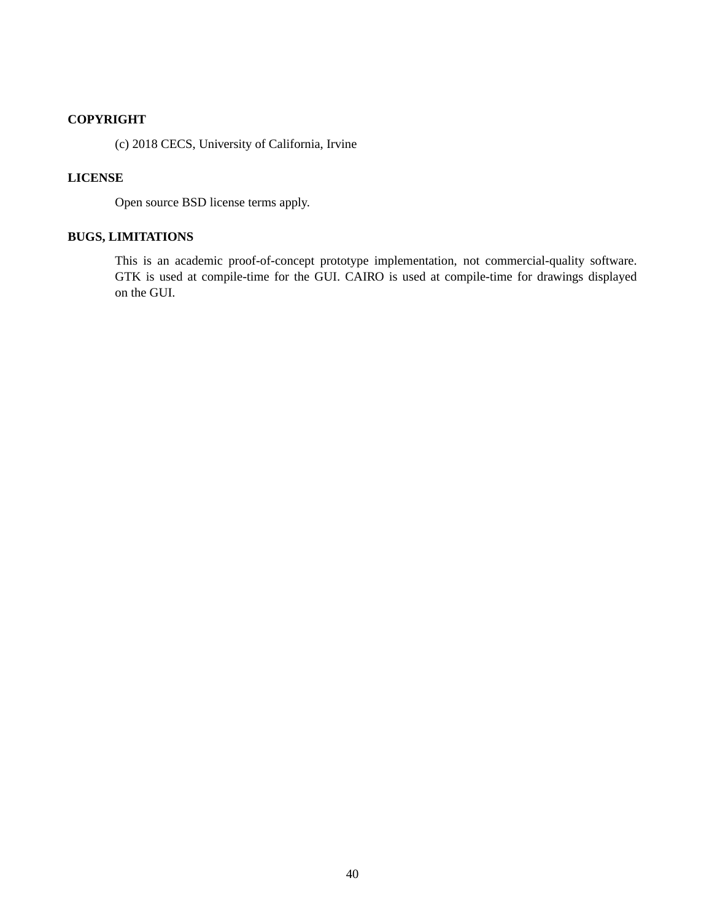**COPYRIGHT**

(c) 2018 CECS, University of California, Irvine

**LICENSE**

Open source BSD license terms apply.

**BUGS, LIMITATIONS**

This is an academic proof-of-concept prototype implementation, not commercial-quality software. GTK is used at compile-time for the GUI. CAIRO is used at compile-time for drawings displayed on the GUI.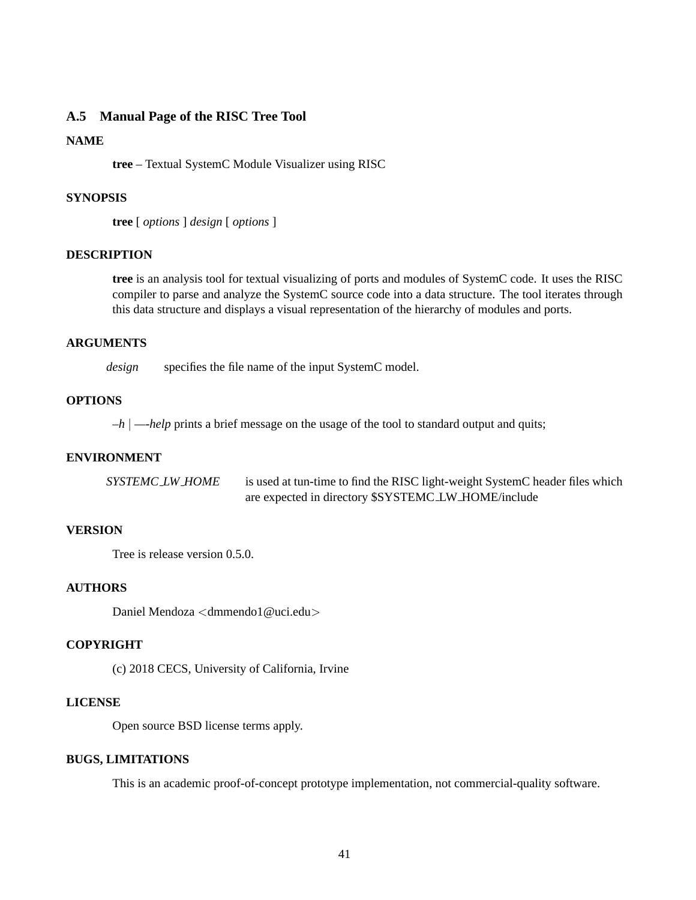### A.5 Manual Page of the RISC Tree Tool

**NAME**

**tree** – Textual SystemC Module Visualizer using RISC

**SYNOPSIS**

**tree** [ *options* ] *design* [ *options* ]

**DESCRIPTION**

**tree** is an analysis tool for textual visualizing of ports and modules of SystemC code. It uses the RISC compiler to parse and analyze the SystemC source code into a data structure. The tool iterates through this data structure and displays a visual representation of the hierarchy of modules and ports.

**ARGUMENTS**

*design* specifies the file name of the input SystemC model.

**OPTIONS**

*–h* | *—-help* prints a brief message on the usage of the tool to standard output and quits;

**ENVIRONMENT**

*SYSTEMC_LW_HOME* is used at tun-time to find the RISC light-weight SystemC header files which are expected in directory $SYSTEMC_LW_HOME/include

**VERSION**

Tree is release version 0.5.0.

**AUTHORS**

Daniel Mendoza <dmmendo1@uci.edu>

**COPYRIGHT**

(c) 2018 CECS, University of California, Irvine

**LICENSE**

Open source BSD license terms apply.

**BUGS, LIMITATIONS**

This is an academic proof-of-concept prototype implementation, not commercial-quality software.